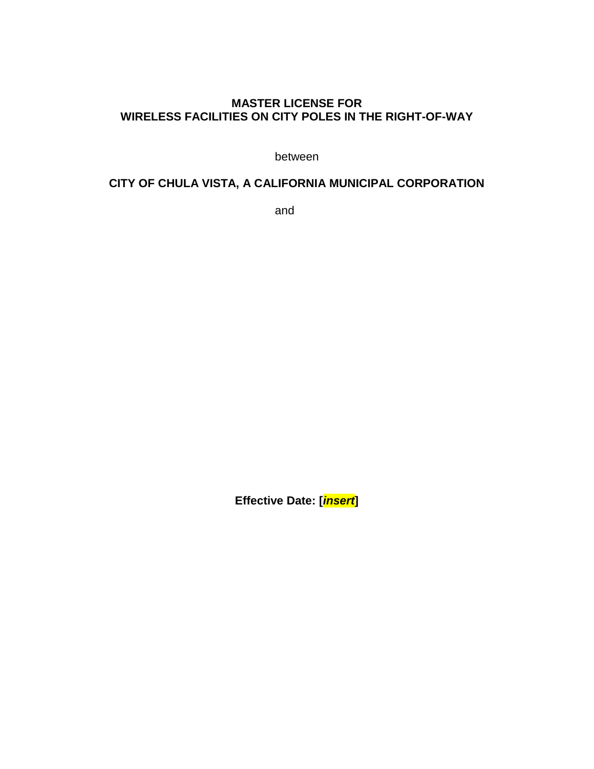# MASTER LICENSE FOR
# WIRELESS FACILITIES ON CITY POLES IN THE RIGHT-OF-WAY

between

**CITY OF CHULA VISTA, A CALIFORNIA MUNICIPAL CORPORATION**

and

**Effective Date: [*insert*]**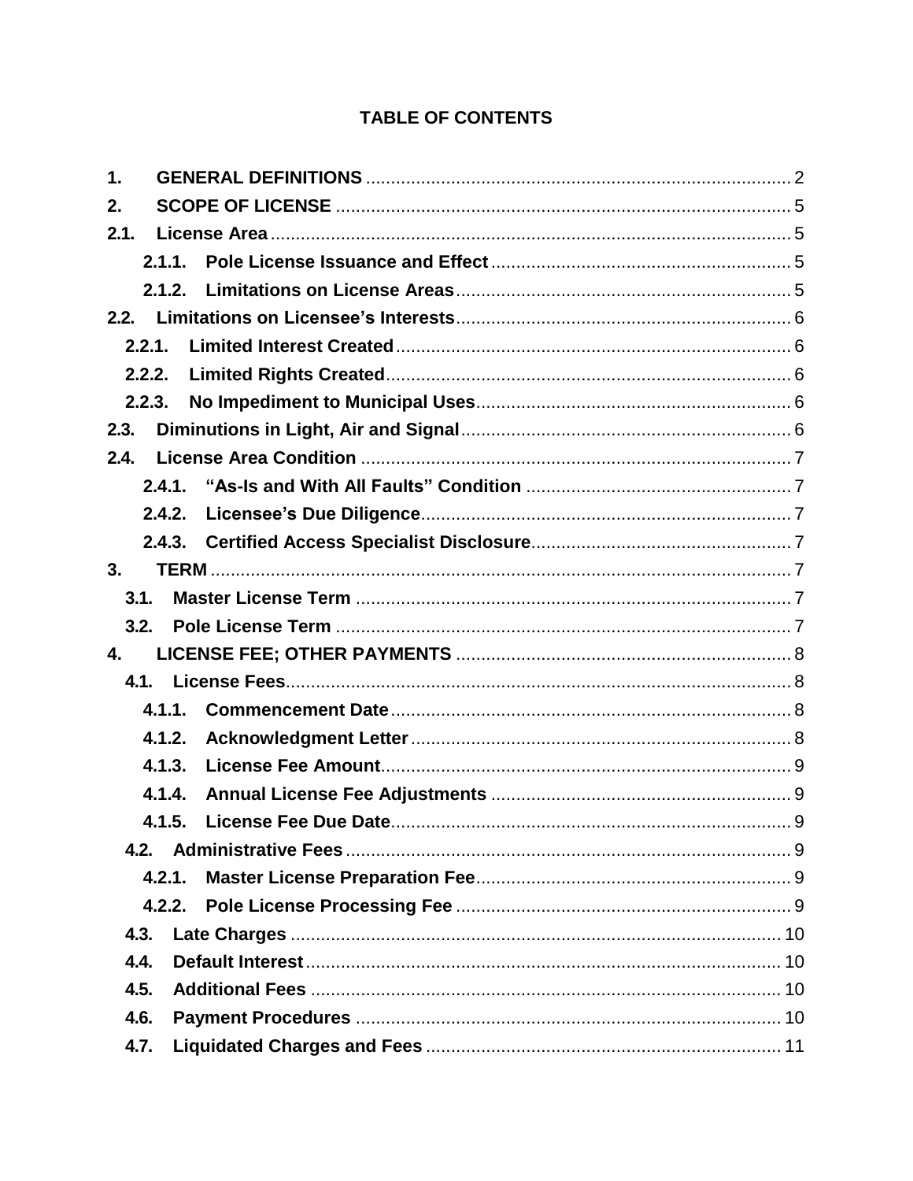# TABLE OF CONTENTS

- **1. GENERAL DEFINITIONS** .... 2
- **2. SCOPE OF LICENSE** .... 5
- **2.1. License Area** .... 5
  - **2.1.1. Pole License Issuance and Effect** .... 5
  - **2.1.2. Limitations on License Areas** .... 5
- **2.2. Limitations on Licensee's Interests** .... 6
  - **2.2.1. Limited Interest Created** .... 6
  - **2.2.2. Limited Rights Created** .... 6
  - **2.2.3. No Impediment to Municipal Uses** .... 6
- **2.3. Diminutions in Light, Air and Signal** .... 6
- **2.4. License Area Condition** .... 7
  - **2.4.1. "As-Is and With All Faults" Condition** .... 7
  - **2.4.2. Licensee's Due Diligence** .... 7
  - **2.4.3. Certified Access Specialist Disclosure** .... 7
- **3. TERM** .... 7
  - **3.1. Master License Term** .... 7
  - **3.2. Pole License Term** .... 7
- **4. LICENSE FEE; OTHER PAYMENTS** .... 8
  - **4.1. License Fees** .... 8
    - **4.1.1. Commencement Date** .... 8
    - **4.1.2. Acknowledgment Letter** .... 8
    - **4.1.3. License Fee Amount** .... 9
    - **4.1.4. Annual License Fee Adjustments** .... 9
    - **4.1.5. License Fee Due Date** .... 9
  - **4.2. Administrative Fees** .... 9
    - **4.2.1. Master License Preparation Fee** .... 9
    - **4.2.2. Pole License Processing Fee** .... 9
  - **4.3. Late Charges** .... 10
  - **4.4. Default Interest** .... 10
  - **4.5. Additional Fees** .... 10
  - **4.6. Payment Procedures** .... 10
  - **4.7. Liquidated Charges and Fees** .... 11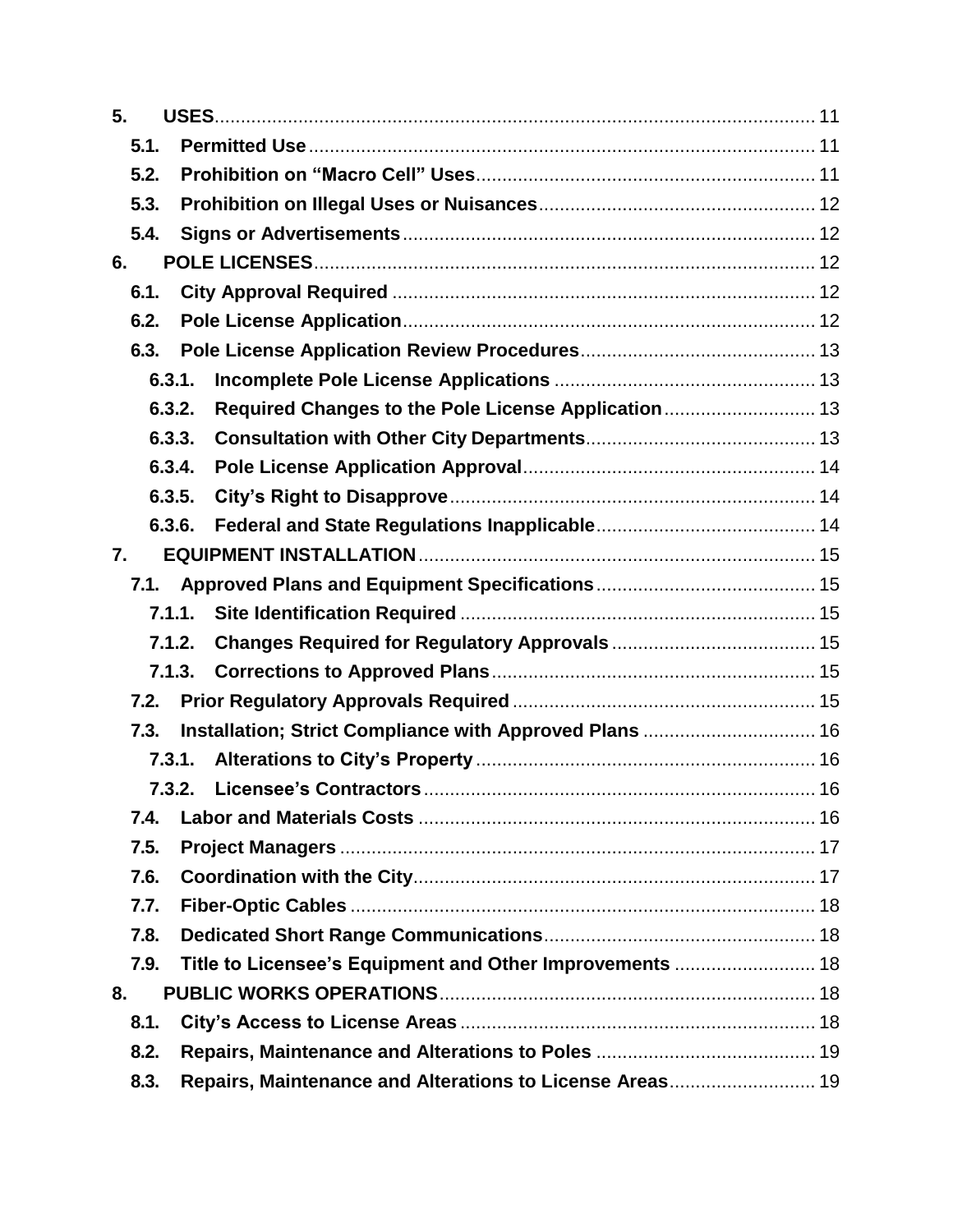**5. USES** ........................................................................................................ 11

**5.1. Permitted Use** ............................................................................................ 11

**5.2. Prohibition on "Macro Cell" Uses** ................................................................ 11

**5.3. Prohibition on Illegal Uses or Nuisances** ..................................................... 12

**5.4. Signs or Advertisements** .............................................................................. 12

**6. POLE LICENSES** ........................................................................................... 12

**6.1. City Approval Required** ................................................................................ 12

**6.2. Pole License Application** .............................................................................. 12

**6.3. Pole License Application Review Procedures** ............................................. 13

**6.3.1. Incomplete Pole License Applications** ..................................................... 13

**6.3.2. Required Changes to the Pole License Application** ................................ 13

**6.3.3. Consultation with Other City Departments** .............................................. 13

**6.3.4. Pole License Application Approval** ........................................................... 14

**6.3.5. City's Right to Disapprove** ....................................................................... 14

**6.3.6. Federal and State Regulations Inapplicable** ............................................ 14

**7. EQUIPMENT INSTALLATION** ........................................................................ 15

**7.1. Approved Plans and Equipment Specifications** .......................................... 15

**7.1.1. Site Identification Required** ..................................................................... 15

**7.1.2. Changes Required for Regulatory Approvals** ........................................... 15

**7.1.3. Corrections to Approved Plans** ................................................................ 15

**7.2. Prior Regulatory Approvals Required** .......................................................... 15

**7.3. Installation; Strict Compliance with Approved Plans** ................................... 16

**7.3.1. Alterations to City's Property** ................................................................... 16

**7.3.2. Licensee's Contractors** ............................................................................. 16

**7.4. Labor and Materials Costs** .......................................................................... 16

**7.5. Project Managers** ......................................................................................... 17

**7.6. Coordination with the City** ........................................................................... 17

**7.7. Fiber-Optic Cables** ....................................................................................... 18

**7.8. Dedicated Short Range Communications** .................................................... 18

**7.9. Title to Licensee's Equipment and Other Improvements** ............................. 18

**8. PUBLIC WORKS OPERATIONS** .................................................................... 18

**8.1. City's Access to License Areas** ................................................................... 18

**8.2. Repairs, Maintenance and Alterations to Poles** ........................................... 19

**8.3. Repairs, Maintenance and Alterations to License Areas** ............................. 19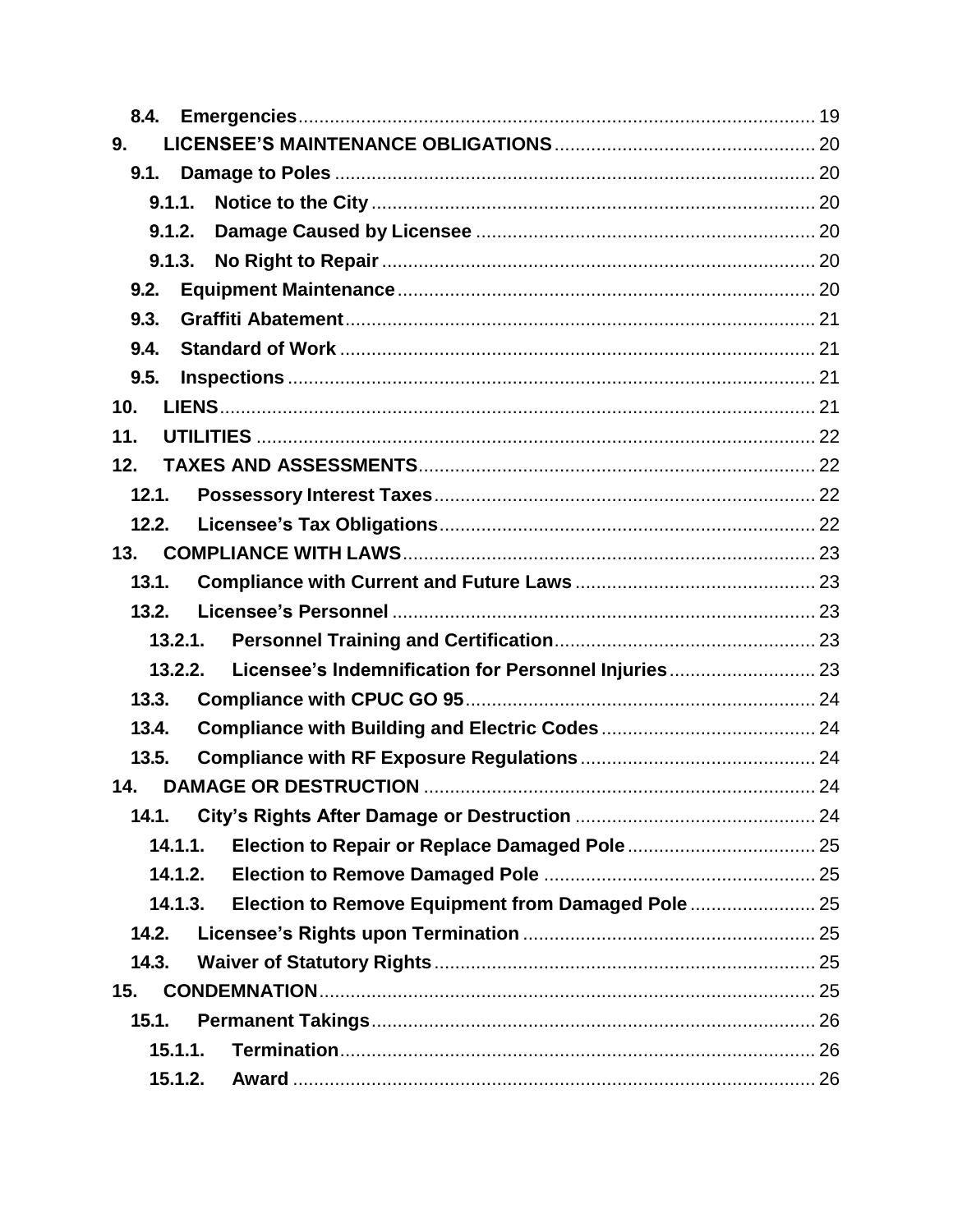**8.4. Emergencies** ... 19

**9. LICENSEE'S MAINTENANCE OBLIGATIONS** ... 20

**9.1. Damage to Poles** ... 20

**9.1.1. Notice to the City** ... 20

**9.1.2. Damage Caused by Licensee** ... 20

**9.1.3. No Right to Repair** ... 20

**9.2. Equipment Maintenance** ... 20

**9.3. Graffiti Abatement** ... 21

**9.4. Standard of Work** ... 21

**9.5. Inspections** ... 21

**10. LIENS** ... 21

**11. UTILITIES** ... 22

**12. TAXES AND ASSESSMENTS** ... 22

**12.1. Possessory Interest Taxes** ... 22

**12.2. Licensee's Tax Obligations** ... 22

**13. COMPLIANCE WITH LAWS** ... 23

**13.1. Compliance with Current and Future Laws** ... 23

**13.2. Licensee's Personnel** ... 23

**13.2.1. Personnel Training and Certification** ... 23

**13.2.2. Licensee's Indemnification for Personnel Injuries** ... 23

**13.3. Compliance with CPUC GO 95** ... 24

**13.4. Compliance with Building and Electric Codes** ... 24

**13.5. Compliance with RF Exposure Regulations** ... 24

**14. DAMAGE OR DESTRUCTION** ... 24

**14.1. City's Rights After Damage or Destruction** ... 24

**14.1.1. Election to Repair or Replace Damaged Pole** ... 25

**14.1.2. Election to Remove Damaged Pole** ... 25

**14.1.3. Election to Remove Equipment from Damaged Pole** ... 25

**14.2. Licensee's Rights upon Termination** ... 25

**14.3. Waiver of Statutory Rights** ... 25

**15. CONDEMNATION** ... 25

**15.1. Permanent Takings** ... 26

**15.1.1. Termination** ... 26

**15.1.2. Award** ... 26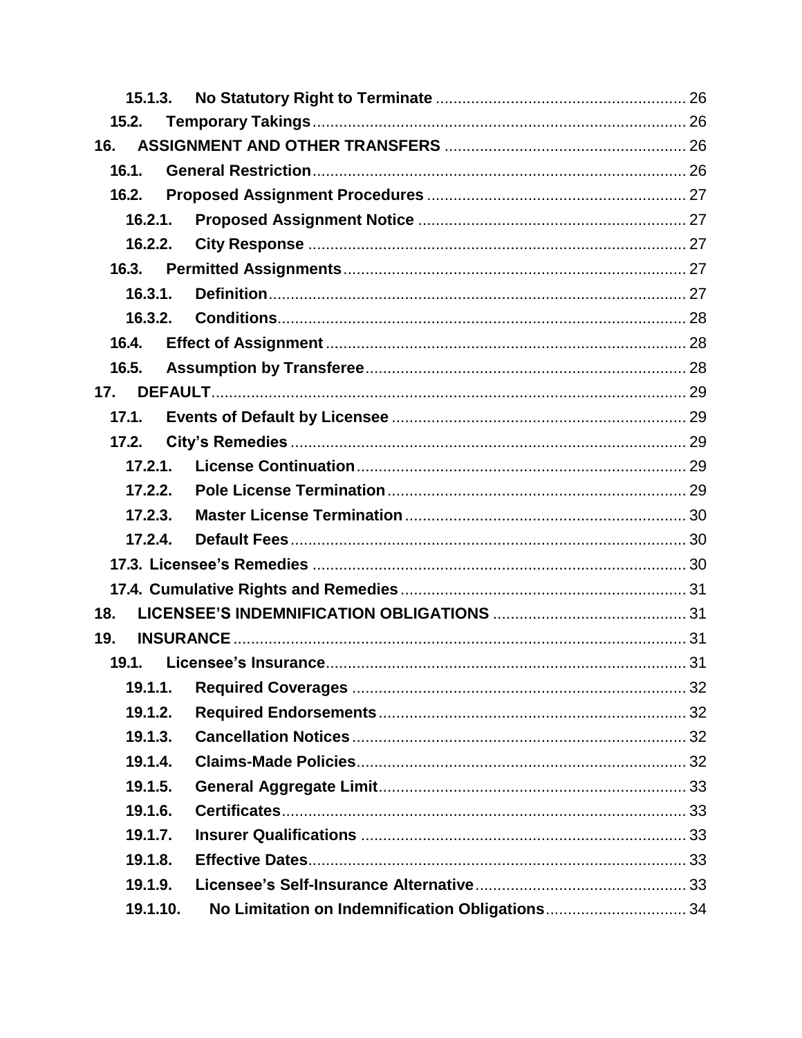15.1.3. **No Statutory Right to Terminate** ........................................................ 26

15.2. **Temporary Takings** .................................................................................... 26

16. **ASSIGNMENT AND OTHER TRANSFERS** ...................................................... 26

16.1. **General Restriction** .................................................................................... 26

16.2. **Proposed Assignment Procedures** .......................................................... 27

16.2.1. **Proposed Assignment Notice** ............................................................ 27

16.2.2. **City Response** ..................................................................................... 27

16.3. **Permitted Assignments** ............................................................................. 27

16.3.1. **Definition** .............................................................................................. 27

16.3.2. **Conditions** ............................................................................................ 28

16.4. **Effect of Assignment** ................................................................................. 28

16.5. **Assumption by Transferee** ........................................................................ 28

17. **DEFAULT** ........................................................................................................... 29

17.1. **Events of Default by Licensee** .................................................................. 29

17.2. **City's Remedies** ......................................................................................... 29

17.2.1. **License Continuation** .......................................................................... 29

17.2.2. **Pole License Termination** ................................................................... 29

17.2.3. **Master License Termination** ............................................................... 30

17.2.4. **Default Fees** ......................................................................................... 30

17.3. **Licensee's Remedies** ................................................................................. 30

17.4. **Cumulative Rights and Remedies** ............................................................. 31

18. **LICENSEE'S INDEMNIFICATION OBLIGATIONS** ............................................ 31

19. **INSURANCE** ...................................................................................................... 31

19.1. **Licensee's Insurance** ................................................................................. 31

19.1.1. **Required Coverages** ........................................................................... 32

19.1.2. **Required Endorsements** ..................................................................... 32

19.1.3. **Cancellation Notices** ........................................................................... 32

19.1.4. **Claims-Made Policies** .......................................................................... 32

19.1.5. **General Aggregate Limit** ..................................................................... 33

19.1.6. **Certificates** ........................................................................................... 33

19.1.7. **Insurer Qualifications** ......................................................................... 33

19.1.8. **Effective Dates** ..................................................................................... 33

19.1.9. **Licensee's Self-Insurance Alternative** ................................................ 33

19.1.10. **No Limitation on Indemnification Obligations** ................................ 34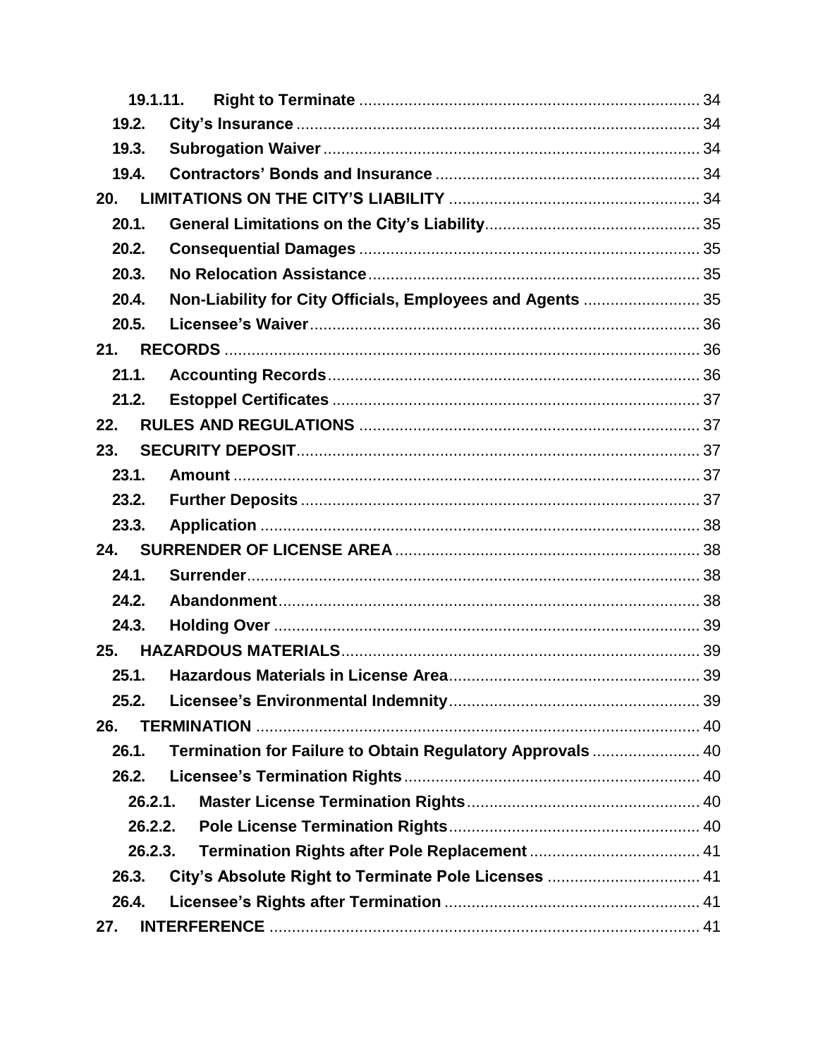19.1.11. **Right to Terminate** ........................................................................ 34

19.2. **City's Insurance** ........................................................................ 34

19.3. **Subrogation Waiver** ........................................................................ 34

19.4. **Contractors' Bonds and Insurance** ........................................................................ 34

20. **LIMITATIONS ON THE CITY'S LIABILITY** ........................................................................ 34

20.1. **General Limitations on the City's Liability** ........................................................................ 35

20.2. **Consequential Damages** ........................................................................ 35

20.3. **No Relocation Assistance** ........................................................................ 35

20.4. **Non-Liability for City Officials, Employees and Agents** ........................................................................ 35

20.5. **Licensee's Waiver** ........................................................................ 36

21. **RECORDS** ........................................................................ 36

21.1. **Accounting Records** ........................................................................ 36

21.2. **Estoppel Certificates** ........................................................................ 37

22. **RULES AND REGULATIONS** ........................................................................ 37

23. **SECURITY DEPOSIT** ........................................................................ 37

23.1. **Amount** ........................................................................ 37

23.2. **Further Deposits** ........................................................................ 37

23.3. **Application** ........................................................................ 38

24. **SURRENDER OF LICENSE AREA** ........................................................................ 38

24.1. **Surrender** ........................................................................ 38

24.2. **Abandonment** ........................................................................ 38

24.3. **Holding Over** ........................................................................ 39

25. **HAZARDOUS MATERIALS** ........................................................................ 39

25.1. **Hazardous Materials in License Area** ........................................................................ 39

25.2. **Licensee's Environmental Indemnity** ........................................................................ 39

26. **TERMINATION** ........................................................................ 40

26.1. **Termination for Failure to Obtain Regulatory Approvals** ........................................................................ 40

26.2. **Licensee's Termination Rights** ........................................................................ 40

26.2.1. **Master License Termination Rights** ........................................................................ 40

26.2.2. **Pole License Termination Rights** ........................................................................ 40

26.2.3. **Termination Rights after Pole Replacement** ........................................................................ 41

26.3. **City's Absolute Right to Terminate Pole Licenses** ........................................................................ 41

26.4. **Licensee's Rights after Termination** ........................................................................ 41

27. **INTERFERENCE** ........................................................................ 41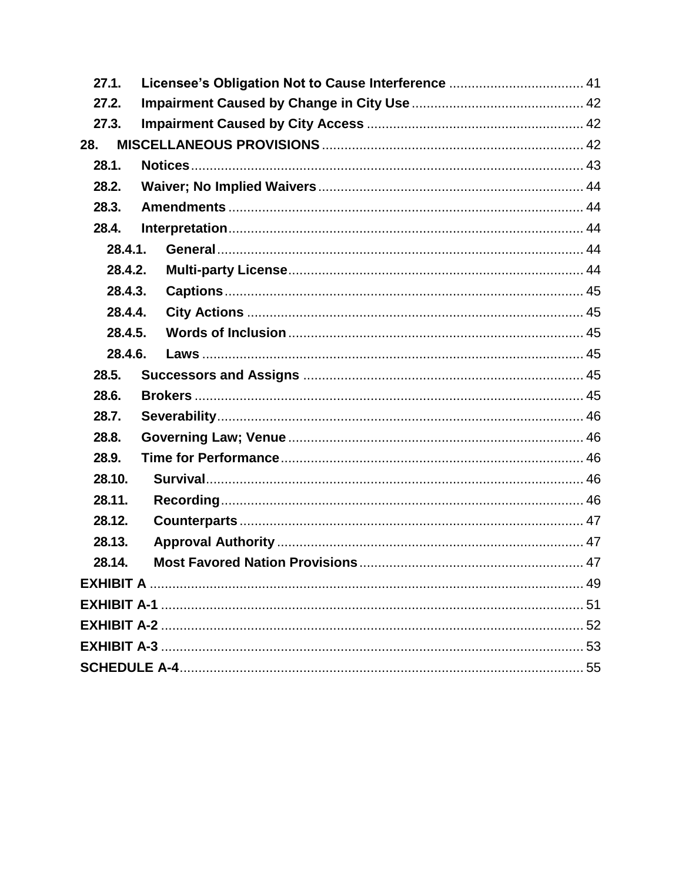**27.1. Licensee's Obligation Not to Cause Interference** .................................... 41
**27.2. Impairment Caused by Change in City Use** ............................................. 42
**27.3. Impairment Caused by City Access** ......................................................... 42
**28. MISCELLANEOUS PROVISIONS** ..................................................................... 42
**28.1. Notices** ........................................................................................................ 43
**28.2. Waiver; No Implied Waivers** ...................................................................... 44
**28.3. Amendments** .............................................................................................. 44
**28.4. Interpretation** .............................................................................................. 44
**28.4.1. General** ................................................................................................. 44
**28.4.2. Multi-party License** ............................................................................. 44
**28.4.3. Captions** ............................................................................................... 45
**28.4.4. City Actions** ......................................................................................... 45
**28.4.5. Words of Inclusion** .............................................................................. 45
**28.4.6. Laws** ..................................................................................................... 45
**28.5. Successors and Assigns** ........................................................................... 45
**28.6. Brokers** ....................................................................................................... 45
**28.7. Severability** ................................................................................................. 46
**28.8. Governing Law; Venue** .............................................................................. 46
**28.9. Time for Performance** ................................................................................ 46
**28.10. Survival** .................................................................................................... 46
**28.11. Recording** ................................................................................................. 46
**28.12. Counterparts** ............................................................................................ 47
**28.13. Approval Authority** ................................................................................... 47
**28.14. Most Favored Nation Provisions** ............................................................. 47
**EXHIBIT A** ................................................................................................................ 49
**EXHIBIT A-1** ............................................................................................................. 51
**EXHIBIT A-2** ............................................................................................................. 52
**EXHIBIT A-3** ............................................................................................................. 53
**SCHEDULE A-4** ......................................................................................................... 55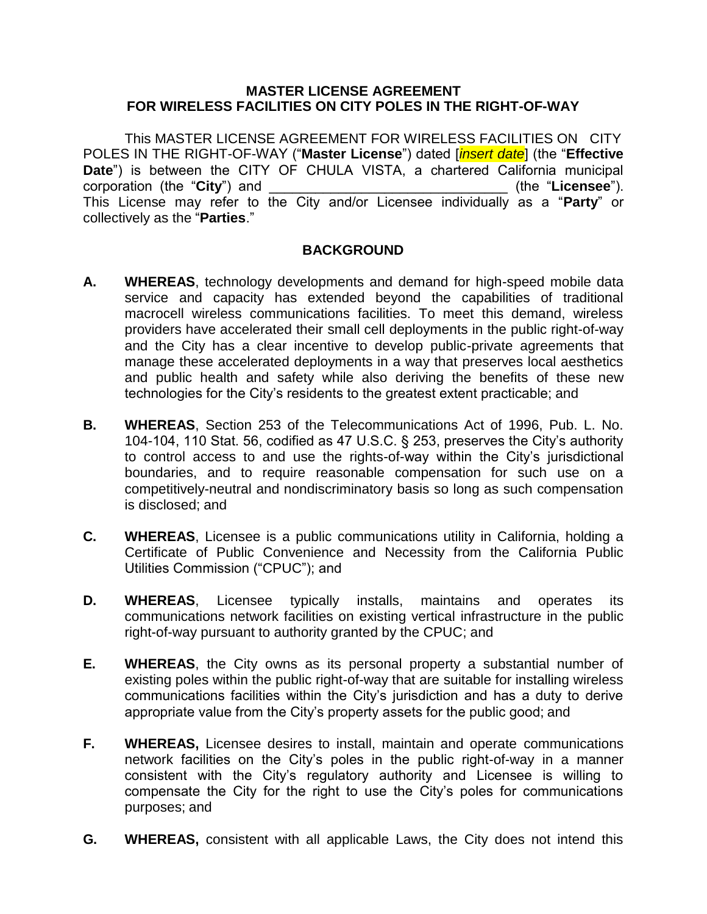**MASTER LICENSE AGREEMENT**
**FOR WIRELESS FACILITIES ON CITY POLES IN THE RIGHT-OF-WAY**

This MASTER LICENSE AGREEMENT FOR WIRELESS FACILITIES ON CITY POLES IN THE RIGHT-OF-WAY ("**Master License**") dated [*insert date*] (the "**Effective Date**") is between the CITY OF CHULA VISTA, a chartered California municipal corporation (the "**City**") and _______________________________ (the "**Licensee**"). This License may refer to the City and/or Licensee individually as a "**Party**" or collectively as the "**Parties**."

## BACKGROUND

**A. WHEREAS**, technology developments and demand for high-speed mobile data service and capacity has extended beyond the capabilities of traditional macrocell wireless communications facilities. To meet this demand, wireless providers have accelerated their small cell deployments in the public right-of-way and the City has a clear incentive to develop public-private agreements that manage these accelerated deployments in a way that preserves local aesthetics and public health and safety while also deriving the benefits of these new technologies for the City's residents to the greatest extent practicable; and

**B. WHEREAS**, Section 253 of the Telecommunications Act of 1996, Pub. L. No. 104-104, 110 Stat. 56, codified as 47 U.S.C. § 253, preserves the City's authority to control access to and use the rights-of-way within the City's jurisdictional boundaries, and to require reasonable compensation for such use on a competitively-neutral and nondiscriminatory basis so long as such compensation is disclosed; and

**C. WHEREAS**, Licensee is a public communications utility in California, holding a Certificate of Public Convenience and Necessity from the California Public Utilities Commission ("CPUC"); and

**D. WHEREAS**, Licensee typically installs, maintains and operates its communications network facilities on existing vertical infrastructure in the public right-of-way pursuant to authority granted by the CPUC; and

**E. WHEREAS**, the City owns as its personal property a substantial number of existing poles within the public right-of-way that are suitable for installing wireless communications facilities within the City's jurisdiction and has a duty to derive appropriate value from the City's property assets for the public good; and

**F. WHEREAS,** Licensee desires to install, maintain and operate communications network facilities on the City's poles in the public right-of-way in a manner consistent with the City's regulatory authority and Licensee is willing to compensate the City for the right to use the City's poles for communications purposes; and

**G. WHEREAS,** consistent with all applicable Laws, the City does not intend this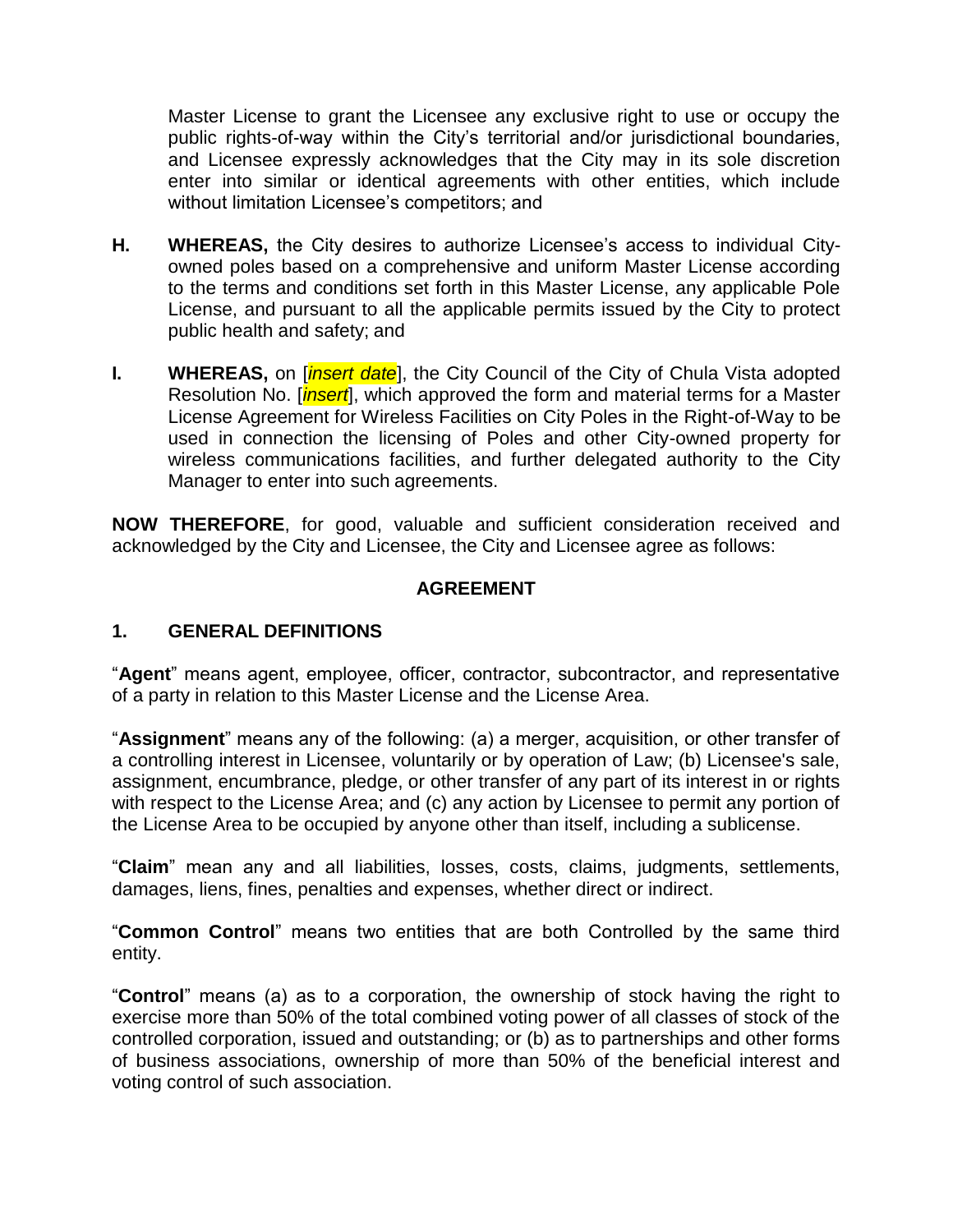Master License to grant the Licensee any exclusive right to use or occupy the public rights-of-way within the City's territorial and/or jurisdictional boundaries, and Licensee expressly acknowledges that the City may in its sole discretion enter into similar or identical agreements with other entities, which include without limitation Licensee's competitors; and

**H.** **WHEREAS,** the City desires to authorize Licensee's access to individual City-owned poles based on a comprehensive and uniform Master License according to the terms and conditions set forth in this Master License, any applicable Pole License, and pursuant to all the applicable permits issued by the City to protect public health and safety; and

**I.** **WHEREAS,** on [*insert date*], the City Council of the City of Chula Vista adopted Resolution No. [*insert*], which approved the form and material terms for a Master License Agreement for Wireless Facilities on City Poles in the Right-of-Way to be used in connection the licensing of Poles and other City-owned property for wireless communications facilities, and further delegated authority to the City Manager to enter into such agreements.

**NOW THEREFORE**, for good, valuable and sufficient consideration received and acknowledged by the City and Licensee, the City and Licensee agree as follows:

## AGREEMENT

### 1. GENERAL DEFINITIONS

"**Agent**" means agent, employee, officer, contractor, subcontractor, and representative of a party in relation to this Master License and the License Area.

"**Assignment**" means any of the following: (a) a merger, acquisition, or other transfer of a controlling interest in Licensee, voluntarily or by operation of Law; (b) Licensee's sale, assignment, encumbrance, pledge, or other transfer of any part of its interest in or rights with respect to the License Area; and (c) any action by Licensee to permit any portion of the License Area to be occupied by anyone other than itself, including a sublicense.

"**Claim**" mean any and all liabilities, losses, costs, claims, judgments, settlements, damages, liens, fines, penalties and expenses, whether direct or indirect.

"**Common Control**" means two entities that are both Controlled by the same third entity.

"**Control**" means (a) as to a corporation, the ownership of stock having the right to exercise more than 50% of the total combined voting power of all classes of stock of the controlled corporation, issued and outstanding; or (b) as to partnerships and other forms of business associations, ownership of more than 50% of the beneficial interest and voting control of such association.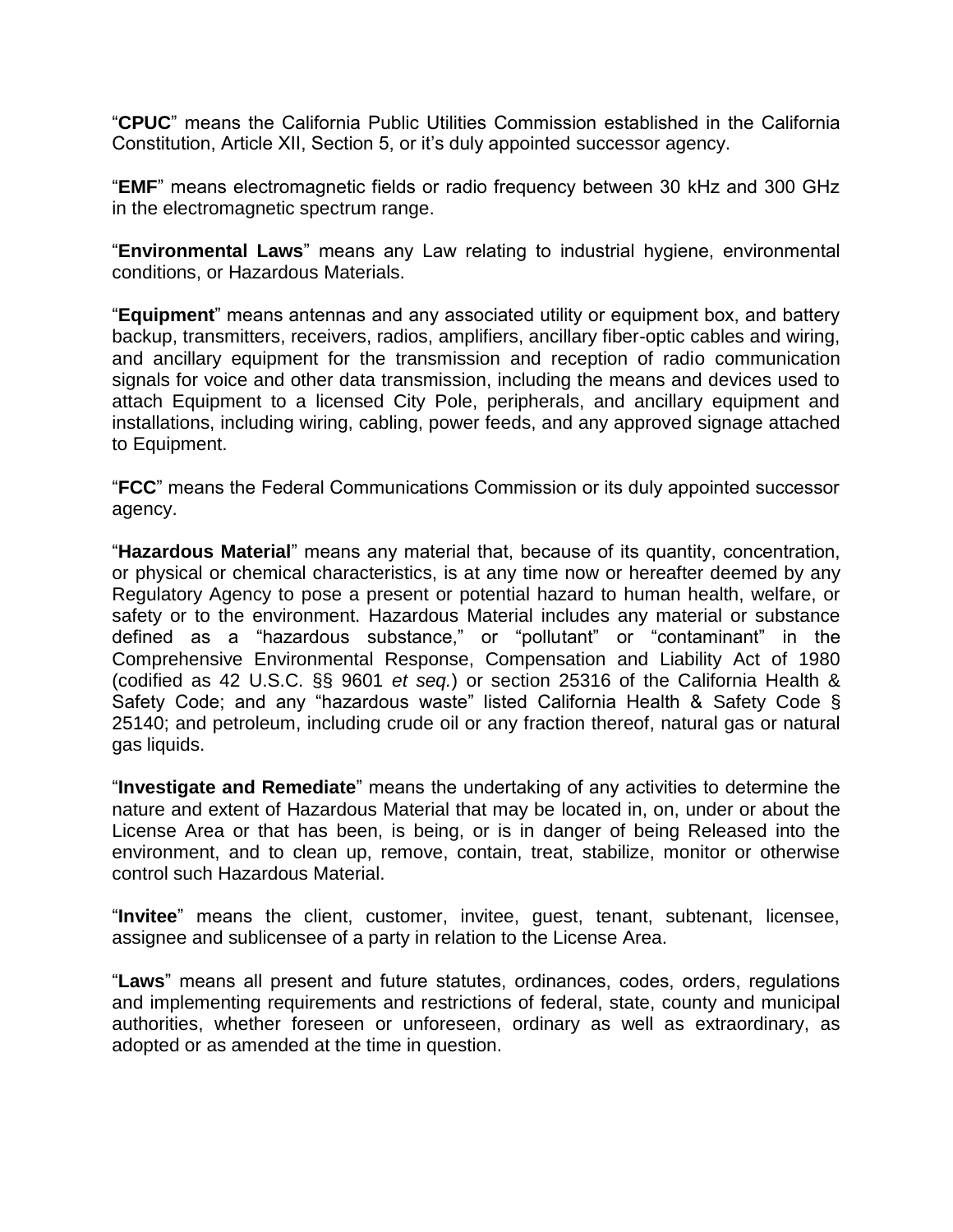"**CPUC**" means the California Public Utilities Commission established in the California Constitution, Article XII, Section 5, or it's duly appointed successor agency.

"**EMF**" means electromagnetic fields or radio frequency between 30 kHz and 300 GHz in the electromagnetic spectrum range.

"**Environmental Laws**" means any Law relating to industrial hygiene, environmental conditions, or Hazardous Materials.

"**Equipment**" means antennas and any associated utility or equipment box, and battery backup, transmitters, receivers, radios, amplifiers, ancillary fiber-optic cables and wiring, and ancillary equipment for the transmission and reception of radio communication signals for voice and other data transmission, including the means and devices used to attach Equipment to a licensed City Pole, peripherals, and ancillary equipment and installations, including wiring, cabling, power feeds, and any approved signage attached to Equipment.

"**FCC**" means the Federal Communications Commission or its duly appointed successor agency.

"**Hazardous Material**" means any material that, because of its quantity, concentration, or physical or chemical characteristics, is at any time now or hereafter deemed by any Regulatory Agency to pose a present or potential hazard to human health, welfare, or safety or to the environment. Hazardous Material includes any material or substance defined as a "hazardous substance," or "pollutant" or "contaminant" in the Comprehensive Environmental Response, Compensation and Liability Act of 1980 (codified as 42 U.S.C. §§ 9601 *et seq.*) or section 25316 of the California Health & Safety Code; and any "hazardous waste" listed California Health & Safety Code § 25140; and petroleum, including crude oil or any fraction thereof, natural gas or natural gas liquids.

"**Investigate and Remediate**" means the undertaking of any activities to determine the nature and extent of Hazardous Material that may be located in, on, under or about the License Area or that has been, is being, or is in danger of being Released into the environment, and to clean up, remove, contain, treat, stabilize, monitor or otherwise control such Hazardous Material.

"**Invitee**" means the client, customer, invitee, guest, tenant, subtenant, licensee, assignee and sublicensee of a party in relation to the License Area.

"**Laws**" means all present and future statutes, ordinances, codes, orders, regulations and implementing requirements and restrictions of federal, state, county and municipal authorities, whether foreseen or unforeseen, ordinary as well as extraordinary, as adopted or as amended at the time in question.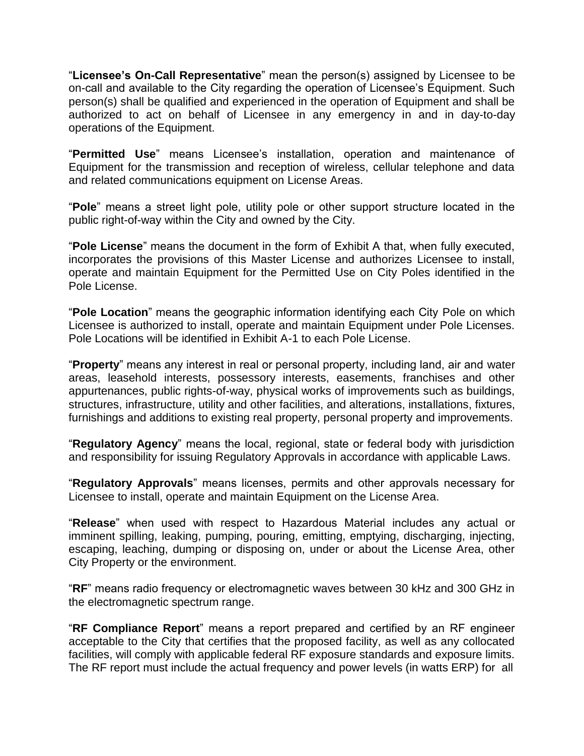"**Licensee's On-Call Representative**" mean the person(s) assigned by Licensee to be on-call and available to the City regarding the operation of Licensee's Equipment. Such person(s) shall be qualified and experienced in the operation of Equipment and shall be authorized to act on behalf of Licensee in any emergency in and in day-to-day operations of the Equipment.

"**Permitted Use**" means Licensee's installation, operation and maintenance of Equipment for the transmission and reception of wireless, cellular telephone and data and related communications equipment on License Areas.

"**Pole**" means a street light pole, utility pole or other support structure located in the public right-of-way within the City and owned by the City.

"**Pole License**" means the document in the form of Exhibit A that, when fully executed, incorporates the provisions of this Master License and authorizes Licensee to install, operate and maintain Equipment for the Permitted Use on City Poles identified in the Pole License.

"**Pole Location**" means the geographic information identifying each City Pole on which Licensee is authorized to install, operate and maintain Equipment under Pole Licenses. Pole Locations will be identified in Exhibit A-1 to each Pole License.

"**Property**" means any interest in real or personal property, including land, air and water areas, leasehold interests, possessory interests, easements, franchises and other appurtenances, public rights-of-way, physical works of improvements such as buildings, structures, infrastructure, utility and other facilities, and alterations, installations, fixtures, furnishings and additions to existing real property, personal property and improvements.

"**Regulatory Agency**" means the local, regional, state or federal body with jurisdiction and responsibility for issuing Regulatory Approvals in accordance with applicable Laws.

"**Regulatory Approvals**" means licenses, permits and other approvals necessary for Licensee to install, operate and maintain Equipment on the License Area.

"**Release**" when used with respect to Hazardous Material includes any actual or imminent spilling, leaking, pumping, pouring, emitting, emptying, discharging, injecting, escaping, leaching, dumping or disposing on, under or about the License Area, other City Property or the environment.

"**RF**" means radio frequency or electromagnetic waves between 30 kHz and 300 GHz in the electromagnetic spectrum range.

"**RF Compliance Report**" means a report prepared and certified by an RF engineer acceptable to the City that certifies that the proposed facility, as well as any collocated facilities, will comply with applicable federal RF exposure standards and exposure limits. The RF report must include the actual frequency and power levels (in watts ERP) for all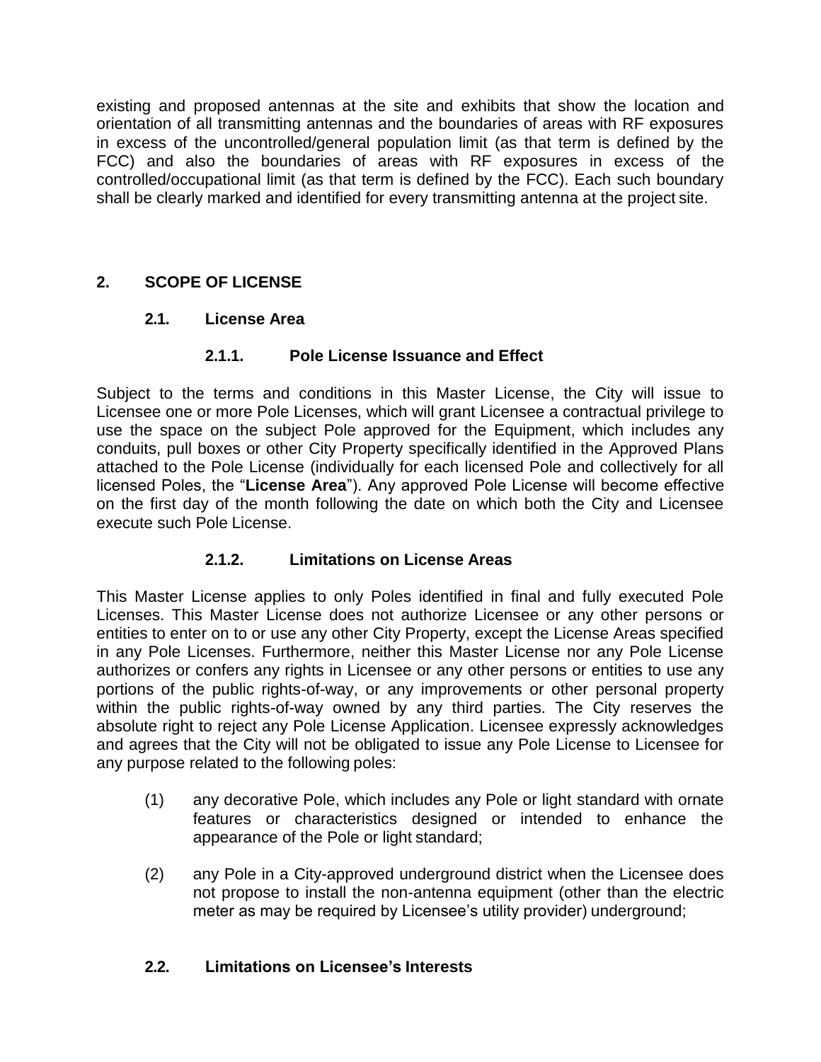existing and proposed antennas at the site and exhibits that show the location and orientation of all transmitting antennas and the boundaries of areas with RF exposures in excess of the uncontrolled/general population limit (as that term is defined by the FCC) and also the boundaries of areas with RF exposures in excess of the controlled/occupational limit (as that term is defined by the FCC). Each such boundary shall be clearly marked and identified for every transmitting antenna at the project site.

## 2. SCOPE OF LICENSE

### 2.1. License Area

#### 2.1.1. Pole License Issuance and Effect

Subject to the terms and conditions in this Master License, the City will issue to Licensee one or more Pole Licenses, which will grant Licensee a contractual privilege to use the space on the subject Pole approved for the Equipment, which includes any conduits, pull boxes or other City Property specifically identified in the Approved Plans attached to the Pole License (individually for each licensed Pole and collectively for all licensed Poles, the "**License Area**"). Any approved Pole License will become effective on the first day of the month following the date on which both the City and Licensee execute such Pole License.

#### 2.1.2. Limitations on License Areas

This Master License applies to only Poles identified in final and fully executed Pole Licenses. This Master License does not authorize Licensee or any other persons or entities to enter on to or use any other City Property, except the License Areas specified in any Pole Licenses. Furthermore, neither this Master License nor any Pole License authorizes or confers any rights in Licensee or any other persons or entities to use any portions of the public rights-of-way, or any improvements or other personal property within the public rights-of-way owned by any third parties. The City reserves the absolute right to reject any Pole License Application. Licensee expressly acknowledges and agrees that the City will not be obligated to issue any Pole License to Licensee for any purpose related to the following poles:

(1) any decorative Pole, which includes any Pole or light standard with ornate features or characteristics designed or intended to enhance the appearance of the Pole or light standard;

(2) any Pole in a City-approved underground district when the Licensee does not propose to install the non-antenna equipment (other than the electric meter as may be required by Licensee's utility provider) underground;

### 2.2. Limitations on Licensee's Interests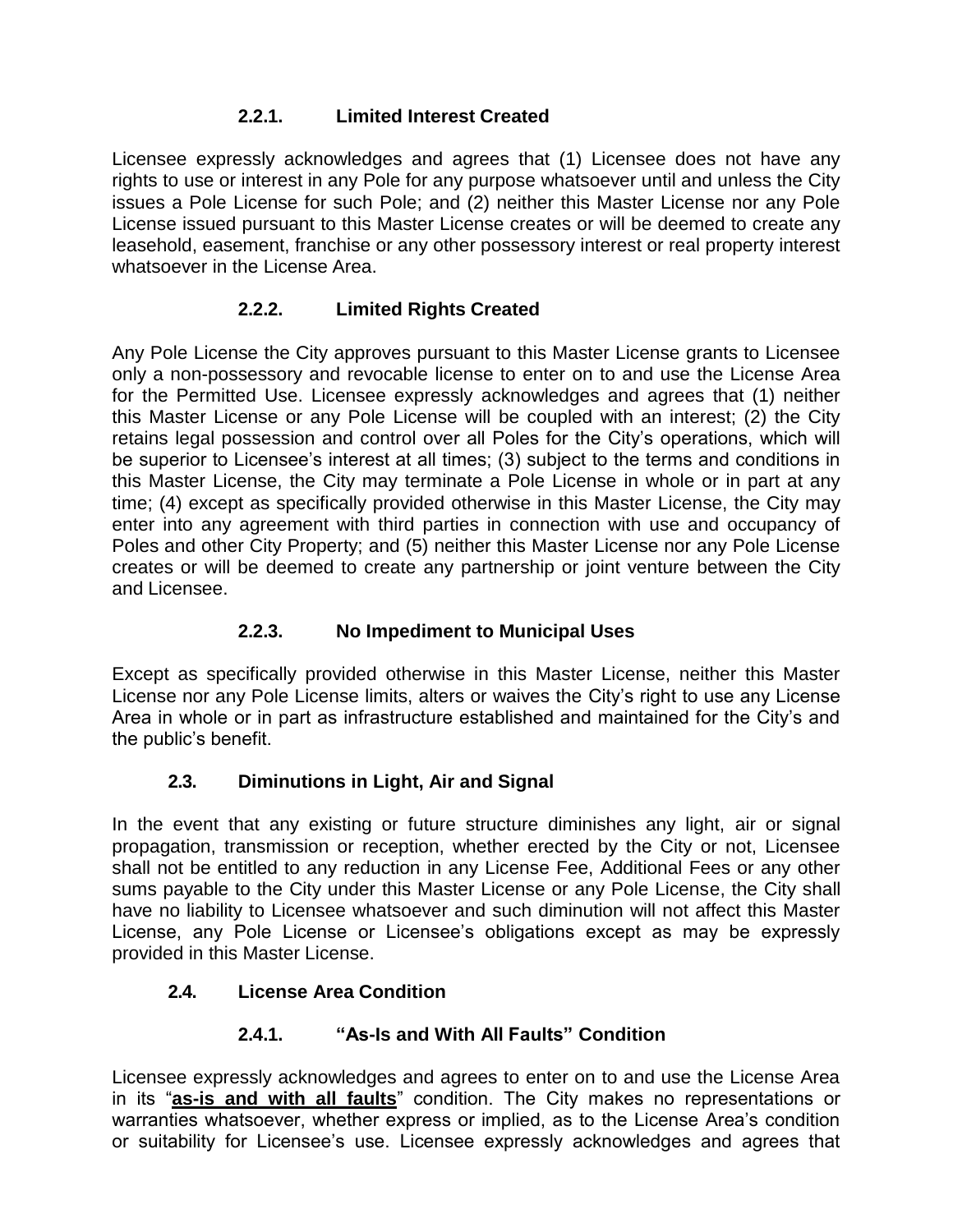#### 2.2.1. Limited Interest Created

Licensee expressly acknowledges and agrees that (1) Licensee does not have any rights to use or interest in any Pole for any purpose whatsoever until and unless the City issues a Pole License for such Pole; and (2) neither this Master License nor any Pole License issued pursuant to this Master License creates or will be deemed to create any leasehold, easement, franchise or any other possessory interest or real property interest whatsoever in the License Area.

#### 2.2.2. Limited Rights Created

Any Pole License the City approves pursuant to this Master License grants to Licensee only a non-possessory and revocable license to enter on to and use the License Area for the Permitted Use. Licensee expressly acknowledges and agrees that (1) neither this Master License or any Pole License will be coupled with an interest; (2) the City retains legal possession and control over all Poles for the City's operations, which will be superior to Licensee's interest at all times; (3) subject to the terms and conditions in this Master License, the City may terminate a Pole License in whole or in part at any time; (4) except as specifically provided otherwise in this Master License, the City may enter into any agreement with third parties in connection with use and occupancy of Poles and other City Property; and (5) neither this Master License nor any Pole License creates or will be deemed to create any partnership or joint venture between the City and Licensee.

#### 2.2.3. No Impediment to Municipal Uses

Except as specifically provided otherwise in this Master License, neither this Master License nor any Pole License limits, alters or waives the City's right to use any License Area in whole or in part as infrastructure established and maintained for the City's and the public's benefit.

### 2.3. Diminutions in Light, Air and Signal

In the event that any existing or future structure diminishes any light, air or signal propagation, transmission or reception, whether erected by the City or not, Licensee shall not be entitled to any reduction in any License Fee, Additional Fees or any other sums payable to the City under this Master License or any Pole License, the City shall have no liability to Licensee whatsoever and such diminution will not affect this Master License, any Pole License or Licensee's obligations except as may be expressly provided in this Master License.

### 2.4. License Area Condition

#### 2.4.1. "As-Is and With All Faults" Condition

Licensee expressly acknowledges and agrees to enter on to and use the License Area in its "**as-is and with all faults**" condition. The City makes no representations or warranties whatsoever, whether express or implied, as to the License Area's condition or suitability for Licensee's use. Licensee expressly acknowledges and agrees that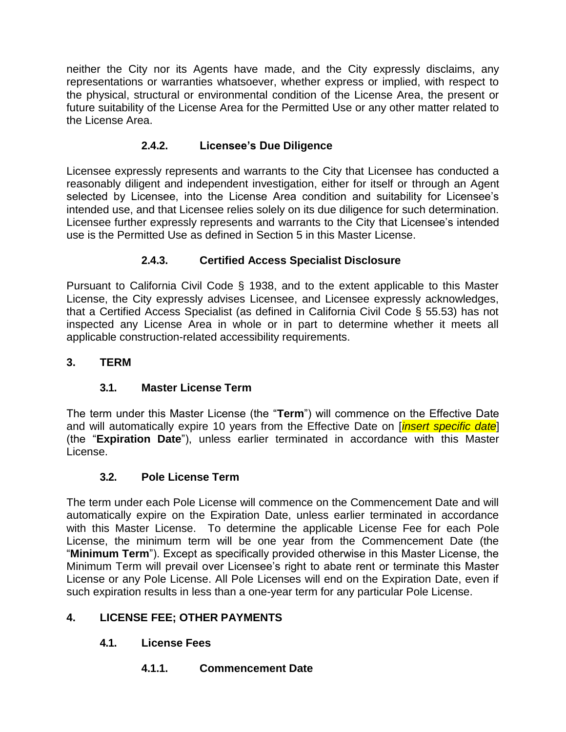neither the City nor its Agents have made, and the City expressly disclaims, any representations or warranties whatsoever, whether express or implied, with respect to the physical, structural or environmental condition of the License Area, the present or future suitability of the License Area for the Permitted Use or any other matter related to the License Area.

#### 2.4.2. Licensee's Due Diligence

Licensee expressly represents and warrants to the City that Licensee has conducted a reasonably diligent and independent investigation, either for itself or through an Agent selected by Licensee, into the License Area condition and suitability for Licensee's intended use, and that Licensee relies solely on its due diligence for such determination. Licensee further expressly represents and warrants to the City that Licensee's intended use is the Permitted Use as defined in Section 5 in this Master License.

#### 2.4.3. Certified Access Specialist Disclosure

Pursuant to California Civil Code § 1938, and to the extent applicable to this Master License, the City expressly advises Licensee, and Licensee expressly acknowledges, that a Certified Access Specialist (as defined in California Civil Code § 55.53) has not inspected any License Area in whole or in part to determine whether it meets all applicable construction-related accessibility requirements.

## 3. TERM

### 3.1. Master License Term

The term under this Master License (the "**Term**") will commence on the Effective Date and will automatically expire 10 years from the Effective Date on [*insert specific date*] (the "**Expiration Date**"), unless earlier terminated in accordance with this Master License.

### 3.2. Pole License Term

The term under each Pole License will commence on the Commencement Date and will automatically expire on the Expiration Date, unless earlier terminated in accordance with this Master License. To determine the applicable License Fee for each Pole License, the minimum term will be one year from the Commencement Date (the "**Minimum Term**"). Except as specifically provided otherwise in this Master License, the Minimum Term will prevail over Licensee's right to abate rent or terminate this Master License or any Pole License. All Pole Licenses will end on the Expiration Date, even if such expiration results in less than a one-year term for any particular Pole License.

## 4. LICENSE FEE; OTHER PAYMENTS

### 4.1. License Fees

#### 4.1.1. Commencement Date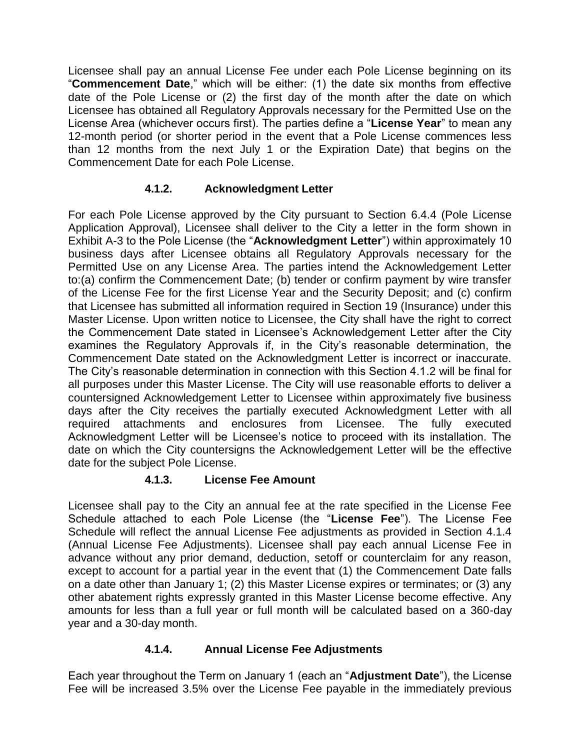Licensee shall pay an annual License Fee under each Pole License beginning on its "**Commencement Date**," which will be either: (1) the date six months from effective date of the Pole License or (2) the first day of the month after the date on which Licensee has obtained all Regulatory Approvals necessary for the Permitted Use on the License Area (whichever occurs first). The parties define a "**License Year**" to mean any 12-month period (or shorter period in the event that a Pole License commences less than 12 months from the next July 1 or the Expiration Date) that begins on the Commencement Date for each Pole License.

#### 4.1.2. Acknowledgment Letter

For each Pole License approved by the City pursuant to Section 6.4.4 (Pole License Application Approval), Licensee shall deliver to the City a letter in the form shown in Exhibit A-3 to the Pole License (the "**Acknowledgment Letter**") within approximately 10 business days after Licensee obtains all Regulatory Approvals necessary for the Permitted Use on any License Area. The parties intend the Acknowledgement Letter to:(a) confirm the Commencement Date; (b) tender or confirm payment by wire transfer of the License Fee for the first License Year and the Security Deposit; and (c) confirm that Licensee has submitted all information required in Section 19 (Insurance) under this Master License. Upon written notice to Licensee, the City shall have the right to correct the Commencement Date stated in Licensee's Acknowledgement Letter after the City examines the Regulatory Approvals if, in the City's reasonable determination, the Commencement Date stated on the Acknowledgment Letter is incorrect or inaccurate. The City's reasonable determination in connection with this Section 4.1.2 will be final for all purposes under this Master License. The City will use reasonable efforts to deliver a countersigned Acknowledgement Letter to Licensee within approximately five business days after the City receives the partially executed Acknowledgment Letter with all required attachments and enclosures from Licensee. The fully executed Acknowledgment Letter will be Licensee's notice to proceed with its installation. The date on which the City countersigns the Acknowledgement Letter will be the effective date for the subject Pole License.

#### 4.1.3. License Fee Amount

Licensee shall pay to the City an annual fee at the rate specified in the License Fee Schedule attached to each Pole License (the "**License Fee**"). The License Fee Schedule will reflect the annual License Fee adjustments as provided in Section 4.1.4 (Annual License Fee Adjustments). Licensee shall pay each annual License Fee in advance without any prior demand, deduction, setoff or counterclaim for any reason, except to account for a partial year in the event that (1) the Commencement Date falls on a date other than January 1; (2) this Master License expires or terminates; or (3) any other abatement rights expressly granted in this Master License become effective. Any amounts for less than a full year or full month will be calculated based on a 360-day year and a 30-day month.

#### 4.1.4. Annual License Fee Adjustments

Each year throughout the Term on January 1 (each an "**Adjustment Date**"), the License Fee will be increased 3.5% over the License Fee payable in the immediately previous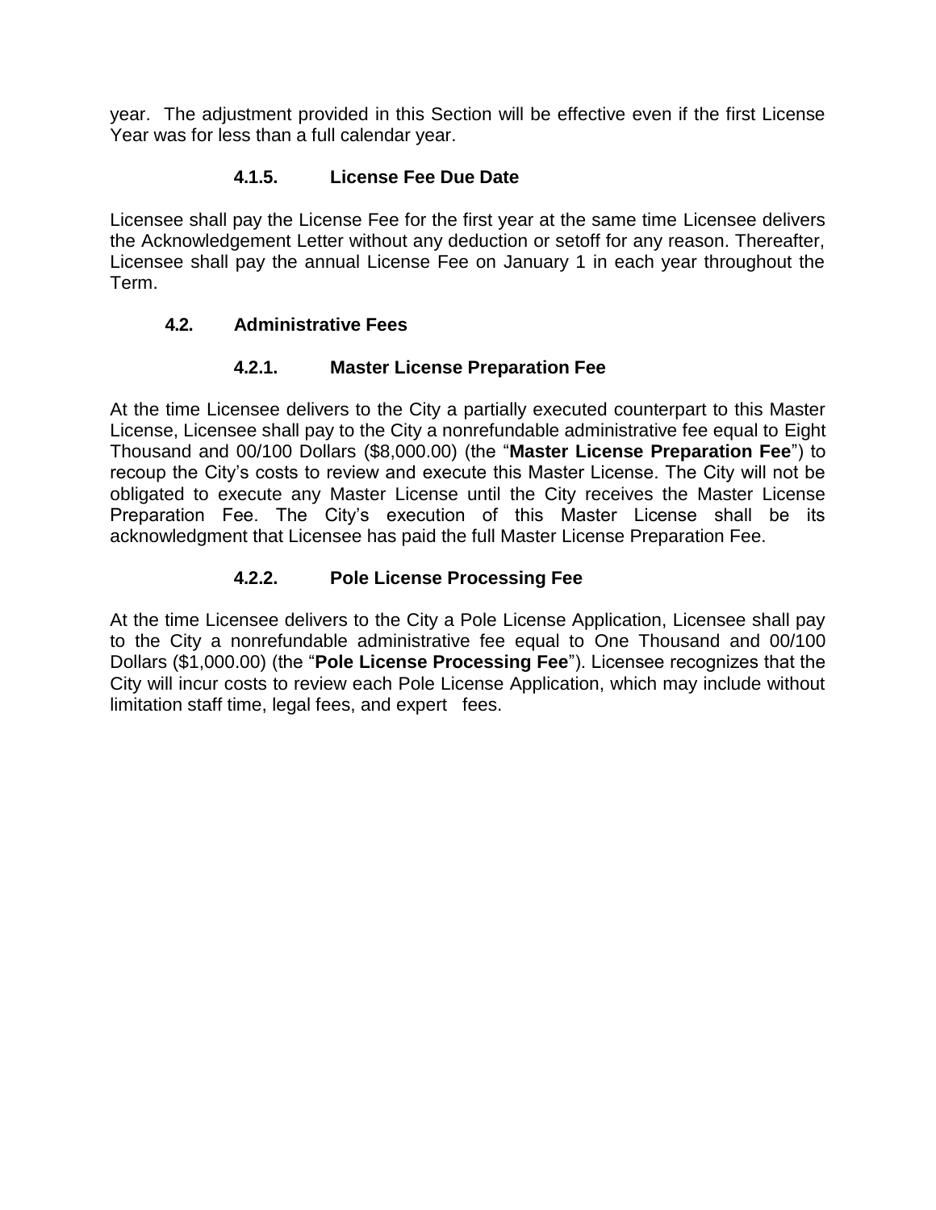year. The adjustment provided in this Section will be effective even if the first License Year was for less than a full calendar year.

#### 4.1.5. License Fee Due Date

Licensee shall pay the License Fee for the first year at the same time Licensee delivers the Acknowledgement Letter without any deduction or setoff for any reason. Thereafter, Licensee shall pay the annual License Fee on January 1 in each year throughout the Term.

### 4.2. Administrative Fees

#### 4.2.1. Master License Preparation Fee

At the time Licensee delivers to the City a partially executed counterpart to this Master License, Licensee shall pay to the City a nonrefundable administrative fee equal to Eight Thousand and 00/100 Dollars ($8,000.00) (the "**Master License Preparation Fee**") to recoup the City's costs to review and execute this Master License. The City will not be obligated to execute any Master License until the City receives the Master License Preparation Fee. The City's execution of this Master License shall be its acknowledgment that Licensee has paid the full Master License Preparation Fee.

#### 4.2.2. Pole License Processing Fee

At the time Licensee delivers to the City a Pole License Application, Licensee shall pay to the City a nonrefundable administrative fee equal to One Thousand and 00/100 Dollars ($1,000.00) (the "**Pole License Processing Fee**"). Licensee recognizes that the City will incur costs to review each Pole License Application, which may include without limitation staff time, legal fees, and expert fees.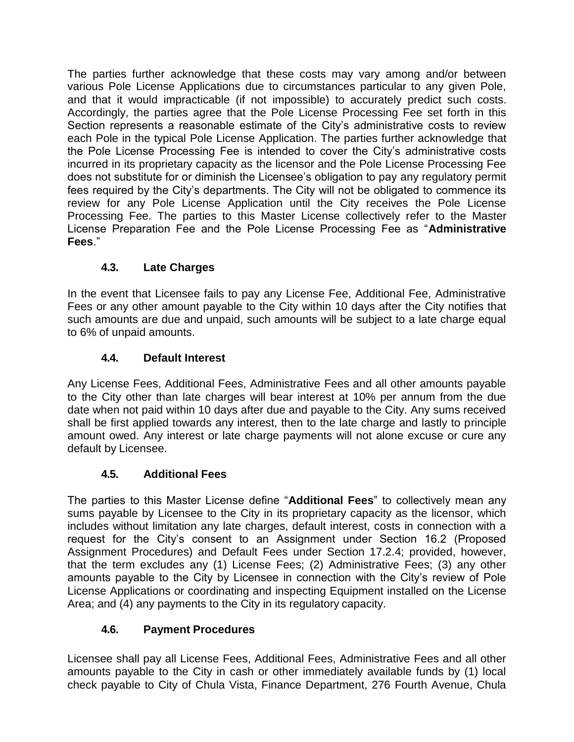The parties further acknowledge that these costs may vary among and/or between various Pole License Applications due to circumstances particular to any given Pole, and that it would impracticable (if not impossible) to accurately predict such costs. Accordingly, the parties agree that the Pole License Processing Fee set forth in this Section represents a reasonable estimate of the City's administrative costs to review each Pole in the typical Pole License Application. The parties further acknowledge that the Pole License Processing Fee is intended to cover the City's administrative costs incurred in its proprietary capacity as the licensor and the Pole License Processing Fee does not substitute for or diminish the Licensee's obligation to pay any regulatory permit fees required by the City's departments. The City will not be obligated to commence its review for any Pole License Application until the City receives the Pole License Processing Fee. The parties to this Master License collectively refer to the Master License Preparation Fee and the Pole License Processing Fee as "**Administrative Fees**."

### 4.3. Late Charges

In the event that Licensee fails to pay any License Fee, Additional Fee, Administrative Fees or any other amount payable to the City within 10 days after the City notifies that such amounts are due and unpaid, such amounts will be subject to a late charge equal to 6% of unpaid amounts.

### 4.4. Default Interest

Any License Fees, Additional Fees, Administrative Fees and all other amounts payable to the City other than late charges will bear interest at 10% per annum from the due date when not paid within 10 days after due and payable to the City. Any sums received shall be first applied towards any interest, then to the late charge and lastly to principle amount owed. Any interest or late charge payments will not alone excuse or cure any default by Licensee.

### 4.5. Additional Fees

The parties to this Master License define "**Additional Fees**" to collectively mean any sums payable by Licensee to the City in its proprietary capacity as the licensor, which includes without limitation any late charges, default interest, costs in connection with a request for the City's consent to an Assignment under Section 16.2 (Proposed Assignment Procedures) and Default Fees under Section 17.2.4; provided, however, that the term excludes any (1) License Fees; (2) Administrative Fees; (3) any other amounts payable to the City by Licensee in connection with the City's review of Pole License Applications or coordinating and inspecting Equipment installed on the License Area; and (4) any payments to the City in its regulatory capacity.

### 4.6. Payment Procedures

Licensee shall pay all License Fees, Additional Fees, Administrative Fees and all other amounts payable to the City in cash or other immediately available funds by (1) local check payable to City of Chula Vista, Finance Department, 276 Fourth Avenue, Chula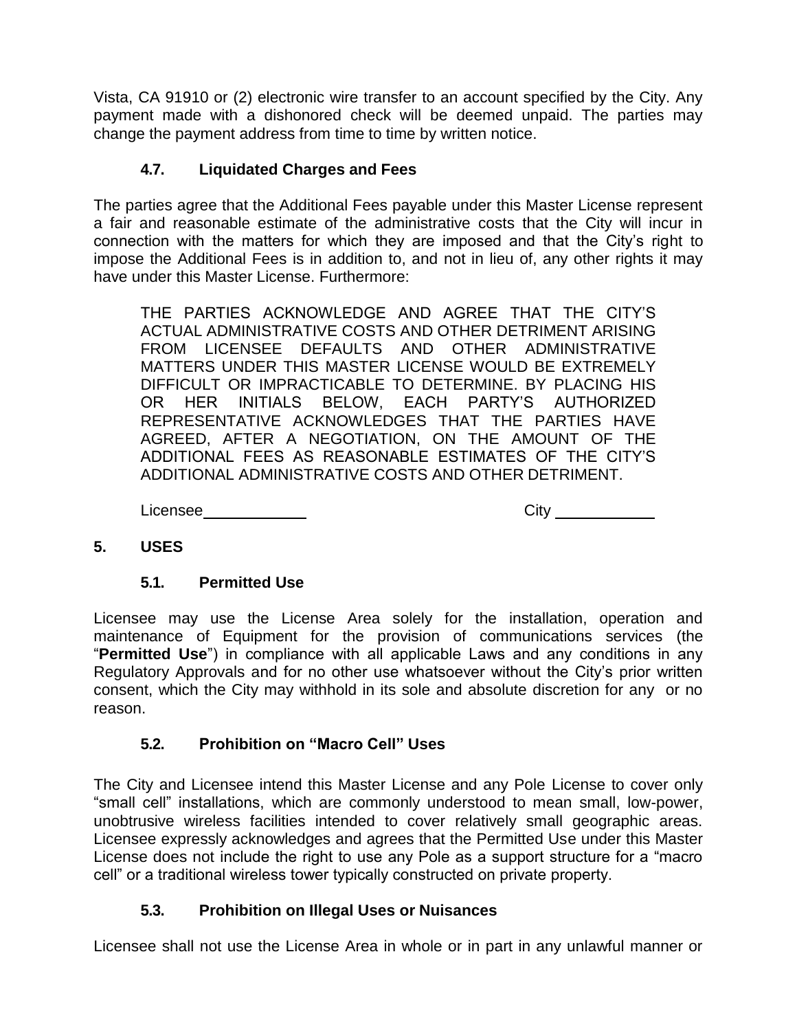Vista, CA 91910 or (2) electronic wire transfer to an account specified by the City. Any payment made with a dishonored check will be deemed unpaid. The parties may change the payment address from time to time by written notice.

### 4.7. Liquidated Charges and Fees

The parties agree that the Additional Fees payable under this Master License represent a fair and reasonable estimate of the administrative costs that the City will incur in connection with the matters for which they are imposed and that the City's right to impose the Additional Fees is in addition to, and not in lieu of, any other rights it may have under this Master License. Furthermore:

> THE PARTIES ACKNOWLEDGE AND AGREE THAT THE CITY'S ACTUAL ADMINISTRATIVE COSTS AND OTHER DETRIMENT ARISING FROM LICENSEE DEFAULTS AND OTHER ADMINISTRATIVE MATTERS UNDER THIS MASTER LICENSE WOULD BE EXTREMELY DIFFICULT OR IMPRACTICABLE TO DETERMINE. BY PLACING HIS OR HER INITIALS BELOW, EACH PARTY'S AUTHORIZED REPRESENTATIVE ACKNOWLEDGES THAT THE PARTIES HAVE AGREED, AFTER A NEGOTIATION, ON THE AMOUNT OF THE ADDITIONAL FEES AS REASONABLE ESTIMATES OF THE CITY'S ADDITIONAL ADMINISTRATIVE COSTS AND OTHER DETRIMENT.
>
> Licensee ____________ City ____________

## 5. USES

### 5.1. Permitted Use

Licensee may use the License Area solely for the installation, operation and maintenance of Equipment for the provision of communications services (the "**Permitted Use**") in compliance with all applicable Laws and any conditions in any Regulatory Approvals and for no other use whatsoever without the City's prior written consent, which the City may withhold in its sole and absolute discretion for any or no reason.

### 5.2. Prohibition on "Macro Cell" Uses

The City and Licensee intend this Master License and any Pole License to cover only "small cell" installations, which are commonly understood to mean small, low-power, unobtrusive wireless facilities intended to cover relatively small geographic areas. Licensee expressly acknowledges and agrees that the Permitted Use under this Master License does not include the right to use any Pole as a support structure for a "macro cell" or a traditional wireless tower typically constructed on private property.

### 5.3. Prohibition on Illegal Uses or Nuisances

Licensee shall not use the License Area in whole or in part in any unlawful manner or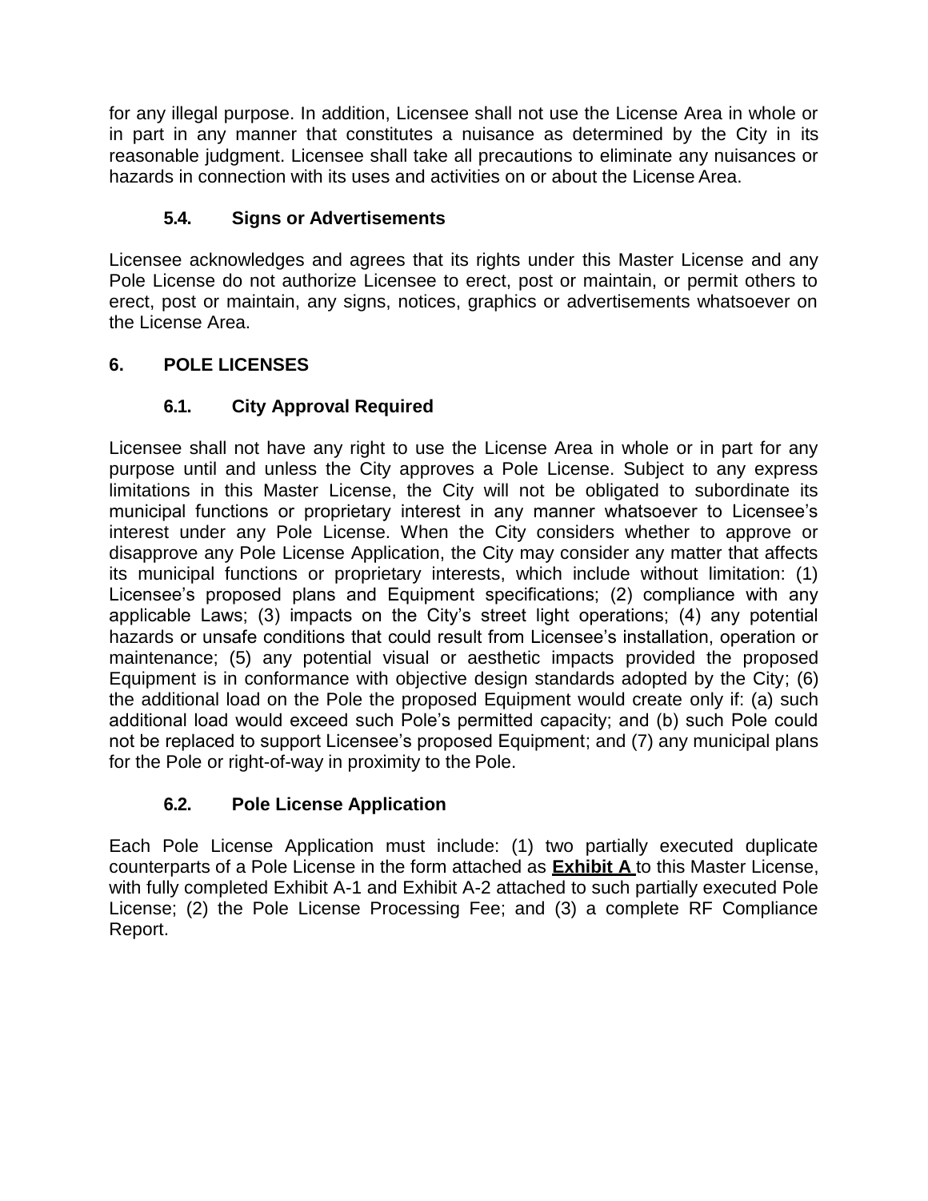for any illegal purpose. In addition, Licensee shall not use the License Area in whole or in part in any manner that constitutes a nuisance as determined by the City in its reasonable judgment. Licensee shall take all precautions to eliminate any nuisances or hazards in connection with its uses and activities on or about the License Area.

### 5.4. Signs or Advertisements

Licensee acknowledges and agrees that its rights under this Master License and any Pole License do not authorize Licensee to erect, post or maintain, or permit others to erect, post or maintain, any signs, notices, graphics or advertisements whatsoever on the License Area.

## 6. POLE LICENSES

### 6.1. City Approval Required

Licensee shall not have any right to use the License Area in whole or in part for any purpose until and unless the City approves a Pole License. Subject to any express limitations in this Master License, the City will not be obligated to subordinate its municipal functions or proprietary interest in any manner whatsoever to Licensee's interest under any Pole License. When the City considers whether to approve or disapprove any Pole License Application, the City may consider any matter that affects its municipal functions or proprietary interests, which include without limitation: (1) Licensee's proposed plans and Equipment specifications; (2) compliance with any applicable Laws; (3) impacts on the City's street light operations; (4) any potential hazards or unsafe conditions that could result from Licensee's installation, operation or maintenance; (5) any potential visual or aesthetic impacts provided the proposed Equipment is in conformance with objective design standards adopted by the City; (6) the additional load on the Pole the proposed Equipment would create only if: (a) such additional load would exceed such Pole's permitted capacity; and (b) such Pole could not be replaced to support Licensee's proposed Equipment; and (7) any municipal plans for the Pole or right-of-way in proximity to the Pole.

### 6.2. Pole License Application

Each Pole License Application must include: (1) two partially executed duplicate counterparts of a Pole License in the form attached as **Exhibit A** to this Master License, with fully completed Exhibit A-1 and Exhibit A-2 attached to such partially executed Pole License; (2) the Pole License Processing Fee; and (3) a complete RF Compliance Report.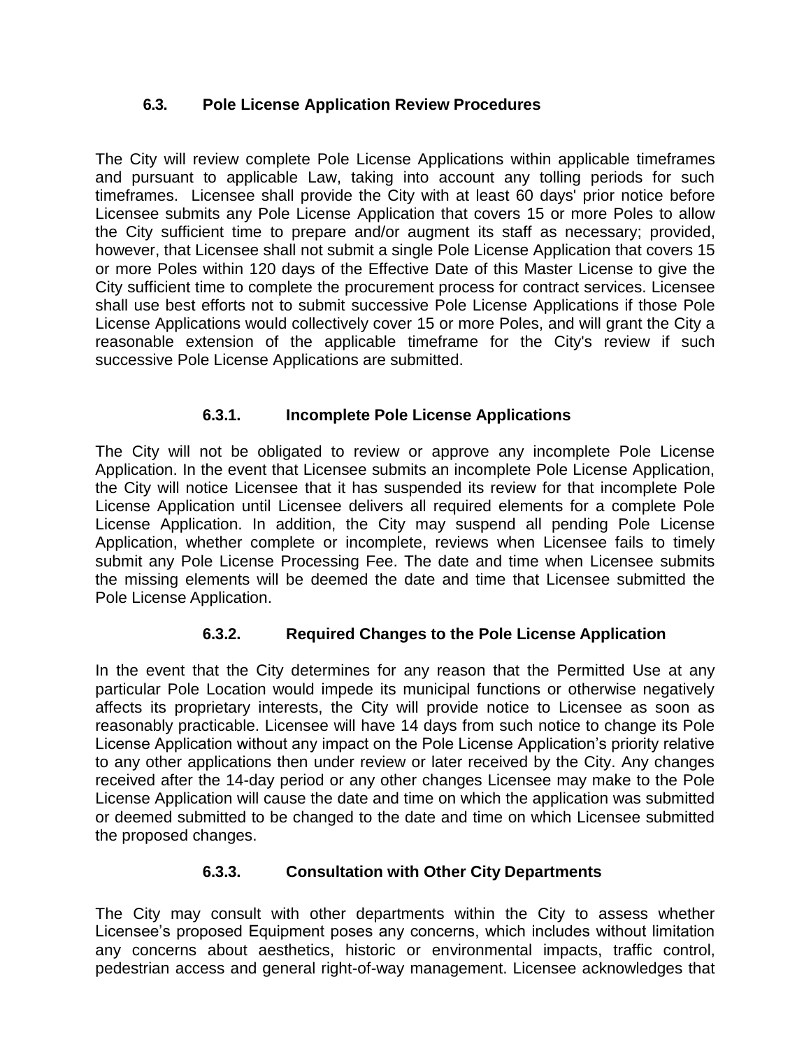### 6.3. Pole License Application Review Procedures

The City will review complete Pole License Applications within applicable timeframes and pursuant to applicable Law, taking into account any tolling periods for such timeframes. Licensee shall provide the City with at least 60 days' prior notice before Licensee submits any Pole License Application that covers 15 or more Poles to allow the City sufficient time to prepare and/or augment its staff as necessary; provided, however, that Licensee shall not submit a single Pole License Application that covers 15 or more Poles within 120 days of the Effective Date of this Master License to give the City sufficient time to complete the procurement process for contract services. Licensee shall use best efforts not to submit successive Pole License Applications if those Pole License Applications would collectively cover 15 or more Poles, and will grant the City a reasonable extension of the applicable timeframe for the City's review if such successive Pole License Applications are submitted.

#### 6.3.1. Incomplete Pole License Applications

The City will not be obligated to review or approve any incomplete Pole License Application. In the event that Licensee submits an incomplete Pole License Application, the City will notice Licensee that it has suspended its review for that incomplete Pole License Application until Licensee delivers all required elements for a complete Pole License Application. In addition, the City may suspend all pending Pole License Application, whether complete or incomplete, reviews when Licensee fails to timely submit any Pole License Processing Fee. The date and time when Licensee submits the missing elements will be deemed the date and time that Licensee submitted the Pole License Application.

#### 6.3.2. Required Changes to the Pole License Application

In the event that the City determines for any reason that the Permitted Use at any particular Pole Location would impede its municipal functions or otherwise negatively affects its proprietary interests, the City will provide notice to Licensee as soon as reasonably practicable. Licensee will have 14 days from such notice to change its Pole License Application without any impact on the Pole License Application's priority relative to any other applications then under review or later received by the City. Any changes received after the 14-day period or any other changes Licensee may make to the Pole License Application will cause the date and time on which the application was submitted or deemed submitted to be changed to the date and time on which Licensee submitted the proposed changes.

#### 6.3.3. Consultation with Other City Departments

The City may consult with other departments within the City to assess whether Licensee's proposed Equipment poses any concerns, which includes without limitation any concerns about aesthetics, historic or environmental impacts, traffic control, pedestrian access and general right-of-way management. Licensee acknowledges that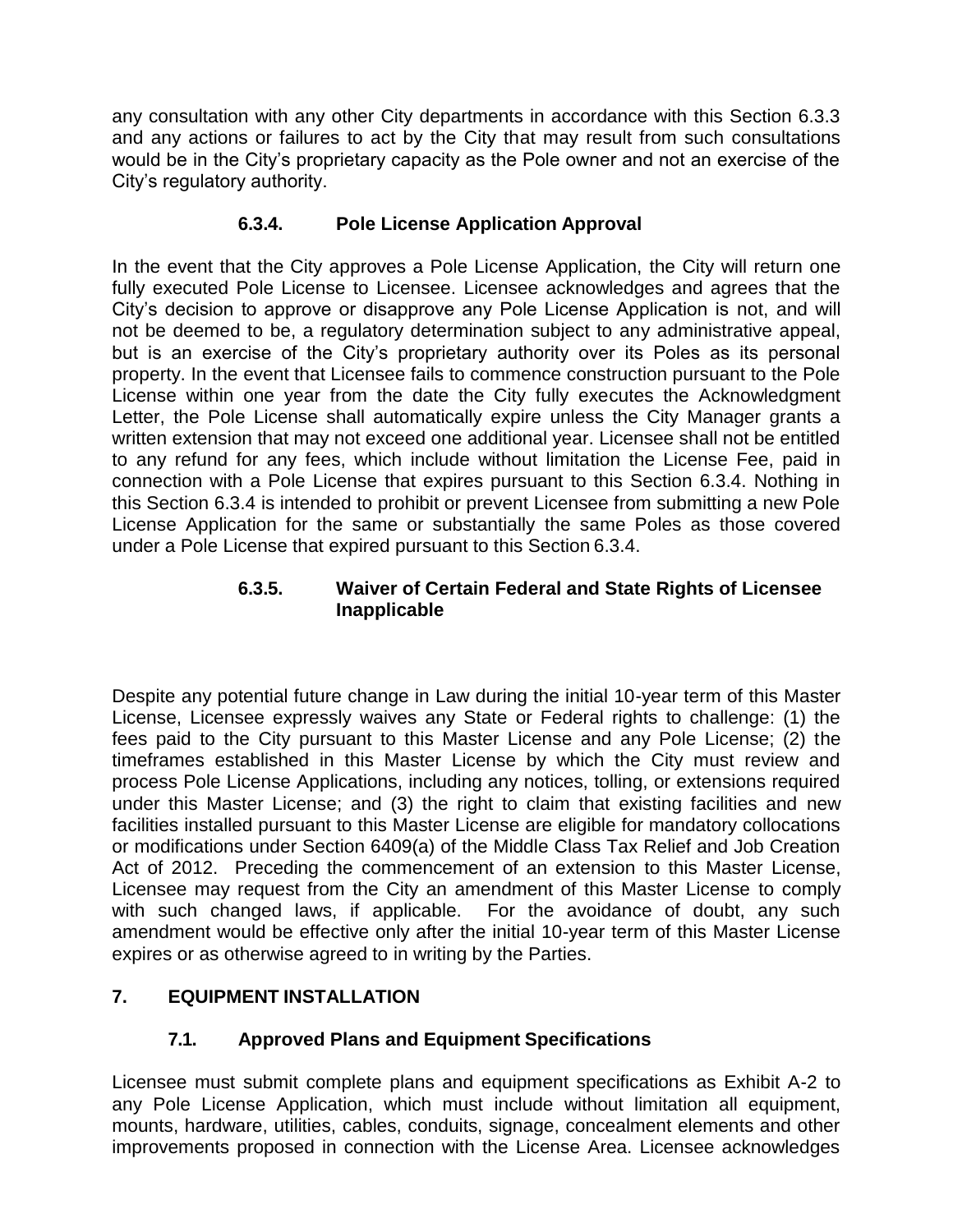any consultation with any other City departments in accordance with this Section 6.3.3 and any actions or failures to act by the City that may result from such consultations would be in the City's proprietary capacity as the Pole owner and not an exercise of the City's regulatory authority.

#### 6.3.4. Pole License Application Approval

In the event that the City approves a Pole License Application, the City will return one fully executed Pole License to Licensee. Licensee acknowledges and agrees that the City's decision to approve or disapprove any Pole License Application is not, and will not be deemed to be, a regulatory determination subject to any administrative appeal, but is an exercise of the City's proprietary authority over its Poles as its personal property. In the event that Licensee fails to commence construction pursuant to the Pole License within one year from the date the City fully executes the Acknowledgment Letter, the Pole License shall automatically expire unless the City Manager grants a written extension that may not exceed one additional year. Licensee shall not be entitled to any refund for any fees, which include without limitation the License Fee, paid in connection with a Pole License that expires pursuant to this Section 6.3.4. Nothing in this Section 6.3.4 is intended to prohibit or prevent Licensee from submitting a new Pole License Application for the same or substantially the same Poles as those covered under a Pole License that expired pursuant to this Section 6.3.4.

#### 6.3.5. Waiver of Certain Federal and State Rights of Licensee Inapplicable

Despite any potential future change in Law during the initial 10-year term of this Master License, Licensee expressly waives any State or Federal rights to challenge: (1) the fees paid to the City pursuant to this Master License and any Pole License; (2) the timeframes established in this Master License by which the City must review and process Pole License Applications, including any notices, tolling, or extensions required under this Master License; and (3) the right to claim that existing facilities and new facilities installed pursuant to this Master License are eligible for mandatory collocations or modifications under Section 6409(a) of the Middle Class Tax Relief and Job Creation Act of 2012. Preceding the commencement of an extension to this Master License, Licensee may request from the City an amendment of this Master License to comply with such changed laws, if applicable. For the avoidance of doubt, any such amendment would be effective only after the initial 10-year term of this Master License expires or as otherwise agreed to in writing by the Parties.

## 7. EQUIPMENT INSTALLATION

### 7.1. Approved Plans and Equipment Specifications

Licensee must submit complete plans and equipment specifications as Exhibit A-2 to any Pole License Application, which must include without limitation all equipment, mounts, hardware, utilities, cables, conduits, signage, concealment elements and other improvements proposed in connection with the License Area. Licensee acknowledges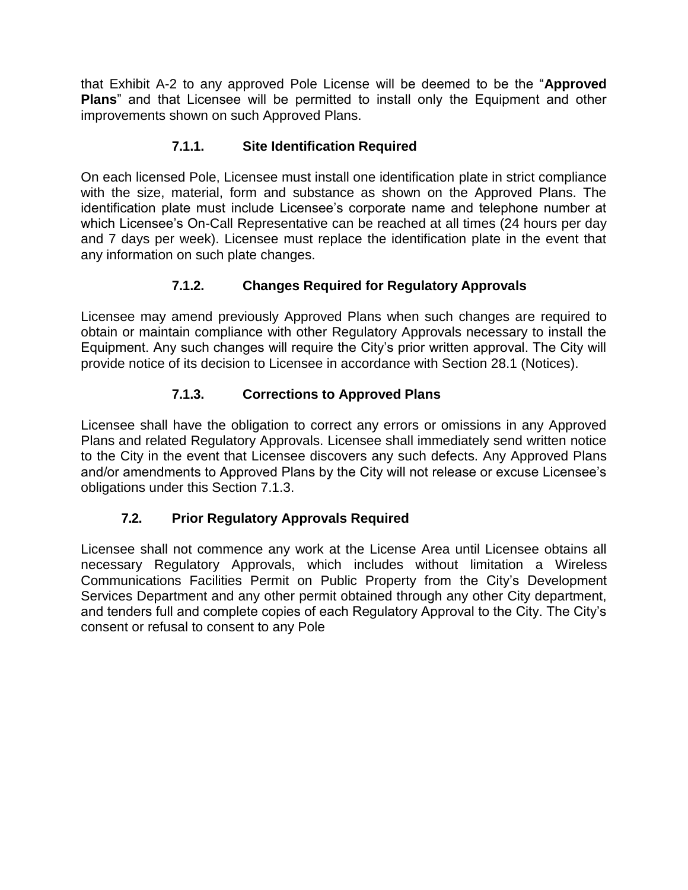that Exhibit A-2 to any approved Pole License will be deemed to be the "**Approved Plans**" and that Licensee will be permitted to install only the Equipment and other improvements shown on such Approved Plans.

#### 7.1.1. Site Identification Required

On each licensed Pole, Licensee must install one identification plate in strict compliance with the size, material, form and substance as shown on the Approved Plans. The identification plate must include Licensee's corporate name and telephone number at which Licensee's On-Call Representative can be reached at all times (24 hours per day and 7 days per week). Licensee must replace the identification plate in the event that any information on such plate changes.

#### 7.1.2. Changes Required for Regulatory Approvals

Licensee may amend previously Approved Plans when such changes are required to obtain or maintain compliance with other Regulatory Approvals necessary to install the Equipment. Any such changes will require the City's prior written approval. The City will provide notice of its decision to Licensee in accordance with Section 28.1 (Notices).

#### 7.1.3. Corrections to Approved Plans

Licensee shall have the obligation to correct any errors or omissions in any Approved Plans and related Regulatory Approvals. Licensee shall immediately send written notice to the City in the event that Licensee discovers any such defects. Any Approved Plans and/or amendments to Approved Plans by the City will not release or excuse Licensee's obligations under this Section 7.1.3.

### 7.2. Prior Regulatory Approvals Required

Licensee shall not commence any work at the License Area until Licensee obtains all necessary Regulatory Approvals, which includes without limitation a Wireless Communications Facilities Permit on Public Property from the City's Development Services Department and any other permit obtained through any other City department, and tenders full and complete copies of each Regulatory Approval to the City. The City's consent or refusal to consent to any Pole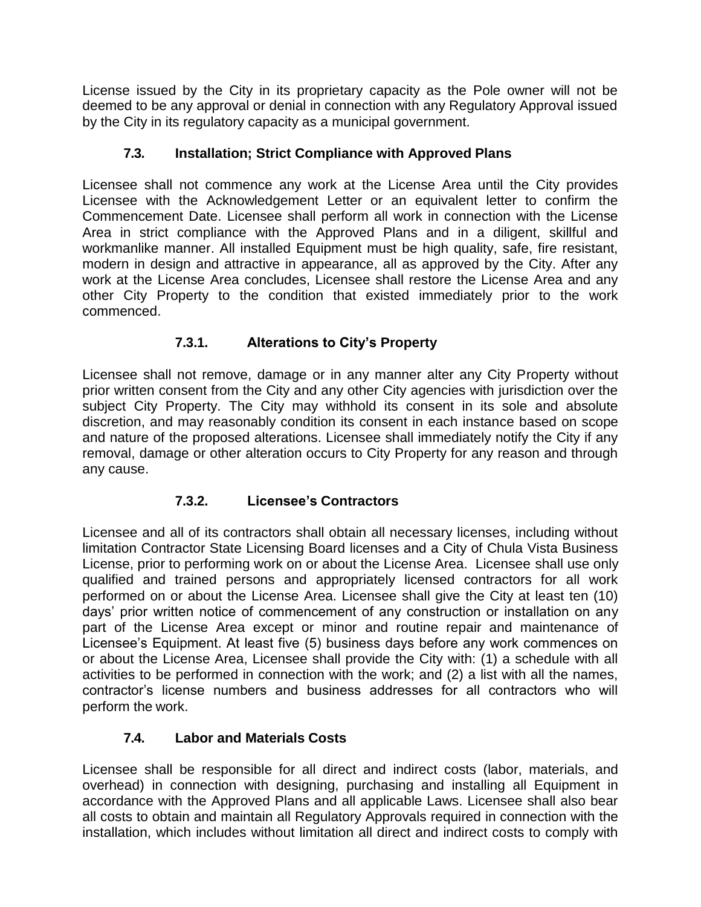License issued by the City in its proprietary capacity as the Pole owner will not be deemed to be any approval or denial in connection with any Regulatory Approval issued by the City in its regulatory capacity as a municipal government.

### 7.3. Installation; Strict Compliance with Approved Plans

Licensee shall not commence any work at the License Area until the City provides Licensee with the Acknowledgement Letter or an equivalent letter to confirm the Commencement Date. Licensee shall perform all work in connection with the License Area in strict compliance with the Approved Plans and in a diligent, skillful and workmanlike manner. All installed Equipment must be high quality, safe, fire resistant, modern in design and attractive in appearance, all as approved by the City. After any work at the License Area concludes, Licensee shall restore the License Area and any other City Property to the condition that existed immediately prior to the work commenced.

#### 7.3.1. Alterations to City's Property

Licensee shall not remove, damage or in any manner alter any City Property without prior written consent from the City and any other City agencies with jurisdiction over the subject City Property. The City may withhold its consent in its sole and absolute discretion, and may reasonably condition its consent in each instance based on scope and nature of the proposed alterations. Licensee shall immediately notify the City if any removal, damage or other alteration occurs to City Property for any reason and through any cause.

#### 7.3.2. Licensee's Contractors

Licensee and all of its contractors shall obtain all necessary licenses, including without limitation Contractor State Licensing Board licenses and a City of Chula Vista Business License, prior to performing work on or about the License Area. Licensee shall use only qualified and trained persons and appropriately licensed contractors for all work performed on or about the License Area. Licensee shall give the City at least ten (10) days' prior written notice of commencement of any construction or installation on any part of the License Area except or minor and routine repair and maintenance of Licensee's Equipment. At least five (5) business days before any work commences on or about the License Area, Licensee shall provide the City with: (1) a schedule with all activities to be performed in connection with the work; and (2) a list with all the names, contractor's license numbers and business addresses for all contractors who will perform the work.

### 7.4. Labor and Materials Costs

Licensee shall be responsible for all direct and indirect costs (labor, materials, and overhead) in connection with designing, purchasing and installing all Equipment in accordance with the Approved Plans and all applicable Laws. Licensee shall also bear all costs to obtain and maintain all Regulatory Approvals required in connection with the installation, which includes without limitation all direct and indirect costs to comply with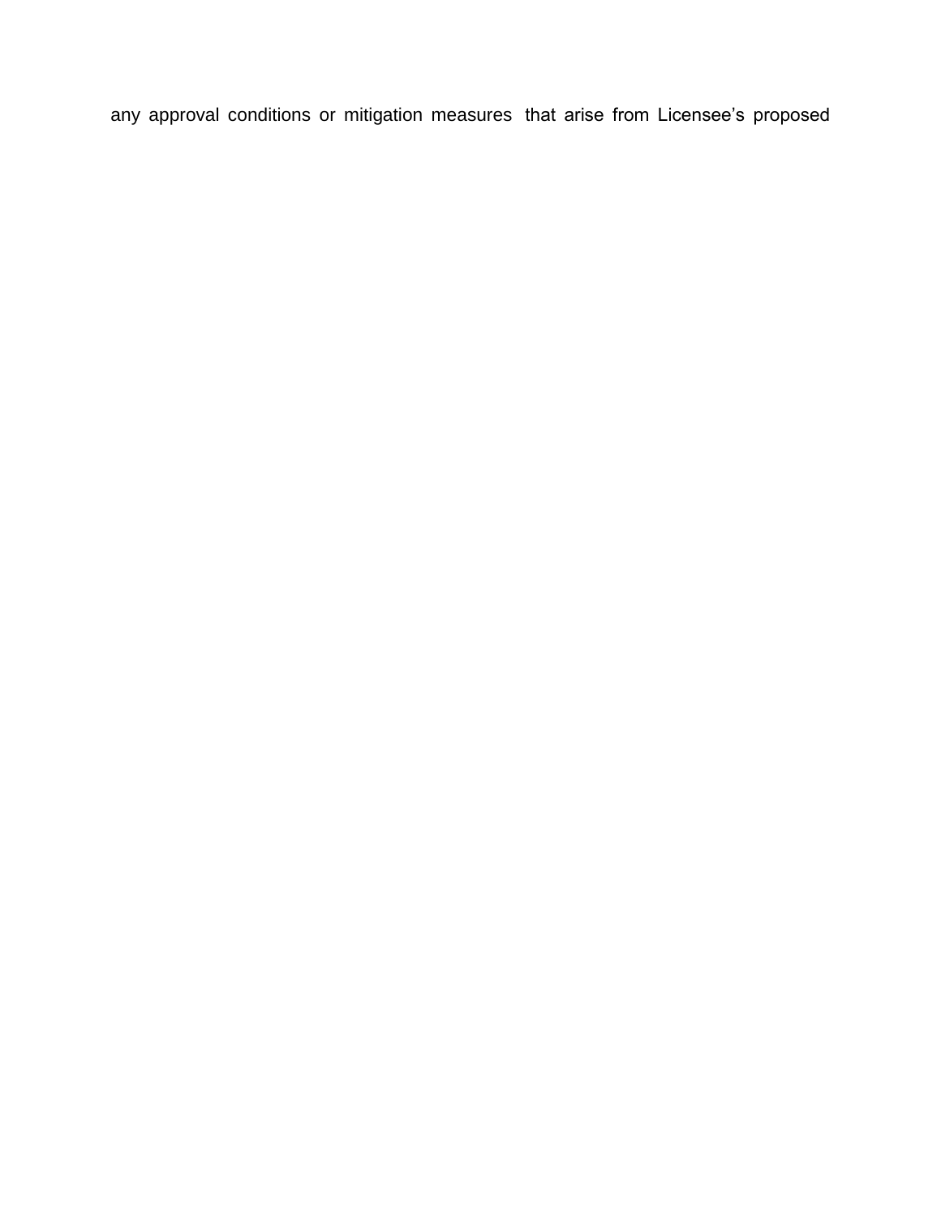any approval conditions or mitigation measures that arise from Licensee's proposed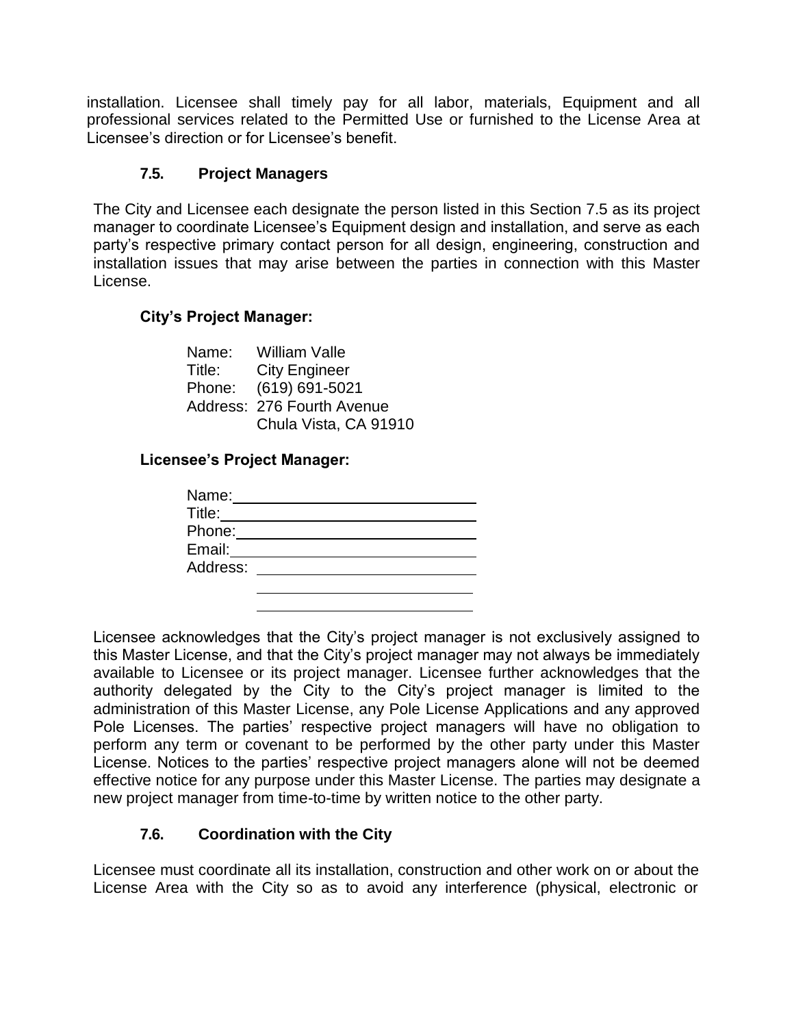installation. Licensee shall timely pay for all labor, materials, Equipment and all professional services related to the Permitted Use or furnished to the License Area at Licensee's direction or for Licensee's benefit.

### 7.5. Project Managers

The City and Licensee each designate the person listed in this Section 7.5 as its project manager to coordinate Licensee's Equipment design and installation, and serve as each party's respective primary contact person for all design, engineering, construction and installation issues that may arise between the parties in connection with this Master License.

**City's Project Manager:**

Name: William Valle
Title: City Engineer
Phone: (619) 691-5021
Address: 276 Fourth Avenue
Chula Vista, CA 91910

**Licensee's Project Manager:**

Name: ______________________________
Title: ______________________________
Phone: ______________________________
Email: ______________________________
Address: ______________________________
______________________________
______________________________

Licensee acknowledges that the City's project manager is not exclusively assigned to this Master License, and that the City's project manager may not always be immediately available to Licensee or its project manager. Licensee further acknowledges that the authority delegated by the City to the City's project manager is limited to the administration of this Master License, any Pole License Applications and any approved Pole Licenses. The parties' respective project managers will have no obligation to perform any term or covenant to be performed by the other party under this Master License. Notices to the parties' respective project managers alone will not be deemed effective notice for any purpose under this Master License. The parties may designate a new project manager from time-to-time by written notice to the other party.

### 7.6. Coordination with the City

Licensee must coordinate all its installation, construction and other work on or about the License Area with the City so as to avoid any interference (physical, electronic or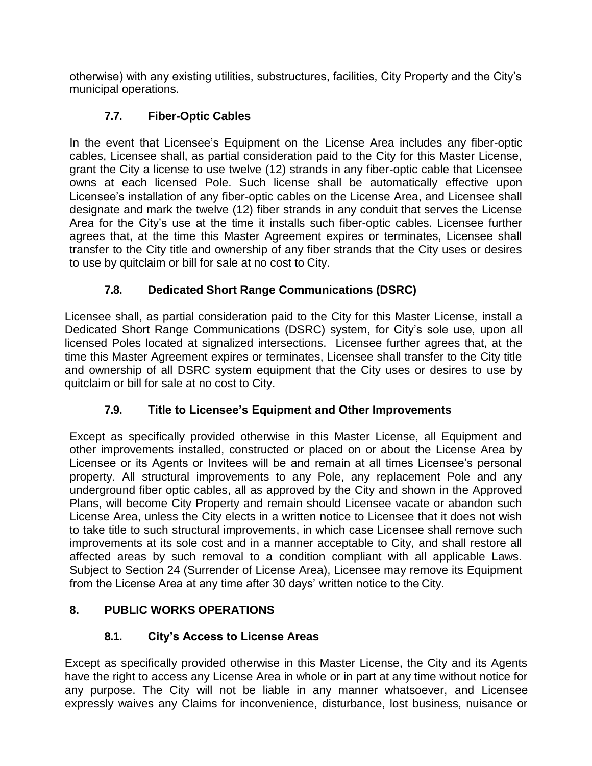otherwise) with any existing utilities, substructures, facilities, City Property and the City's municipal operations.

### 7.7. Fiber-Optic Cables

In the event that Licensee's Equipment on the License Area includes any fiber-optic cables, Licensee shall, as partial consideration paid to the City for this Master License, grant the City a license to use twelve (12) strands in any fiber-optic cable that Licensee owns at each licensed Pole. Such license shall be automatically effective upon Licensee's installation of any fiber-optic cables on the License Area, and Licensee shall designate and mark the twelve (12) fiber strands in any conduit that serves the License Area for the City's use at the time it installs such fiber-optic cables. Licensee further agrees that, at the time this Master Agreement expires or terminates, Licensee shall transfer to the City title and ownership of any fiber strands that the City uses or desires to use by quitclaim or bill for sale at no cost to City.

### 7.8. Dedicated Short Range Communications (DSRC)

Licensee shall, as partial consideration paid to the City for this Master License, install a Dedicated Short Range Communications (DSRC) system, for City's sole use, upon all licensed Poles located at signalized intersections. Licensee further agrees that, at the time this Master Agreement expires or terminates, Licensee shall transfer to the City title and ownership of all DSRC system equipment that the City uses or desires to use by quitclaim or bill for sale at no cost to City.

### 7.9. Title to Licensee's Equipment and Other Improvements

Except as specifically provided otherwise in this Master License, all Equipment and other improvements installed, constructed or placed on or about the License Area by Licensee or its Agents or Invitees will be and remain at all times Licensee's personal property. All structural improvements to any Pole, any replacement Pole and any underground fiber optic cables, all as approved by the City and shown in the Approved Plans, will become City Property and remain should Licensee vacate or abandon such License Area, unless the City elects in a written notice to Licensee that it does not wish to take title to such structural improvements, in which case Licensee shall remove such improvements at its sole cost and in a manner acceptable to City, and shall restore all affected areas by such removal to a condition compliant with all applicable Laws. Subject to Section 24 (Surrender of License Area), Licensee may remove its Equipment from the License Area at any time after 30 days' written notice to the City.

## 8. PUBLIC WORKS OPERATIONS

### 8.1. City's Access to License Areas

Except as specifically provided otherwise in this Master License, the City and its Agents have the right to access any License Area in whole or in part at any time without notice for any purpose. The City will not be liable in any manner whatsoever, and Licensee expressly waives any Claims for inconvenience, disturbance, lost business, nuisance or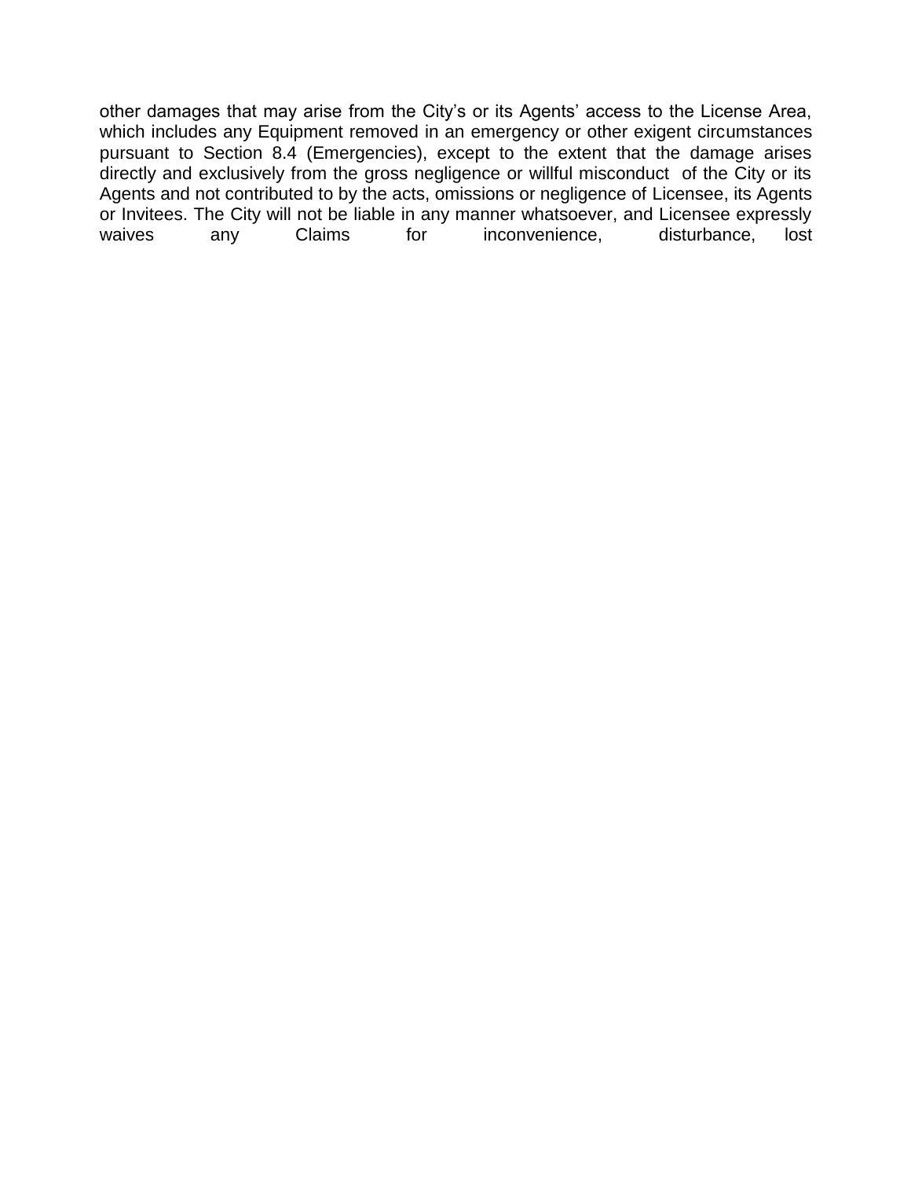other damages that may arise from the City's or its Agents' access to the License Area, which includes any Equipment removed in an emergency or other exigent circumstances pursuant to Section 8.4 (Emergencies), except to the extent that the damage arises directly and exclusively from the gross negligence or willful misconduct of the City or its Agents and not contributed to by the acts, omissions or negligence of Licensee, its Agents or Invitees. The City will not be liable in any manner whatsoever, and Licensee expressly waives any Claims for inconvenience, disturbance, lost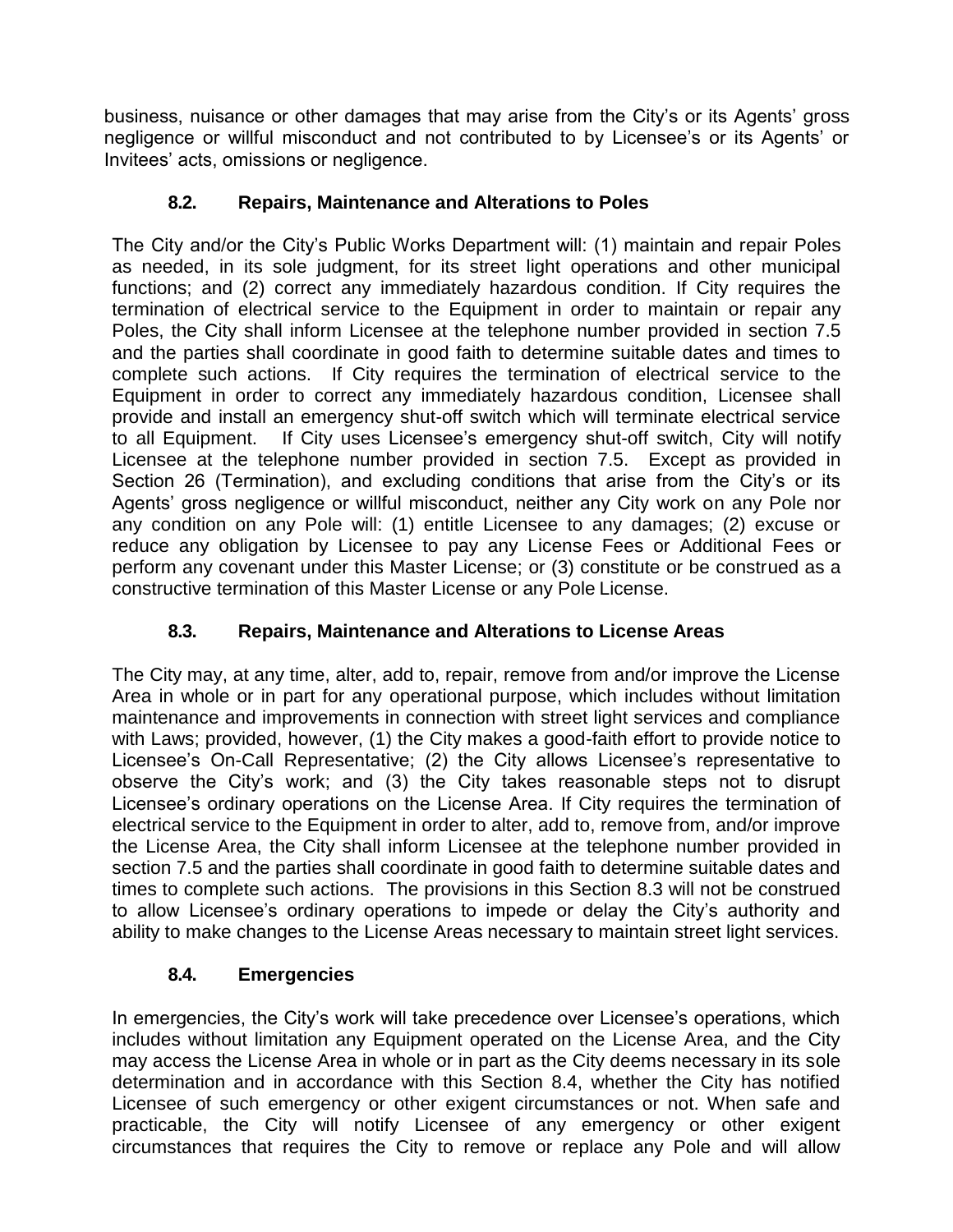business, nuisance or other damages that may arise from the City's or its Agents' gross negligence or willful misconduct and not contributed to by Licensee's or its Agents' or Invitees' acts, omissions or negligence.

### 8.2. Repairs, Maintenance and Alterations to Poles

The City and/or the City's Public Works Department will: (1) maintain and repair Poles as needed, in its sole judgment, for its street light operations and other municipal functions; and (2) correct any immediately hazardous condition. If City requires the termination of electrical service to the Equipment in order to maintain or repair any Poles, the City shall inform Licensee at the telephone number provided in section 7.5 and the parties shall coordinate in good faith to determine suitable dates and times to complete such actions. If City requires the termination of electrical service to the Equipment in order to correct any immediately hazardous condition, Licensee shall provide and install an emergency shut-off switch which will terminate electrical service to all Equipment. If City uses Licensee's emergency shut-off switch, City will notify Licensee at the telephone number provided in section 7.5. Except as provided in Section 26 (Termination), and excluding conditions that arise from the City's or its Agents' gross negligence or willful misconduct, neither any City work on any Pole nor any condition on any Pole will: (1) entitle Licensee to any damages; (2) excuse or reduce any obligation by Licensee to pay any License Fees or Additional Fees or perform any covenant under this Master License; or (3) constitute or be construed as a constructive termination of this Master License or any Pole License.

### 8.3. Repairs, Maintenance and Alterations to License Areas

The City may, at any time, alter, add to, repair, remove from and/or improve the License Area in whole or in part for any operational purpose, which includes without limitation maintenance and improvements in connection with street light services and compliance with Laws; provided, however, (1) the City makes a good-faith effort to provide notice to Licensee's On-Call Representative; (2) the City allows Licensee's representative to observe the City's work; and (3) the City takes reasonable steps not to disrupt Licensee's ordinary operations on the License Area. If City requires the termination of electrical service to the Equipment in order to alter, add to, remove from, and/or improve the License Area, the City shall inform Licensee at the telephone number provided in section 7.5 and the parties shall coordinate in good faith to determine suitable dates and times to complete such actions. The provisions in this Section 8.3 will not be construed to allow Licensee's ordinary operations to impede or delay the City's authority and ability to make changes to the License Areas necessary to maintain street light services.

### 8.4. Emergencies

In emergencies, the City's work will take precedence over Licensee's operations, which includes without limitation any Equipment operated on the License Area, and the City may access the License Area in whole or in part as the City deems necessary in its sole determination and in accordance with this Section 8.4, whether the City has notified Licensee of such emergency or other exigent circumstances or not. When safe and practicable, the City will notify Licensee of any emergency or other exigent circumstances that requires the City to remove or replace any Pole and will allow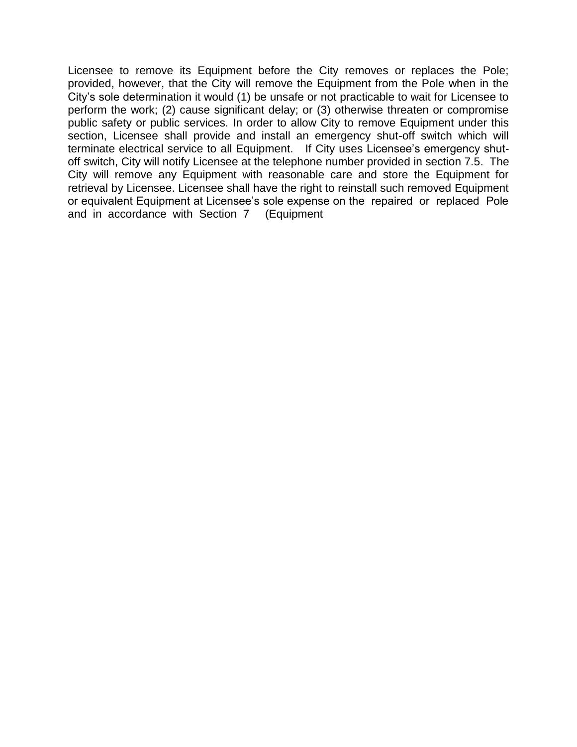Licensee to remove its Equipment before the City removes or replaces the Pole; provided, however, that the City will remove the Equipment from the Pole when in the City's sole determination it would (1) be unsafe or not practicable to wait for Licensee to perform the work; (2) cause significant delay; or (3) otherwise threaten or compromise public safety or public services. In order to allow City to remove Equipment under this section, Licensee shall provide and install an emergency shut-off switch which will terminate electrical service to all Equipment. If City uses Licensee's emergency shut-off switch, City will notify Licensee at the telephone number provided in section 7.5. The City will remove any Equipment with reasonable care and store the Equipment for retrieval by Licensee. Licensee shall have the right to reinstall such removed Equipment or equivalent Equipment at Licensee's sole expense on the repaired or replaced Pole and in accordance with Section 7 (Equipment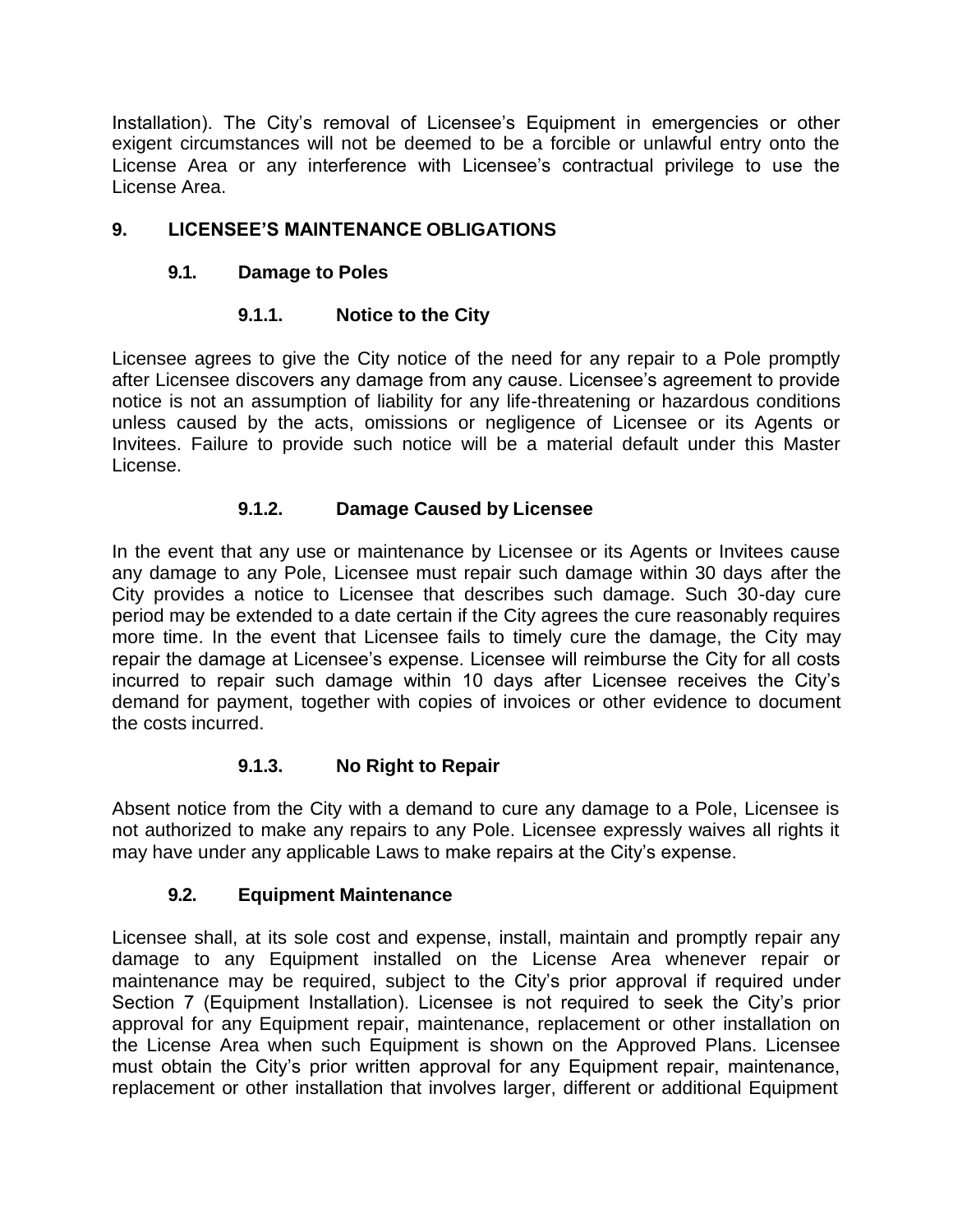Installation). The City's removal of Licensee's Equipment in emergencies or other exigent circumstances will not be deemed to be a forcible or unlawful entry onto the License Area or any interference with Licensee's contractual privilege to use the License Area.

## 9. LICENSEE'S MAINTENANCE OBLIGATIONS

### 9.1. Damage to Poles

#### 9.1.1. Notice to the City

Licensee agrees to give the City notice of the need for any repair to a Pole promptly after Licensee discovers any damage from any cause. Licensee's agreement to provide notice is not an assumption of liability for any life-threatening or hazardous conditions unless caused by the acts, omissions or negligence of Licensee or its Agents or Invitees. Failure to provide such notice will be a material default under this Master License.

#### 9.1.2. Damage Caused by Licensee

In the event that any use or maintenance by Licensee or its Agents or Invitees cause any damage to any Pole, Licensee must repair such damage within 30 days after the City provides a notice to Licensee that describes such damage. Such 30-day cure period may be extended to a date certain if the City agrees the cure reasonably requires more time. In the event that Licensee fails to timely cure the damage, the City may repair the damage at Licensee's expense. Licensee will reimburse the City for all costs incurred to repair such damage within 10 days after Licensee receives the City's demand for payment, together with copies of invoices or other evidence to document the costs incurred.

#### 9.1.3. No Right to Repair

Absent notice from the City with a demand to cure any damage to a Pole, Licensee is not authorized to make any repairs to any Pole. Licensee expressly waives all rights it may have under any applicable Laws to make repairs at the City's expense.

### 9.2. Equipment Maintenance

Licensee shall, at its sole cost and expense, install, maintain and promptly repair any damage to any Equipment installed on the License Area whenever repair or maintenance may be required, subject to the City's prior approval if required under Section 7 (Equipment Installation). Licensee is not required to seek the City's prior approval for any Equipment repair, maintenance, replacement or other installation on the License Area when such Equipment is shown on the Approved Plans. Licensee must obtain the City's prior written approval for any Equipment repair, maintenance, replacement or other installation that involves larger, different or additional Equipment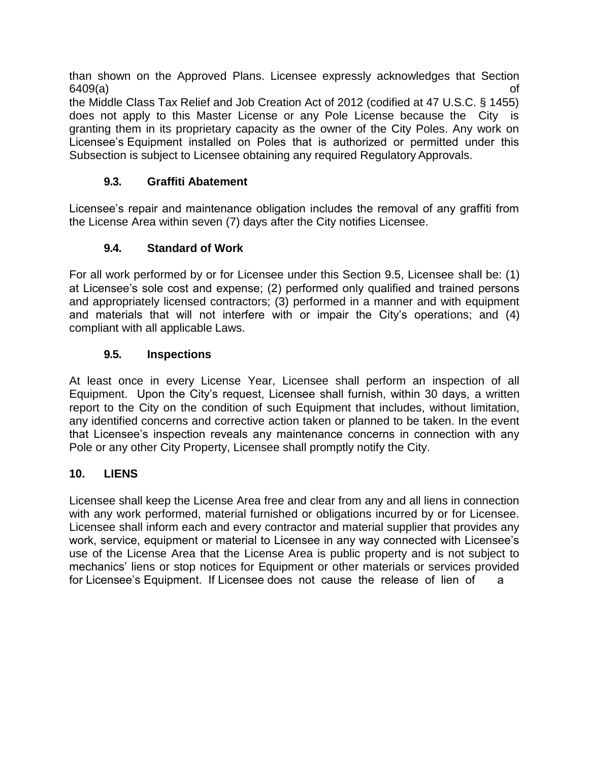than shown on the Approved Plans. Licensee expressly acknowledges that Section 6409(a) of the Middle Class Tax Relief and Job Creation Act of 2012 (codified at 47 U.S.C. § 1455) does not apply to this Master License or any Pole License because the City is granting them in its proprietary capacity as the owner of the City Poles. Any work on Licensee's Equipment installed on Poles that is authorized or permitted under this Subsection is subject to Licensee obtaining any required Regulatory Approvals.

### 9.3. Graffiti Abatement

Licensee's repair and maintenance obligation includes the removal of any graffiti from the License Area within seven (7) days after the City notifies Licensee.

### 9.4. Standard of Work

For all work performed by or for Licensee under this Section 9.5, Licensee shall be: (1) at Licensee's sole cost and expense; (2) performed only qualified and trained persons and appropriately licensed contractors; (3) performed in a manner and with equipment and materials that will not interfere with or impair the City's operations; and (4) compliant with all applicable Laws.

### 9.5. Inspections

At least once in every License Year, Licensee shall perform an inspection of all Equipment. Upon the City's request, Licensee shall furnish, within 30 days, a written report to the City on the condition of such Equipment that includes, without limitation, any identified concerns and corrective action taken or planned to be taken. In the event that Licensee's inspection reveals any maintenance concerns in connection with any Pole or any other City Property, Licensee shall promptly notify the City.

## 10. LIENS

Licensee shall keep the License Area free and clear from any and all liens in connection with any work performed, material furnished or obligations incurred by or for Licensee. Licensee shall inform each and every contractor and material supplier that provides any work, service, equipment or material to Licensee in any way connected with Licensee's use of the License Area that the License Area is public property and is not subject to mechanics' liens or stop notices for Equipment or other materials or services provided for Licensee's Equipment. If Licensee does not cause the release of lien of a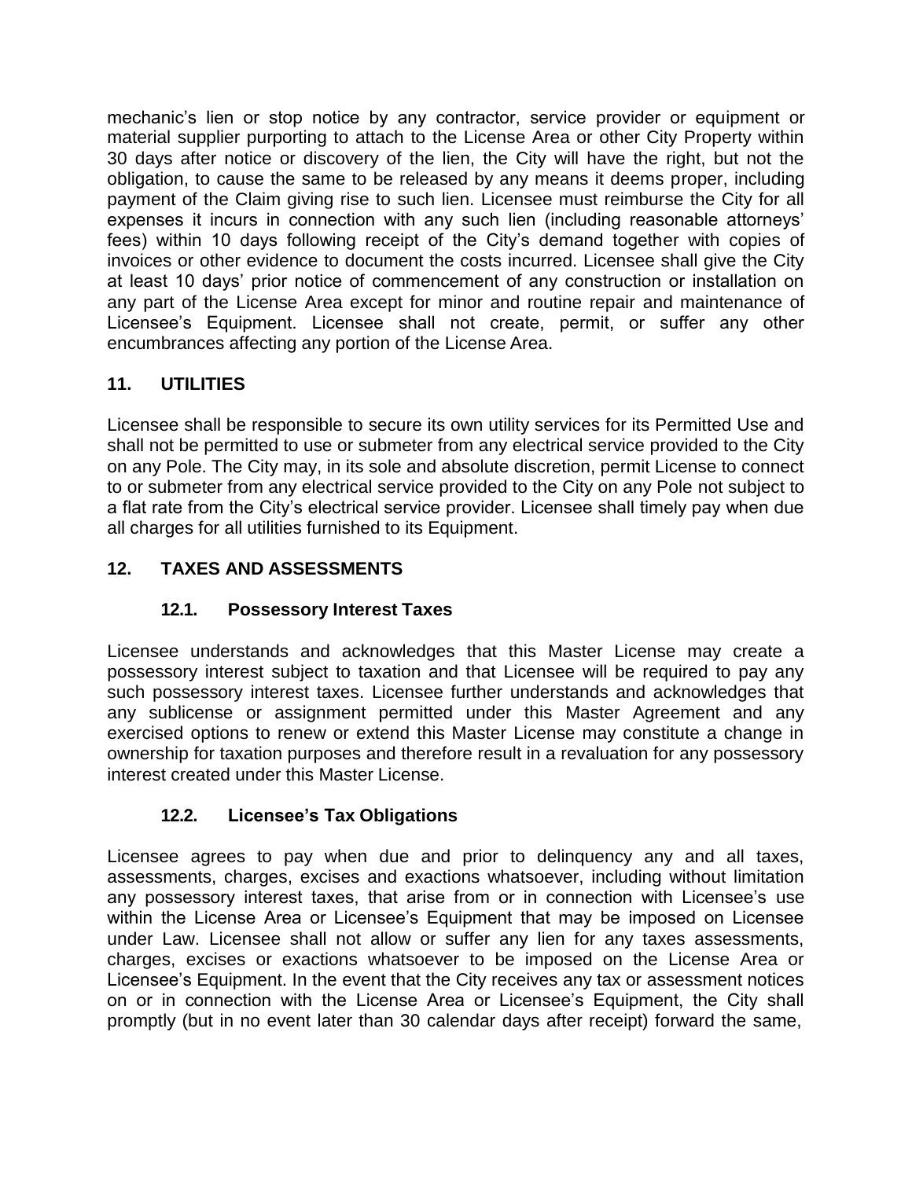mechanic's lien or stop notice by any contractor, service provider or equipment or material supplier purporting to attach to the License Area or other City Property within 30 days after notice or discovery of the lien, the City will have the right, but not the obligation, to cause the same to be released by any means it deems proper, including payment of the Claim giving rise to such lien. Licensee must reimburse the City for all expenses it incurs in connection with any such lien (including reasonable attorneys' fees) within 10 days following receipt of the City's demand together with copies of invoices or other evidence to document the costs incurred. Licensee shall give the City at least 10 days' prior notice of commencement of any construction or installation on any part of the License Area except for minor and routine repair and maintenance of Licensee's Equipment. Licensee shall not create, permit, or suffer any other encumbrances affecting any portion of the License Area.

## 11. UTILITIES

Licensee shall be responsible to secure its own utility services for its Permitted Use and shall not be permitted to use or submeter from any electrical service provided to the City on any Pole. The City may, in its sole and absolute discretion, permit License to connect to or submeter from any electrical service provided to the City on any Pole not subject to a flat rate from the City's electrical service provider. Licensee shall timely pay when due all charges for all utilities furnished to its Equipment.

## 12. TAXES AND ASSESSMENTS

### 12.1. Possessory Interest Taxes

Licensee understands and acknowledges that this Master License may create a possessory interest subject to taxation and that Licensee will be required to pay any such possessory interest taxes. Licensee further understands and acknowledges that any sublicense or assignment permitted under this Master Agreement and any exercised options to renew or extend this Master License may constitute a change in ownership for taxation purposes and therefore result in a revaluation for any possessory interest created under this Master License.

### 12.2. Licensee's Tax Obligations

Licensee agrees to pay when due and prior to delinquency any and all taxes, assessments, charges, excises and exactions whatsoever, including without limitation any possessory interest taxes, that arise from or in connection with Licensee's use within the License Area or Licensee's Equipment that may be imposed on Licensee under Law. Licensee shall not allow or suffer any lien for any taxes assessments, charges, excises or exactions whatsoever to be imposed on the License Area or Licensee's Equipment. In the event that the City receives any tax or assessment notices on or in connection with the License Area or Licensee's Equipment, the City shall promptly (but in no event later than 30 calendar days after receipt) forward the same,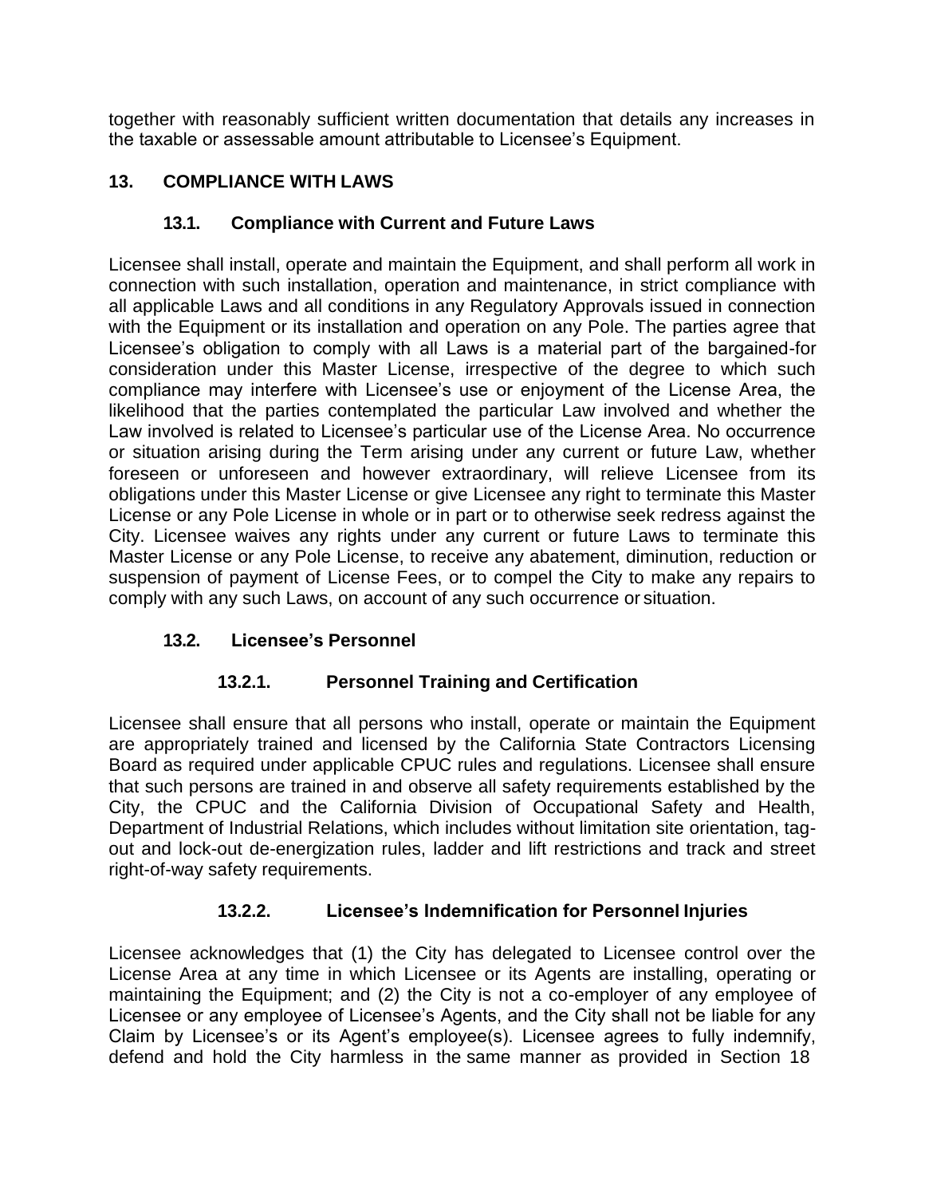together with reasonably sufficient written documentation that details any increases in the taxable or assessable amount attributable to Licensee's Equipment.

## 13. COMPLIANCE WITH LAWS

### 13.1. Compliance with Current and Future Laws

Licensee shall install, operate and maintain the Equipment, and shall perform all work in connection with such installation, operation and maintenance, in strict compliance with all applicable Laws and all conditions in any Regulatory Approvals issued in connection with the Equipment or its installation and operation on any Pole. The parties agree that Licensee's obligation to comply with all Laws is a material part of the bargained-for consideration under this Master License, irrespective of the degree to which such compliance may interfere with Licensee's use or enjoyment of the License Area, the likelihood that the parties contemplated the particular Law involved and whether the Law involved is related to Licensee's particular use of the License Area. No occurrence or situation arising during the Term arising under any current or future Law, whether foreseen or unforeseen and however extraordinary, will relieve Licensee from its obligations under this Master License or give Licensee any right to terminate this Master License or any Pole License in whole or in part or to otherwise seek redress against the City. Licensee waives any rights under any current or future Laws to terminate this Master License or any Pole License, to receive any abatement, diminution, reduction or suspension of payment of License Fees, or to compel the City to make any repairs to comply with any such Laws, on account of any such occurrence or situation.

### 13.2. Licensee's Personnel

#### 13.2.1. Personnel Training and Certification

Licensee shall ensure that all persons who install, operate or maintain the Equipment are appropriately trained and licensed by the California State Contractors Licensing Board as required under applicable CPUC rules and regulations. Licensee shall ensure that such persons are trained in and observe all safety requirements established by the City, the CPUC and the California Division of Occupational Safety and Health, Department of Industrial Relations, which includes without limitation site orientation, tag-out and lock-out de-energization rules, ladder and lift restrictions and track and street right-of-way safety requirements.

#### 13.2.2. Licensee's Indemnification for Personnel Injuries

Licensee acknowledges that (1) the City has delegated to Licensee control over the License Area at any time in which Licensee or its Agents are installing, operating or maintaining the Equipment; and (2) the City is not a co-employer of any employee of Licensee or any employee of Licensee's Agents, and the City shall not be liable for any Claim by Licensee's or its Agent's employee(s). Licensee agrees to fully indemnify, defend and hold the City harmless in the same manner as provided in Section 18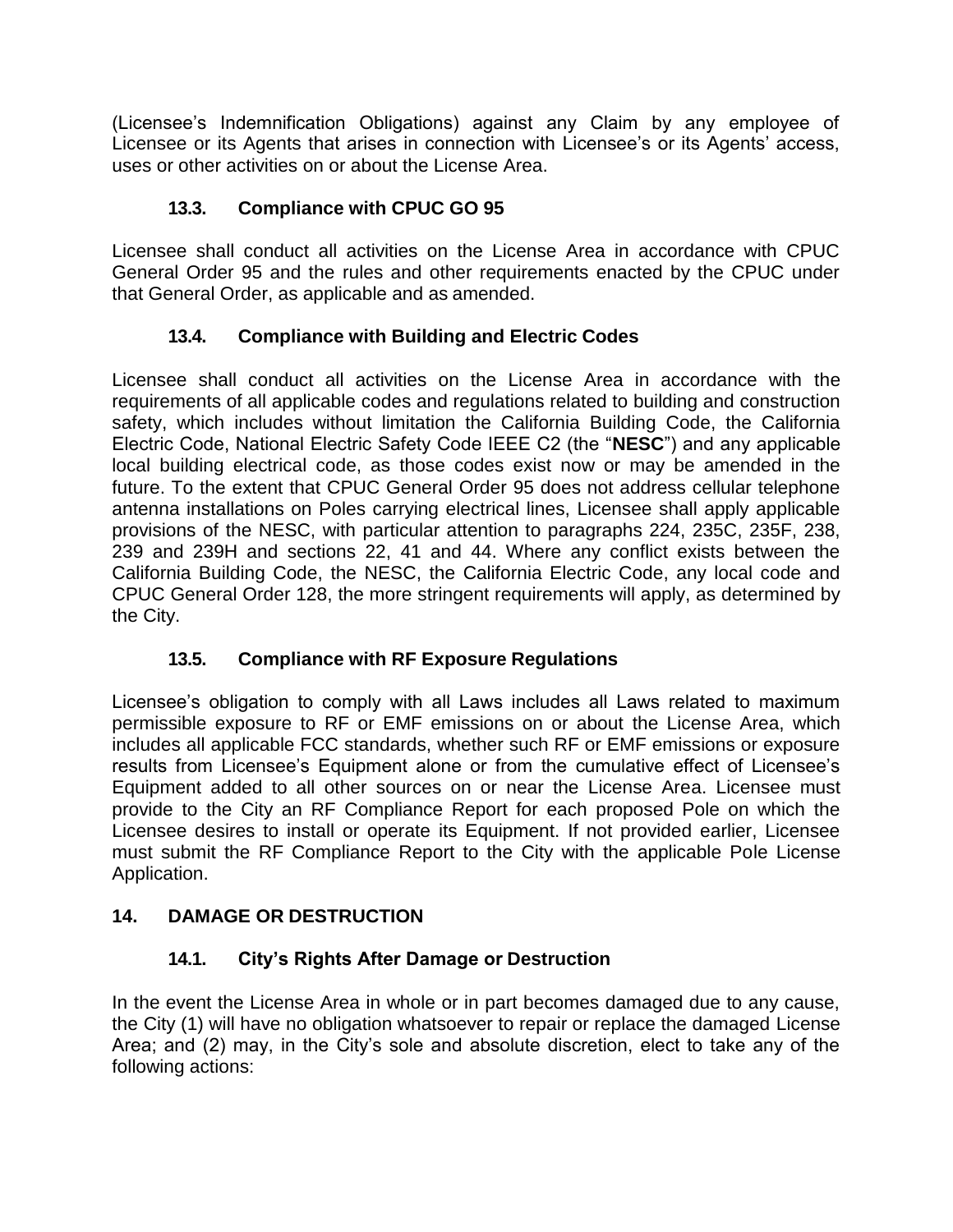(Licensee's Indemnification Obligations) against any Claim by any employee of Licensee or its Agents that arises in connection with Licensee's or its Agents' access, uses or other activities on or about the License Area.

### 13.3. Compliance with CPUC GO 95

Licensee shall conduct all activities on the License Area in accordance with CPUC General Order 95 and the rules and other requirements enacted by the CPUC under that General Order, as applicable and as amended.

### 13.4. Compliance with Building and Electric Codes

Licensee shall conduct all activities on the License Area in accordance with the requirements of all applicable codes and regulations related to building and construction safety, which includes without limitation the California Building Code, the California Electric Code, National Electric Safety Code IEEE C2 (the "**NESC**") and any applicable local building electrical code, as those codes exist now or may be amended in the future. To the extent that CPUC General Order 95 does not address cellular telephone antenna installations on Poles carrying electrical lines, Licensee shall apply applicable provisions of the NESC, with particular attention to paragraphs 224, 235C, 235F, 238, 239 and 239H and sections 22, 41 and 44. Where any conflict exists between the California Building Code, the NESC, the California Electric Code, any local code and CPUC General Order 128, the more stringent requirements will apply, as determined by the City.

### 13.5. Compliance with RF Exposure Regulations

Licensee's obligation to comply with all Laws includes all Laws related to maximum permissible exposure to RF or EMF emissions on or about the License Area, which includes all applicable FCC standards, whether such RF or EMF emissions or exposure results from Licensee's Equipment alone or from the cumulative effect of Licensee's Equipment added to all other sources on or near the License Area. Licensee must provide to the City an RF Compliance Report for each proposed Pole on which the Licensee desires to install or operate its Equipment. If not provided earlier, Licensee must submit the RF Compliance Report to the City with the applicable Pole License Application.

## 14. DAMAGE OR DESTRUCTION

### 14.1. City's Rights After Damage or Destruction

In the event the License Area in whole or in part becomes damaged due to any cause, the City (1) will have no obligation whatsoever to repair or replace the damaged License Area; and (2) may, in the City's sole and absolute discretion, elect to take any of the following actions: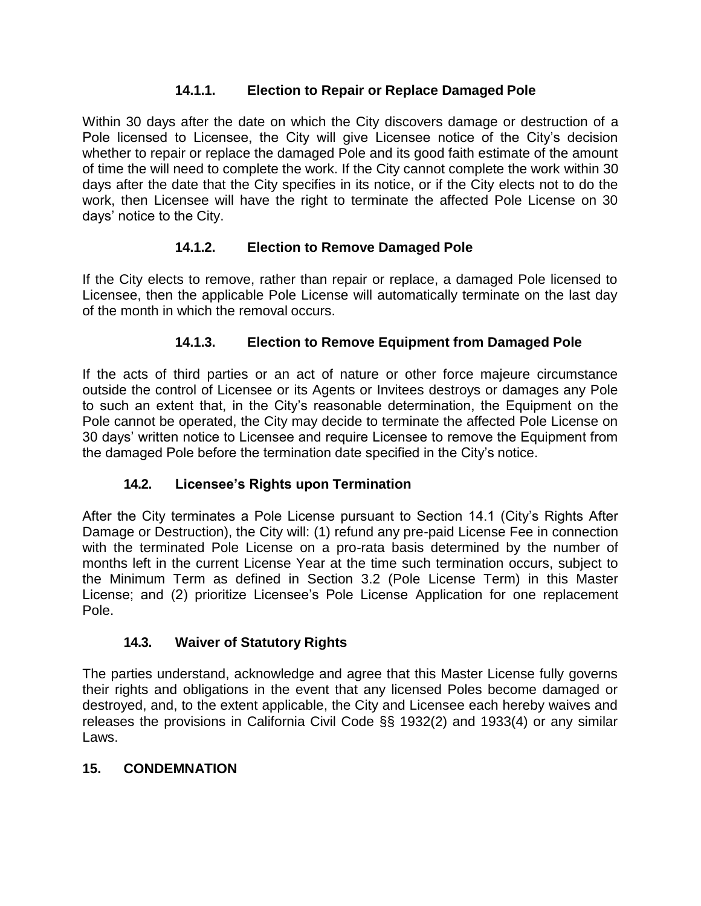#### 14.1.1. Election to Repair or Replace Damaged Pole

Within 30 days after the date on which the City discovers damage or destruction of a Pole licensed to Licensee, the City will give Licensee notice of the City's decision whether to repair or replace the damaged Pole and its good faith estimate of the amount of time the will need to complete the work. If the City cannot complete the work within 30 days after the date that the City specifies in its notice, or if the City elects not to do the work, then Licensee will have the right to terminate the affected Pole License on 30 days' notice to the City.

#### 14.1.2. Election to Remove Damaged Pole

If the City elects to remove, rather than repair or replace, a damaged Pole licensed to Licensee, then the applicable Pole License will automatically terminate on the last day of the month in which the removal occurs.

#### 14.1.3. Election to Remove Equipment from Damaged Pole

If the acts of third parties or an act of nature or other force majeure circumstance outside the control of Licensee or its Agents or Invitees destroys or damages any Pole to such an extent that, in the City's reasonable determination, the Equipment on the Pole cannot be operated, the City may decide to terminate the affected Pole License on 30 days' written notice to Licensee and require Licensee to remove the Equipment from the damaged Pole before the termination date specified in the City's notice.

### 14.2. Licensee's Rights upon Termination

After the City terminates a Pole License pursuant to Section 14.1 (City's Rights After Damage or Destruction), the City will: (1) refund any pre-paid License Fee in connection with the terminated Pole License on a pro-rata basis determined by the number of months left in the current License Year at the time such termination occurs, subject to the Minimum Term as defined in Section 3.2 (Pole License Term) in this Master License; and (2) prioritize Licensee's Pole License Application for one replacement Pole.

### 14.3. Waiver of Statutory Rights

The parties understand, acknowledge and agree that this Master License fully governs their rights and obligations in the event that any licensed Poles become damaged or destroyed, and, to the extent applicable, the City and Licensee each hereby waives and releases the provisions in California Civil Code §§ 1932(2) and 1933(4) or any similar Laws.

## 15. CONDEMNATION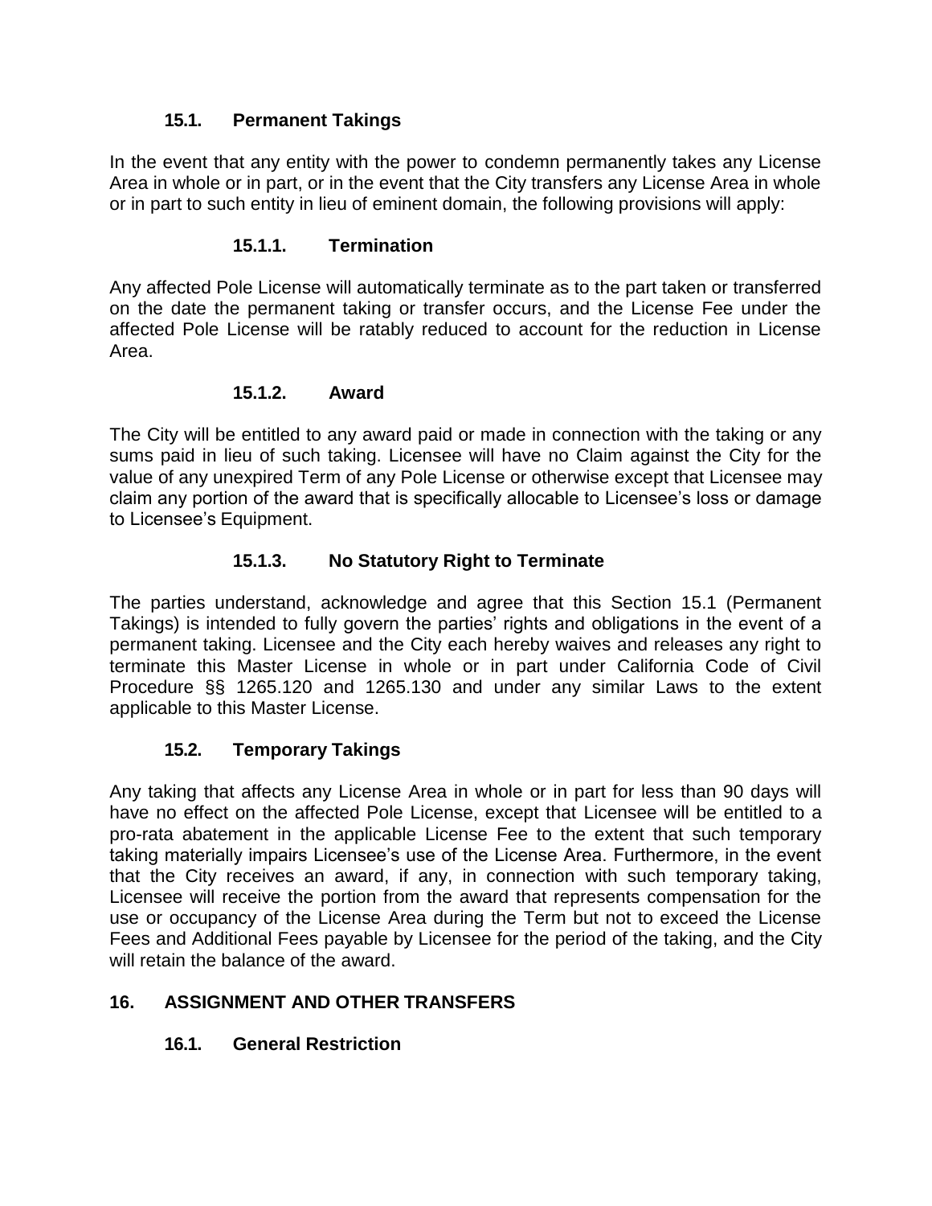### 15.1. Permanent Takings

In the event that any entity with the power to condemn permanently takes any License Area in whole or in part, or in the event that the City transfers any License Area in whole or in part to such entity in lieu of eminent domain, the following provisions will apply:

#### 15.1.1. Termination

Any affected Pole License will automatically terminate as to the part taken or transferred on the date the permanent taking or transfer occurs, and the License Fee under the affected Pole License will be ratably reduced to account for the reduction in License Area.

#### 15.1.2. Award

The City will be entitled to any award paid or made in connection with the taking or any sums paid in lieu of such taking. Licensee will have no Claim against the City for the value of any unexpired Term of any Pole License or otherwise except that Licensee may claim any portion of the award that is specifically allocable to Licensee's loss or damage to Licensee's Equipment.

#### 15.1.3. No Statutory Right to Terminate

The parties understand, acknowledge and agree that this Section 15.1 (Permanent Takings) is intended to fully govern the parties' rights and obligations in the event of a permanent taking. Licensee and the City each hereby waives and releases any right to terminate this Master License in whole or in part under California Code of Civil Procedure §§ 1265.120 and 1265.130 and under any similar Laws to the extent applicable to this Master License.

### 15.2. Temporary Takings

Any taking that affects any License Area in whole or in part for less than 90 days will have no effect on the affected Pole License, except that Licensee will be entitled to a pro-rata abatement in the applicable License Fee to the extent that such temporary taking materially impairs Licensee's use of the License Area. Furthermore, in the event that the City receives an award, if any, in connection with such temporary taking, Licensee will receive the portion from the award that represents compensation for the use or occupancy of the License Area during the Term but not to exceed the License Fees and Additional Fees payable by Licensee for the period of the taking, and the City will retain the balance of the award.

## 16. ASSIGNMENT AND OTHER TRANSFERS

### 16.1. General Restriction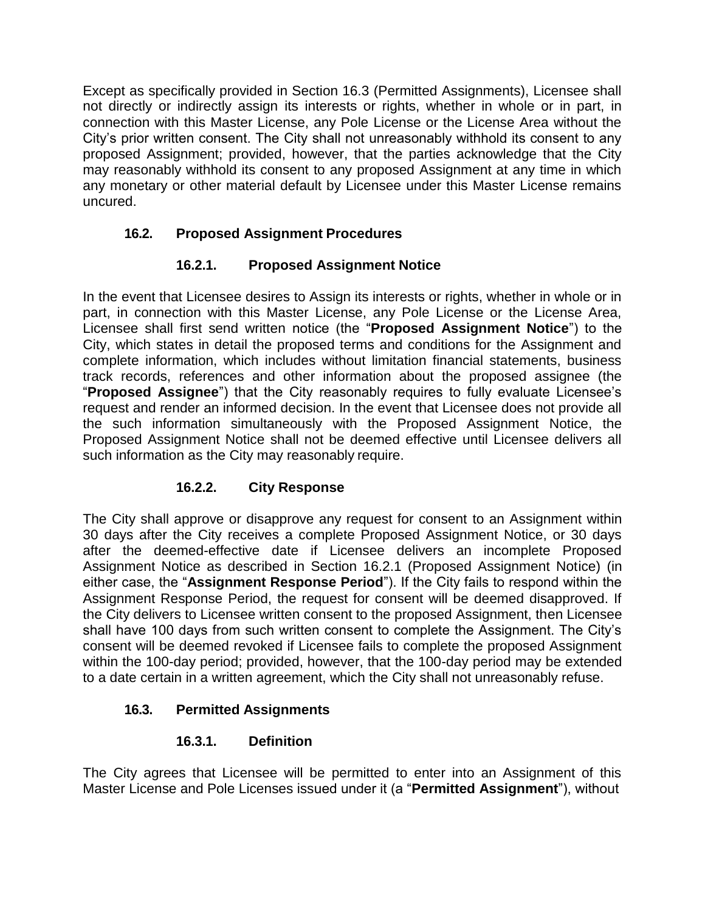Except as specifically provided in Section 16.3 (Permitted Assignments), Licensee shall not directly or indirectly assign its interests or rights, whether in whole or in part, in connection with this Master License, any Pole License or the License Area without the City's prior written consent. The City shall not unreasonably withhold its consent to any proposed Assignment; provided, however, that the parties acknowledge that the City may reasonably withhold its consent to any proposed Assignment at any time in which any monetary or other material default by Licensee under this Master License remains uncured.

### 16.2. Proposed Assignment Procedures

#### 16.2.1. Proposed Assignment Notice

In the event that Licensee desires to Assign its interests or rights, whether in whole or in part, in connection with this Master License, any Pole License or the License Area, Licensee shall first send written notice (the "**Proposed Assignment Notice**") to the City, which states in detail the proposed terms and conditions for the Assignment and complete information, which includes without limitation financial statements, business track records, references and other information about the proposed assignee (the "**Proposed Assignee**") that the City reasonably requires to fully evaluate Licensee's request and render an informed decision. In the event that Licensee does not provide all the such information simultaneously with the Proposed Assignment Notice, the Proposed Assignment Notice shall not be deemed effective until Licensee delivers all such information as the City may reasonably require.

#### 16.2.2. City Response

The City shall approve or disapprove any request for consent to an Assignment within 30 days after the City receives a complete Proposed Assignment Notice, or 30 days after the deemed-effective date if Licensee delivers an incomplete Proposed Assignment Notice as described in Section 16.2.1 (Proposed Assignment Notice) (in either case, the "**Assignment Response Period**"). If the City fails to respond within the Assignment Response Period, the request for consent will be deemed disapproved. If the City delivers to Licensee written consent to the proposed Assignment, then Licensee shall have 100 days from such written consent to complete the Assignment. The City's consent will be deemed revoked if Licensee fails to complete the proposed Assignment within the 100-day period; provided, however, that the 100-day period may be extended to a date certain in a written agreement, which the City shall not unreasonably refuse.

### 16.3. Permitted Assignments

#### 16.3.1. Definition

The City agrees that Licensee will be permitted to enter into an Assignment of this Master License and Pole Licenses issued under it (a "**Permitted Assignment**"), without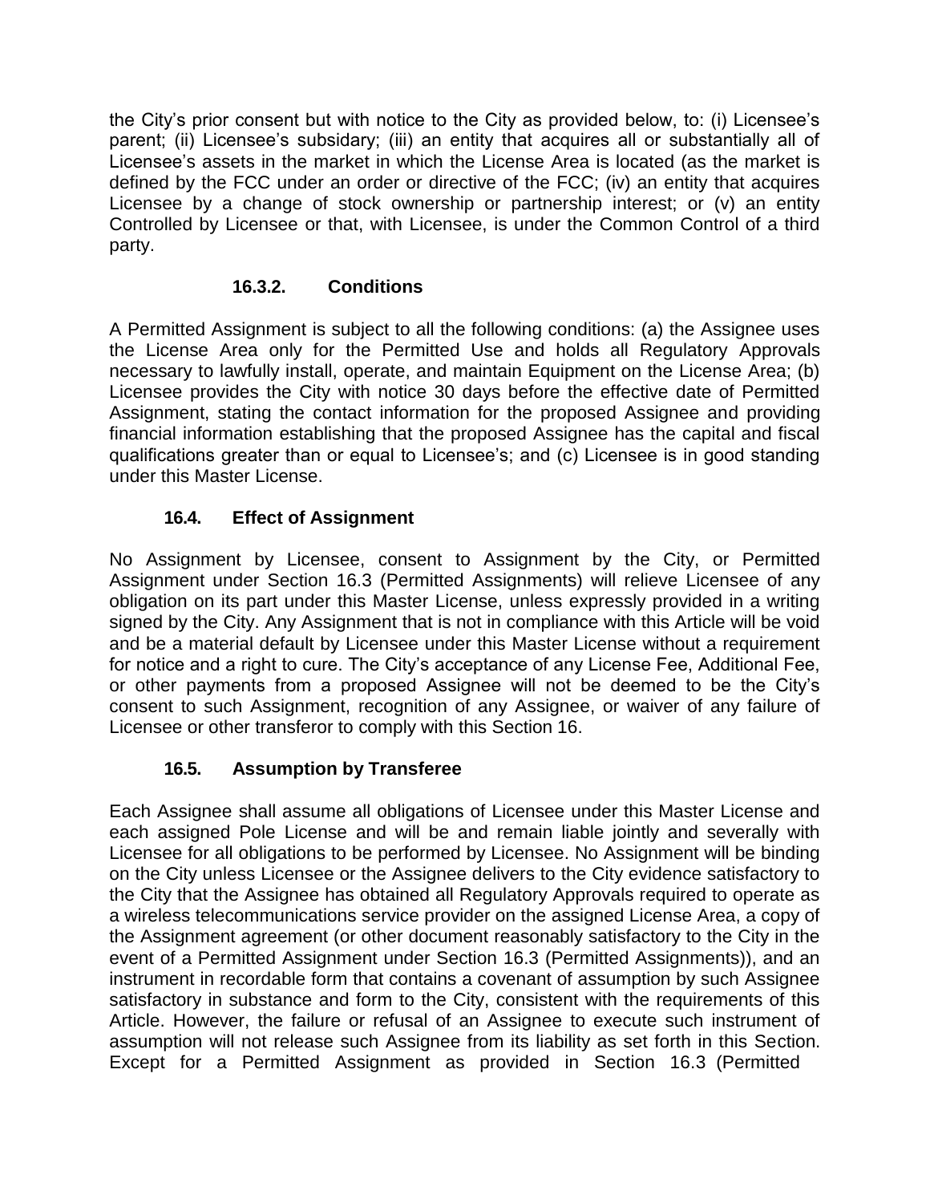the City's prior consent but with notice to the City as provided below, to: (i) Licensee's parent; (ii) Licensee's subsidary; (iii) an entity that acquires all or substantially all of Licensee's assets in the market in which the License Area is located (as the market is defined by the FCC under an order or directive of the FCC; (iv) an entity that acquires Licensee by a change of stock ownership or partnership interest; or (v) an entity Controlled by Licensee or that, with Licensee, is under the Common Control of a third party.

#### 16.3.2. Conditions

A Permitted Assignment is subject to all the following conditions: (a) the Assignee uses the License Area only for the Permitted Use and holds all Regulatory Approvals necessary to lawfully install, operate, and maintain Equipment on the License Area; (b) Licensee provides the City with notice 30 days before the effective date of Permitted Assignment, stating the contact information for the proposed Assignee and providing financial information establishing that the proposed Assignee has the capital and fiscal qualifications greater than or equal to Licensee's; and (c) Licensee is in good standing under this Master License.

### 16.4. Effect of Assignment

No Assignment by Licensee, consent to Assignment by the City, or Permitted Assignment under Section 16.3 (Permitted Assignments) will relieve Licensee of any obligation on its part under this Master License, unless expressly provided in a writing signed by the City. Any Assignment that is not in compliance with this Article will be void and be a material default by Licensee under this Master License without a requirement for notice and a right to cure. The City's acceptance of any License Fee, Additional Fee, or other payments from a proposed Assignee will not be deemed to be the City's consent to such Assignment, recognition of any Assignee, or waiver of any failure of Licensee or other transferor to comply with this Section 16.

### 16.5. Assumption by Transferee

Each Assignee shall assume all obligations of Licensee under this Master License and each assigned Pole License and will be and remain liable jointly and severally with Licensee for all obligations to be performed by Licensee. No Assignment will be binding on the City unless Licensee or the Assignee delivers to the City evidence satisfactory to the City that the Assignee has obtained all Regulatory Approvals required to operate as a wireless telecommunications service provider on the assigned License Area, a copy of the Assignment agreement (or other document reasonably satisfactory to the City in the event of a Permitted Assignment under Section 16.3 (Permitted Assignments)), and an instrument in recordable form that contains a covenant of assumption by such Assignee satisfactory in substance and form to the City, consistent with the requirements of this Article. However, the failure or refusal of an Assignee to execute such instrument of assumption will not release such Assignee from its liability as set forth in this Section. Except for a Permitted Assignment as provided in Section 16.3 (Permitted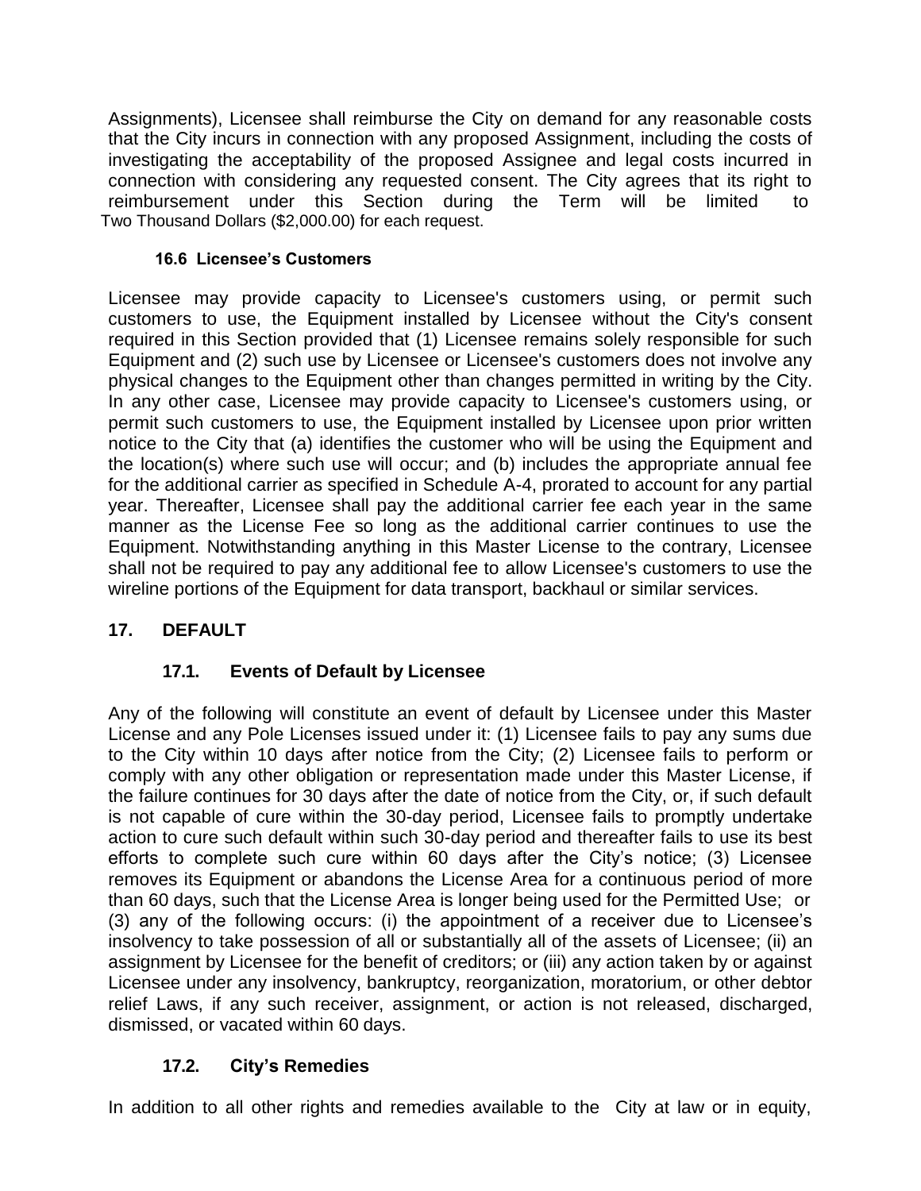Assignments), Licensee shall reimburse the City on demand for any reasonable costs that the City incurs in connection with any proposed Assignment, including the costs of investigating the acceptability of the proposed Assignee and legal costs incurred in connection with considering any requested consent. The City agrees that its right to reimbursement under this Section during the Term will be limited to Two Thousand Dollars ($2,000.00) for each request.

#### 16.6 Licensee's Customers

Licensee may provide capacity to Licensee's customers using, or permit such customers to use, the Equipment installed by Licensee without the City's consent required in this Section provided that (1) Licensee remains solely responsible for such Equipment and (2) such use by Licensee or Licensee's customers does not involve any physical changes to the Equipment other than changes permitted in writing by the City. In any other case, Licensee may provide capacity to Licensee's customers using, or permit such customers to use, the Equipment installed by Licensee upon prior written notice to the City that (a) identifies the customer who will be using the Equipment and the location(s) where such use will occur; and (b) includes the appropriate annual fee for the additional carrier as specified in Schedule A-4, prorated to account for any partial year. Thereafter, Licensee shall pay the additional carrier fee each year in the same manner as the License Fee so long as the additional carrier continues to use the Equipment. Notwithstanding anything in this Master License to the contrary, Licensee shall not be required to pay any additional fee to allow Licensee's customers to use the wireline portions of the Equipment for data transport, backhaul or similar services.

## 17. DEFAULT

### 17.1. Events of Default by Licensee

Any of the following will constitute an event of default by Licensee under this Master License and any Pole Licenses issued under it: (1) Licensee fails to pay any sums due to the City within 10 days after notice from the City; (2) Licensee fails to perform or comply with any other obligation or representation made under this Master License, if the failure continues for 30 days after the date of notice from the City, or, if such default is not capable of cure within the 30-day period, Licensee fails to promptly undertake action to cure such default within such 30-day period and thereafter fails to use its best efforts to complete such cure within 60 days after the City's notice; (3) Licensee removes its Equipment or abandons the License Area for a continuous period of more than 60 days, such that the License Area is longer being used for the Permitted Use; or (3) any of the following occurs: (i) the appointment of a receiver due to Licensee's insolvency to take possession of all or substantially all of the assets of Licensee; (ii) an assignment by Licensee for the benefit of creditors; or (iii) any action taken by or against Licensee under any insolvency, bankruptcy, reorganization, moratorium, or other debtor relief Laws, if any such receiver, assignment, or action is not released, discharged, dismissed, or vacated within 60 days.

### 17.2. City's Remedies

In addition to all other rights and remedies available to the City at law or in equity,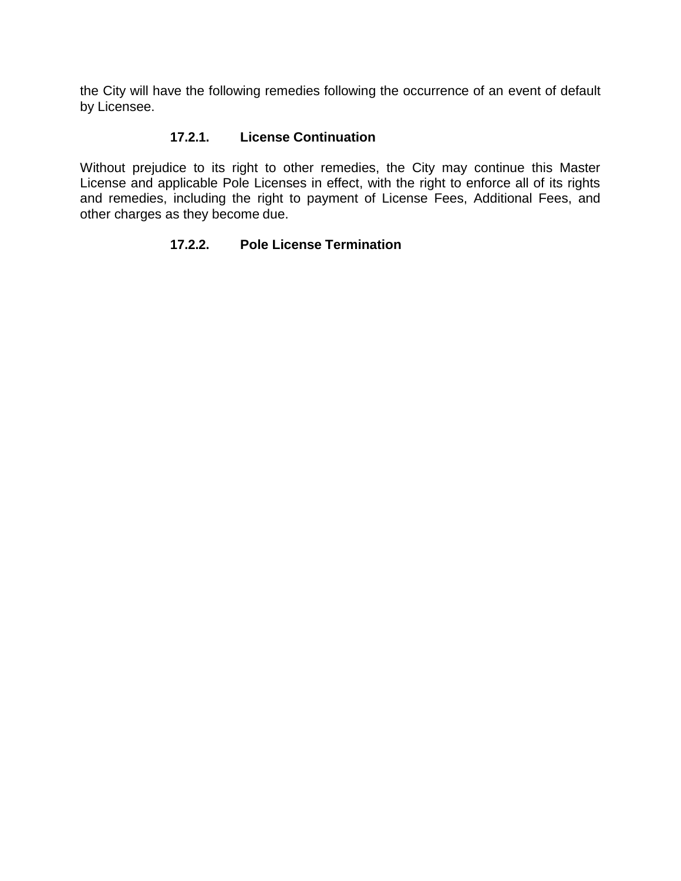the City will have the following remedies following the occurrence of an event of default by Licensee.

#### 17.2.1. License Continuation

Without prejudice to its right to other remedies, the City may continue this Master License and applicable Pole Licenses in effect, with the right to enforce all of its rights and remedies, including the right to payment of License Fees, Additional Fees, and other charges as they become due.

#### 17.2.2. Pole License Termination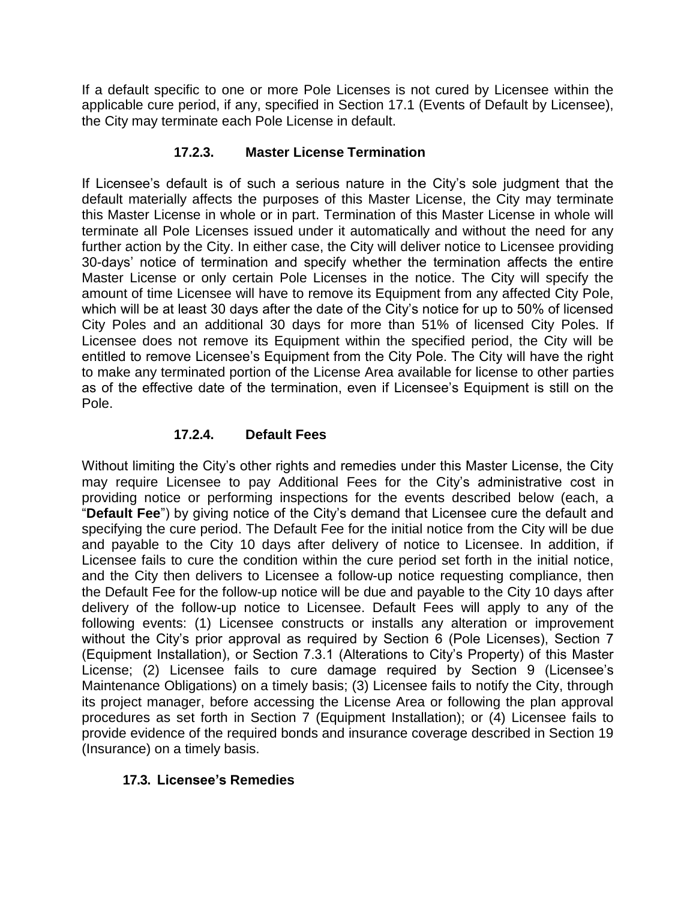If a default specific to one or more Pole Licenses is not cured by Licensee within the applicable cure period, if any, specified in Section 17.1 (Events of Default by Licensee), the City may terminate each Pole License in default.

#### 17.2.3. Master License Termination

If Licensee's default is of such a serious nature in the City's sole judgment that the default materially affects the purposes of this Master License, the City may terminate this Master License in whole or in part. Termination of this Master License in whole will terminate all Pole Licenses issued under it automatically and without the need for any further action by the City. In either case, the City will deliver notice to Licensee providing 30-days' notice of termination and specify whether the termination affects the entire Master License or only certain Pole Licenses in the notice. The City will specify the amount of time Licensee will have to remove its Equipment from any affected City Pole, which will be at least 30 days after the date of the City's notice for up to 50% of licensed City Poles and an additional 30 days for more than 51% of licensed City Poles. If Licensee does not remove its Equipment within the specified period, the City will be entitled to remove Licensee's Equipment from the City Pole. The City will have the right to make any terminated portion of the License Area available for license to other parties as of the effective date of the termination, even if Licensee's Equipment is still on the Pole.

#### 17.2.4. Default Fees

Without limiting the City's other rights and remedies under this Master License, the City may require Licensee to pay Additional Fees for the City's administrative cost in providing notice or performing inspections for the events described below (each, a "**Default Fee**") by giving notice of the City's demand that Licensee cure the default and specifying the cure period. The Default Fee for the initial notice from the City will be due and payable to the City 10 days after delivery of notice to Licensee. In addition, if Licensee fails to cure the condition within the cure period set forth in the initial notice, and the City then delivers to Licensee a follow-up notice requesting compliance, then the Default Fee for the follow-up notice will be due and payable to the City 10 days after delivery of the follow-up notice to Licensee. Default Fees will apply to any of the following events: (1) Licensee constructs or installs any alteration or improvement without the City's prior approval as required by Section 6 (Pole Licenses), Section 7 (Equipment Installation), or Section 7.3.1 (Alterations to City's Property) of this Master License; (2) Licensee fails to cure damage required by Section 9 (Licensee's Maintenance Obligations) on a timely basis; (3) Licensee fails to notify the City, through its project manager, before accessing the License Area or following the plan approval procedures as set forth in Section 7 (Equipment Installation); or (4) Licensee fails to provide evidence of the required bonds and insurance coverage described in Section 19 (Insurance) on a timely basis.

### 17.3. Licensee's Remedies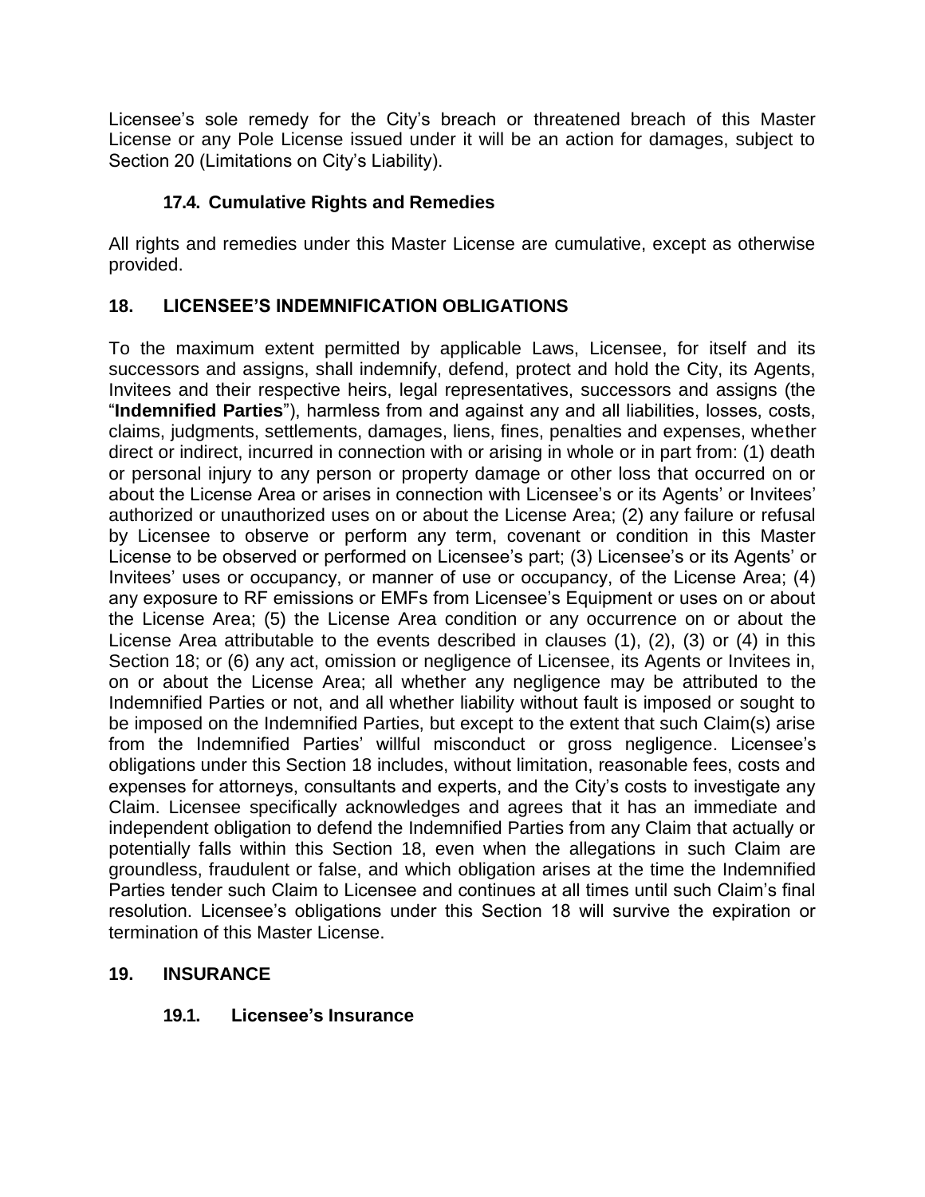Licensee's sole remedy for the City's breach or threatened breach of this Master License or any Pole License issued under it will be an action for damages, subject to Section 20 (Limitations on City's Liability).

### 17.4. Cumulative Rights and Remedies

All rights and remedies under this Master License are cumulative, except as otherwise provided.

## 18. LICENSEE'S INDEMNIFICATION OBLIGATIONS

To the maximum extent permitted by applicable Laws, Licensee, for itself and its successors and assigns, shall indemnify, defend, protect and hold the City, its Agents, Invitees and their respective heirs, legal representatives, successors and assigns (the "**Indemnified Parties**"), harmless from and against any and all liabilities, losses, costs, claims, judgments, settlements, damages, liens, fines, penalties and expenses, whether direct or indirect, incurred in connection with or arising in whole or in part from: (1) death or personal injury to any person or property damage or other loss that occurred on or about the License Area or arises in connection with Licensee's or its Agents' or Invitees' authorized or unauthorized uses on or about the License Area; (2) any failure or refusal by Licensee to observe or perform any term, covenant or condition in this Master License to be observed or performed on Licensee's part; (3) Licensee's or its Agents' or Invitees' uses or occupancy, or manner of use or occupancy, of the License Area; (4) any exposure to RF emissions or EMFs from Licensee's Equipment or uses on or about the License Area; (5) the License Area condition or any occurrence on or about the License Area attributable to the events described in clauses (1), (2), (3) or (4) in this Section 18; or (6) any act, omission or negligence of Licensee, its Agents or Invitees in, on or about the License Area; all whether any negligence may be attributed to the Indemnified Parties or not, and all whether liability without fault is imposed or sought to be imposed on the Indemnified Parties, but except to the extent that such Claim(s) arise from the Indemnified Parties' willful misconduct or gross negligence. Licensee's obligations under this Section 18 includes, without limitation, reasonable fees, costs and expenses for attorneys, consultants and experts, and the City's costs to investigate any Claim. Licensee specifically acknowledges and agrees that it has an immediate and independent obligation to defend the Indemnified Parties from any Claim that actually or potentially falls within this Section 18, even when the allegations in such Claim are groundless, fraudulent or false, and which obligation arises at the time the Indemnified Parties tender such Claim to Licensee and continues at all times until such Claim's final resolution. Licensee's obligations under this Section 18 will survive the expiration or termination of this Master License.

## 19. INSURANCE

### 19.1. Licensee's Insurance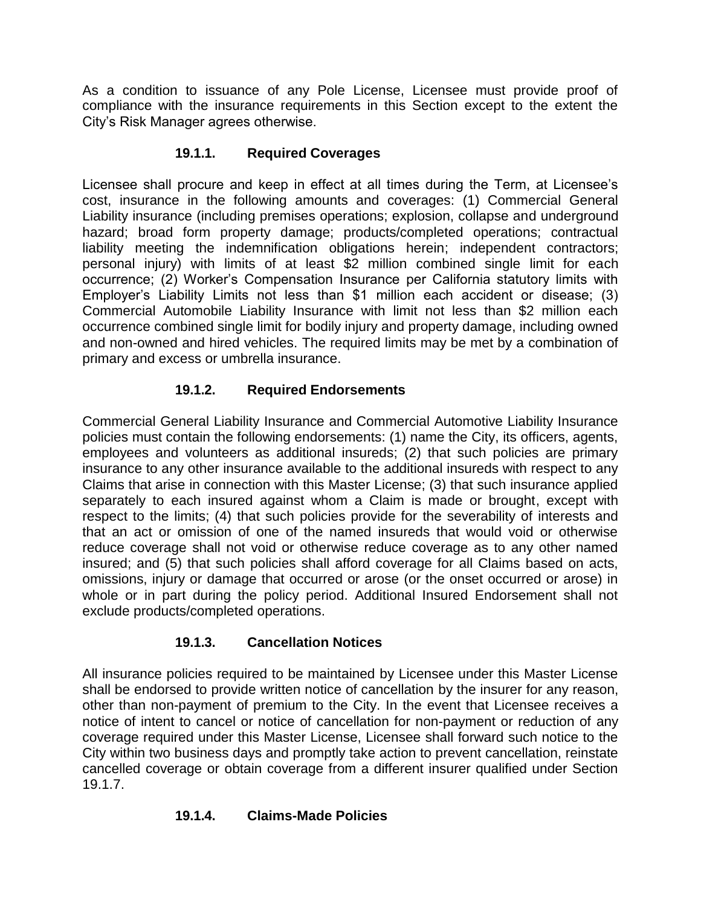As a condition to issuance of any Pole License, Licensee must provide proof of compliance with the insurance requirements in this Section except to the extent the City's Risk Manager agrees otherwise.

### 19.1.1. Required Coverages

Licensee shall procure and keep in effect at all times during the Term, at Licensee's cost, insurance in the following amounts and coverages: (1) Commercial General Liability insurance (including premises operations; explosion, collapse and underground hazard; broad form property damage; products/completed operations; contractual liability meeting the indemnification obligations herein; independent contractors; personal injury) with limits of at least $2 million combined single limit for each occurrence; (2) Worker's Compensation Insurance per California statutory limits with Employer's Liability Limits not less than $1 million each accident or disease; (3) Commercial Automobile Liability Insurance with limit not less than $2 million each occurrence combined single limit for bodily injury and property damage, including owned and non-owned and hired vehicles. The required limits may be met by a combination of primary and excess or umbrella insurance.

### 19.1.2. Required Endorsements

Commercial General Liability Insurance and Commercial Automotive Liability Insurance policies must contain the following endorsements: (1) name the City, its officers, agents, employees and volunteers as additional insureds; (2) that such policies are primary insurance to any other insurance available to the additional insureds with respect to any Claims that arise in connection with this Master License; (3) that such insurance applied separately to each insured against whom a Claim is made or brought, except with respect to the limits; (4) that such policies provide for the severability of interests and that an act or omission of one of the named insureds that would void or otherwise reduce coverage shall not void or otherwise reduce coverage as to any other named insured; and (5) that such policies shall afford coverage for all Claims based on acts, omissions, injury or damage that occurred or arose (or the onset occurred or arose) in whole or in part during the policy period. Additional Insured Endorsement shall not exclude products/completed operations.

### 19.1.3. Cancellation Notices

All insurance policies required to be maintained by Licensee under this Master License shall be endorsed to provide written notice of cancellation by the insurer for any reason, other than non-payment of premium to the City. In the event that Licensee receives a notice of intent to cancel or notice of cancellation for non-payment or reduction of any coverage required under this Master License, Licensee shall forward such notice to the City within two business days and promptly take action to prevent cancellation, reinstate cancelled coverage or obtain coverage from a different insurer qualified under Section 19.1.7.

### 19.1.4. Claims-Made Policies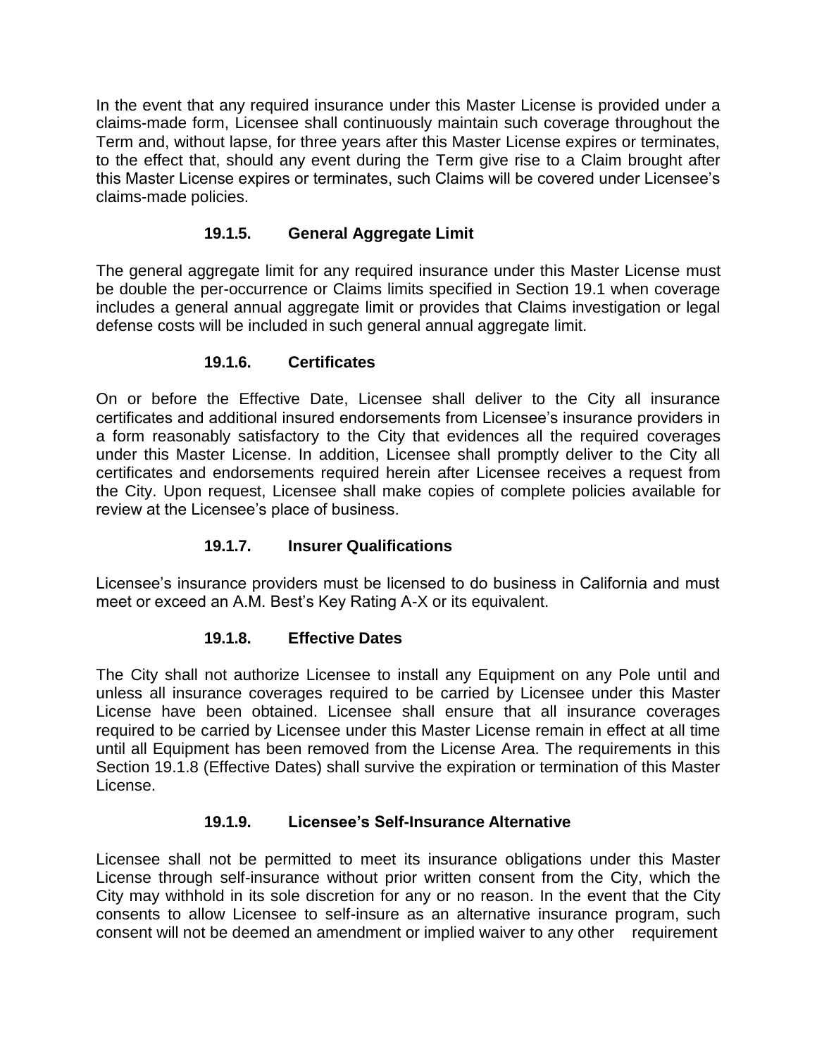In the event that any required insurance under this Master License is provided under a claims-made form, Licensee shall continuously maintain such coverage throughout the Term and, without lapse, for three years after this Master License expires or terminates, to the effect that, should any event during the Term give rise to a Claim brought after this Master License expires or terminates, such Claims will be covered under Licensee's claims-made policies.

#### 19.1.5. General Aggregate Limit

The general aggregate limit for any required insurance under this Master License must be double the per-occurrence or Claims limits specified in Section 19.1 when coverage includes a general annual aggregate limit or provides that Claims investigation or legal defense costs will be included in such general annual aggregate limit.

#### 19.1.6. Certificates

On or before the Effective Date, Licensee shall deliver to the City all insurance certificates and additional insured endorsements from Licensee's insurance providers in a form reasonably satisfactory to the City that evidences all the required coverages under this Master License. In addition, Licensee shall promptly deliver to the City all certificates and endorsements required herein after Licensee receives a request from the City. Upon request, Licensee shall make copies of complete policies available for review at the Licensee's place of business.

#### 19.1.7. Insurer Qualifications

Licensee's insurance providers must be licensed to do business in California and must meet or exceed an A.M. Best's Key Rating A-X or its equivalent.

#### 19.1.8. Effective Dates

The City shall not authorize Licensee to install any Equipment on any Pole until and unless all insurance coverages required to be carried by Licensee under this Master License have been obtained. Licensee shall ensure that all insurance coverages required to be carried by Licensee under this Master License remain in effect at all time until all Equipment has been removed from the License Area. The requirements in this Section 19.1.8 (Effective Dates) shall survive the expiration or termination of this Master License.

#### 19.1.9. Licensee's Self-Insurance Alternative

Licensee shall not be permitted to meet its insurance obligations under this Master License through self-insurance without prior written consent from the City, which the City may withhold in its sole discretion for any or no reason. In the event that the City consents to allow Licensee to self-insure as an alternative insurance program, such consent will not be deemed an amendment or implied waiver to any other requirement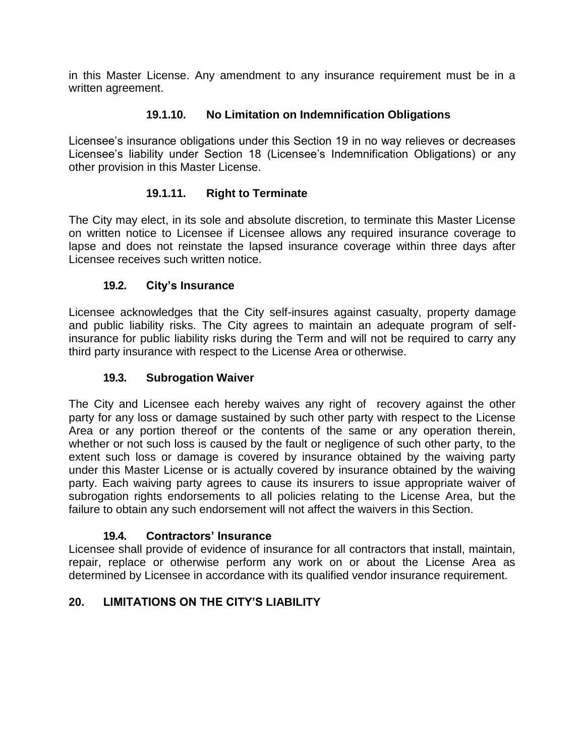in this Master License. Any amendment to any insurance requirement must be in a written agreement.

#### 19.1.10. No Limitation on Indemnification Obligations

Licensee's insurance obligations under this Section 19 in no way relieves or decreases Licensee's liability under Section 18 (Licensee's Indemnification Obligations) or any other provision in this Master License.

#### 19.1.11. Right to Terminate

The City may elect, in its sole and absolute discretion, to terminate this Master License on written notice to Licensee if Licensee allows any required insurance coverage to lapse and does not reinstate the lapsed insurance coverage within three days after Licensee receives such written notice.

### 19.2. City's Insurance

Licensee acknowledges that the City self-insures against casualty, property damage and public liability risks. The City agrees to maintain an adequate program of self-insurance for public liability risks during the Term and will not be required to carry any third party insurance with respect to the License Area or otherwise.

### 19.3. Subrogation Waiver

The City and Licensee each hereby waives any right of recovery against the other party for any loss or damage sustained by such other party with respect to the License Area or any portion thereof or the contents of the same or any operation therein, whether or not such loss is caused by the fault or negligence of such other party, to the extent such loss or damage is covered by insurance obtained by the waiving party under this Master License or is actually covered by insurance obtained by the waiving party. Each waiving party agrees to cause its insurers to issue appropriate waiver of subrogation rights endorsements to all policies relating to the License Area, but the failure to obtain any such endorsement will not affect the waivers in this Section.

### 19.4. Contractors' Insurance

Licensee shall provide of evidence of insurance for all contractors that install, maintain, repair, replace or otherwise perform any work on or about the License Area as determined by Licensee in accordance with its qualified vendor insurance requirement.

## 20. LIMITATIONS ON THE CITY'S LIABILITY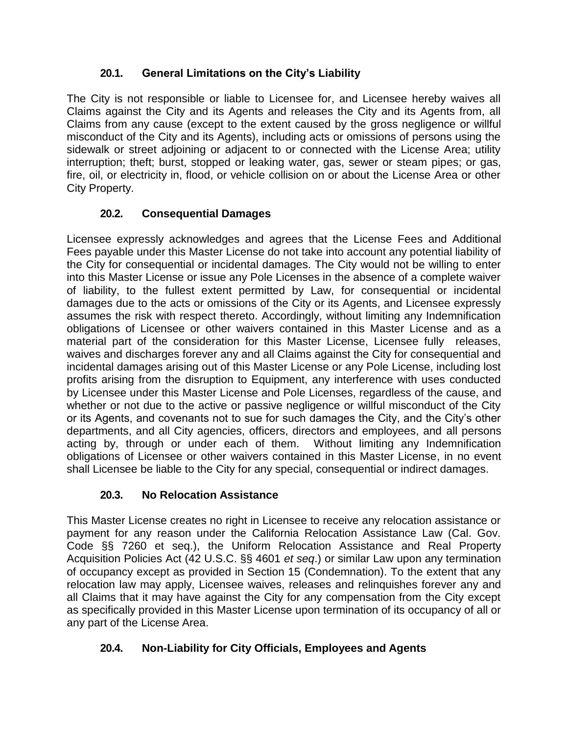### 20.1. General Limitations on the City's Liability

The City is not responsible or liable to Licensee for, and Licensee hereby waives all Claims against the City and its Agents and releases the City and its Agents from, all Claims from any cause (except to the extent caused by the gross negligence or willful misconduct of the City and its Agents), including acts or omissions of persons using the sidewalk or street adjoining or adjacent to or connected with the License Area; utility interruption; theft; burst, stopped or leaking water, gas, sewer or steam pipes; or gas, fire, oil, or electricity in, flood, or vehicle collision on or about the License Area or other City Property.

### 20.2. Consequential Damages

Licensee expressly acknowledges and agrees that the License Fees and Additional Fees payable under this Master License do not take into account any potential liability of the City for consequential or incidental damages. The City would not be willing to enter into this Master License or issue any Pole Licenses in the absence of a complete waiver of liability, to the fullest extent permitted by Law, for consequential or incidental damages due to the acts or omissions of the City or its Agents, and Licensee expressly assumes the risk with respect thereto. Accordingly, without limiting any Indemnification obligations of Licensee or other waivers contained in this Master License and as a material part of the consideration for this Master License, Licensee fully releases, waives and discharges forever any and all Claims against the City for consequential and incidental damages arising out of this Master License or any Pole License, including lost profits arising from the disruption to Equipment, any interference with uses conducted by Licensee under this Master License and Pole Licenses, regardless of the cause, and whether or not due to the active or passive negligence or willful misconduct of the City or its Agents, and covenants not to sue for such damages the City, and the City's other departments, and all City agencies, officers, directors and employees, and all persons acting by, through or under each of them. Without limiting any Indemnification obligations of Licensee or other waivers contained in this Master License, in no event shall Licensee be liable to the City for any special, consequential or indirect damages.

### 20.3. No Relocation Assistance

This Master License creates no right in Licensee to receive any relocation assistance or payment for any reason under the California Relocation Assistance Law (Cal. Gov. Code §§ 7260 et seq.), the Uniform Relocation Assistance and Real Property Acquisition Policies Act (42 U.S.C. §§ 4601 *et seq*.) or similar Law upon any termination of occupancy except as provided in Section 15 (Condemnation). To the extent that any relocation law may apply, Licensee waives, releases and relinquishes forever any and all Claims that it may have against the City for any compensation from the City except as specifically provided in this Master License upon termination of its occupancy of all or any part of the License Area.

### 20.4. Non-Liability for City Officials, Employees and Agents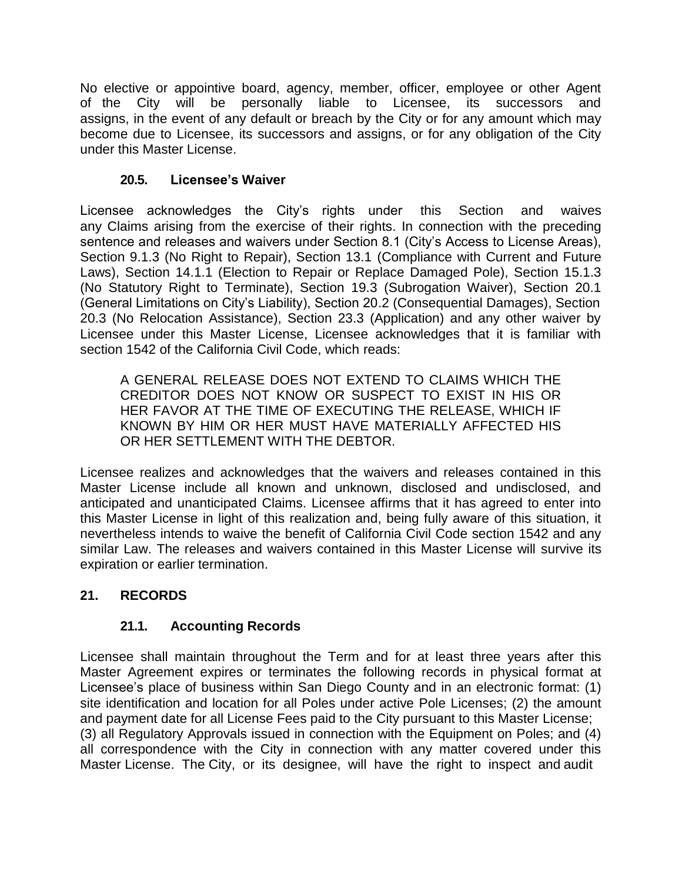No elective or appointive board, agency, member, officer, employee or other Agent of the City will be personally liable to Licensee, its successors and assigns, in the event of any default or breach by the City or for any amount which may become due to Licensee, its successors and assigns, or for any obligation of the City under this Master License.

### 20.5. Licensee's Waiver

Licensee acknowledges the City's rights under this Section and waives any Claims arising from the exercise of their rights. In connection with the preceding sentence and releases and waivers under Section 8.1 (City's Access to License Areas), Section 9.1.3 (No Right to Repair), Section 13.1 (Compliance with Current and Future Laws), Section 14.1.1 (Election to Repair or Replace Damaged Pole), Section 15.1.3 (No Statutory Right to Terminate), Section 19.3 (Subrogation Waiver), Section 20.1 (General Limitations on City's Liability), Section 20.2 (Consequential Damages), Section 20.3 (No Relocation Assistance), Section 23.3 (Application) and any other waiver by Licensee under this Master License, Licensee acknowledges that it is familiar with section 1542 of the California Civil Code, which reads:

> A GENERAL RELEASE DOES NOT EXTEND TO CLAIMS WHICH THE CREDITOR DOES NOT KNOW OR SUSPECT TO EXIST IN HIS OR HER FAVOR AT THE TIME OF EXECUTING THE RELEASE, WHICH IF KNOWN BY HIM OR HER MUST HAVE MATERIALLY AFFECTED HIS OR HER SETTLEMENT WITH THE DEBTOR.

Licensee realizes and acknowledges that the waivers and releases contained in this Master License include all known and unknown, disclosed and undisclosed, and anticipated and unanticipated Claims. Licensee affirms that it has agreed to enter into this Master License in light of this realization and, being fully aware of this situation, it nevertheless intends to waive the benefit of California Civil Code section 1542 and any similar Law. The releases and waivers contained in this Master License will survive its expiration or earlier termination.

## 21. RECORDS

### 21.1. Accounting Records

Licensee shall maintain throughout the Term and for at least three years after this Master Agreement expires or terminates the following records in physical format at Licensee's place of business within San Diego County and in an electronic format: (1) site identification and location for all Poles under active Pole Licenses; (2) the amount and payment date for all License Fees paid to the City pursuant to this Master License; (3) all Regulatory Approvals issued in connection with the Equipment on Poles; and (4) all correspondence with the City in connection with any matter covered under this Master License. The City, or its designee, will have the right to inspect and audit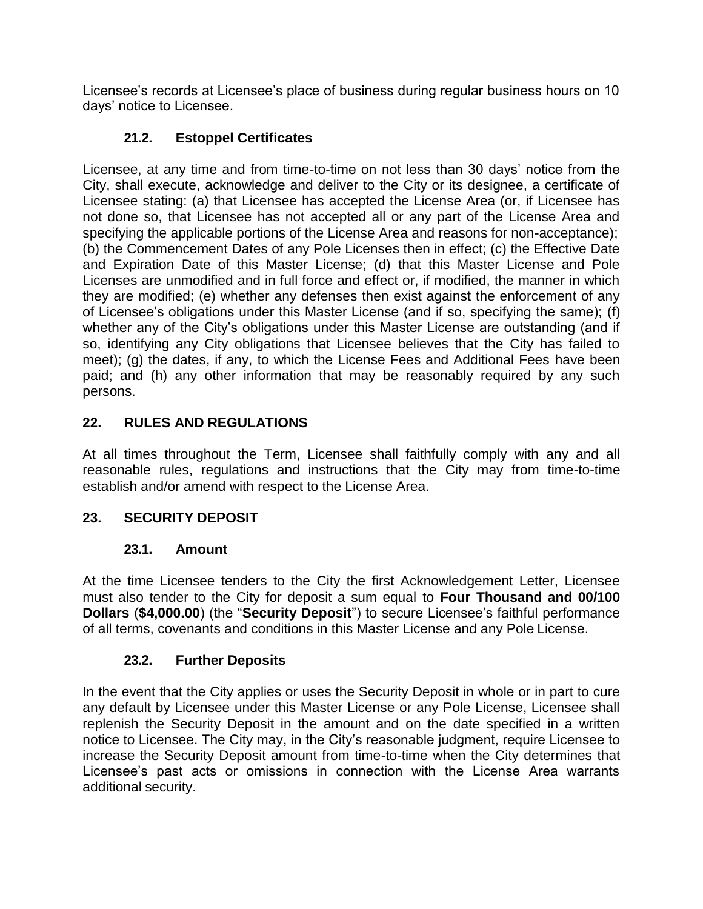Licensee's records at Licensee's place of business during regular business hours on 10 days' notice to Licensee.

### 21.2. Estoppel Certificates

Licensee, at any time and from time-to-time on not less than 30 days' notice from the City, shall execute, acknowledge and deliver to the City or its designee, a certificate of Licensee stating: (a) that Licensee has accepted the License Area (or, if Licensee has not done so, that Licensee has not accepted all or any part of the License Area and specifying the applicable portions of the License Area and reasons for non-acceptance); (b) the Commencement Dates of any Pole Licenses then in effect; (c) the Effective Date and Expiration Date of this Master License; (d) that this Master License and Pole Licenses are unmodified and in full force and effect or, if modified, the manner in which they are modified; (e) whether any defenses then exist against the enforcement of any of Licensee's obligations under this Master License (and if so, specifying the same); (f) whether any of the City's obligations under this Master License are outstanding (and if so, identifying any City obligations that Licensee believes that the City has failed to meet); (g) the dates, if any, to which the License Fees and Additional Fees have been paid; and (h) any other information that may be reasonably required by any such persons.

## 22. RULES AND REGULATIONS

At all times throughout the Term, Licensee shall faithfully comply with any and all reasonable rules, regulations and instructions that the City may from time-to-time establish and/or amend with respect to the License Area.

## 23. SECURITY DEPOSIT

### 23.1. Amount

At the time Licensee tenders to the City the first Acknowledgement Letter, Licensee must also tender to the City for deposit a sum equal to **Four Thousand and 00/100 Dollars** (**$4,000.00**) (the "**Security Deposit**") to secure Licensee's faithful performance of all terms, covenants and conditions in this Master License and any Pole License.

### 23.2. Further Deposits

In the event that the City applies or uses the Security Deposit in whole or in part to cure any default by Licensee under this Master License or any Pole License, Licensee shall replenish the Security Deposit in the amount and on the date specified in a written notice to Licensee. The City may, in the City's reasonable judgment, require Licensee to increase the Security Deposit amount from time-to-time when the City determines that Licensee's past acts or omissions in connection with the License Area warrants additional security.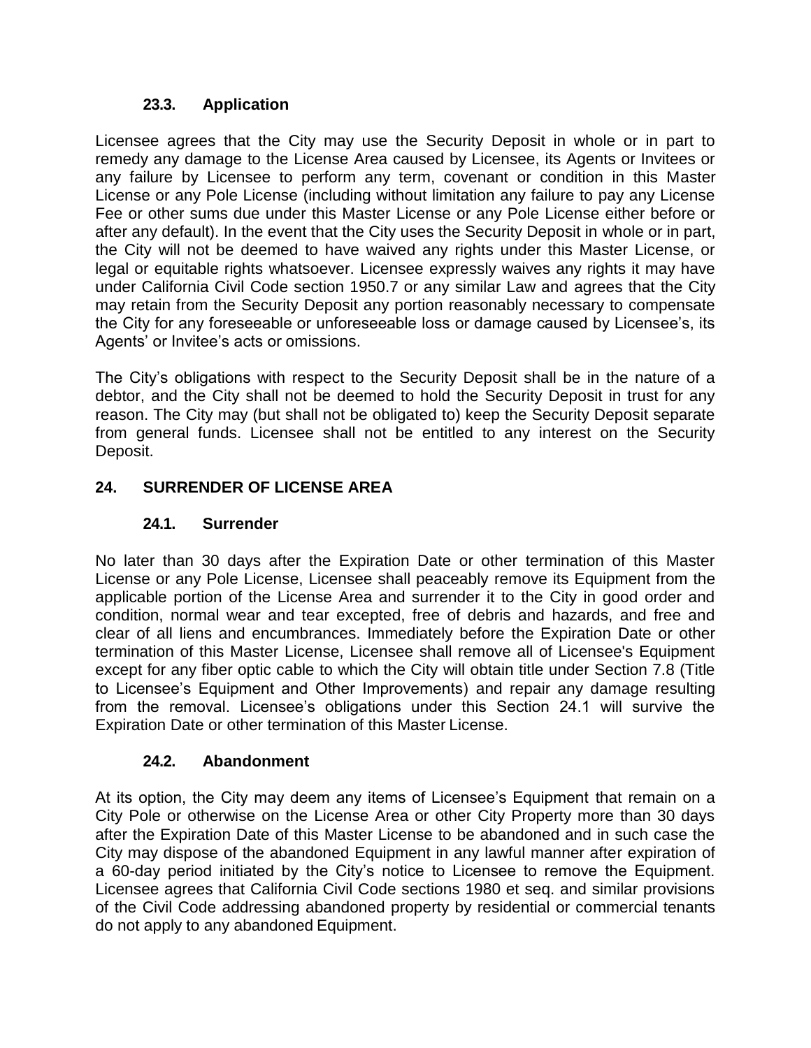### 23.3. Application

Licensee agrees that the City may use the Security Deposit in whole or in part to remedy any damage to the License Area caused by Licensee, its Agents or Invitees or any failure by Licensee to perform any term, covenant or condition in this Master License or any Pole License (including without limitation any failure to pay any License Fee or other sums due under this Master License or any Pole License either before or after any default). In the event that the City uses the Security Deposit in whole or in part, the City will not be deemed to have waived any rights under this Master License, or legal or equitable rights whatsoever. Licensee expressly waives any rights it may have under California Civil Code section 1950.7 or any similar Law and agrees that the City may retain from the Security Deposit any portion reasonably necessary to compensate the City for any foreseeable or unforeseeable loss or damage caused by Licensee's, its Agents' or Invitee's acts or omissions.

The City's obligations with respect to the Security Deposit shall be in the nature of a debtor, and the City shall not be deemed to hold the Security Deposit in trust for any reason. The City may (but shall not be obligated to) keep the Security Deposit separate from general funds. Licensee shall not be entitled to any interest on the Security Deposit.

## 24. SURRENDER OF LICENSE AREA

### 24.1. Surrender

No later than 30 days after the Expiration Date or other termination of this Master License or any Pole License, Licensee shall peaceably remove its Equipment from the applicable portion of the License Area and surrender it to the City in good order and condition, normal wear and tear excepted, free of debris and hazards, and free and clear of all liens and encumbrances. Immediately before the Expiration Date or other termination of this Master License, Licensee shall remove all of Licensee's Equipment except for any fiber optic cable to which the City will obtain title under Section 7.8 (Title to Licensee's Equipment and Other Improvements) and repair any damage resulting from the removal. Licensee's obligations under this Section 24.1 will survive the Expiration Date or other termination of this Master License.

### 24.2. Abandonment

At its option, the City may deem any items of Licensee's Equipment that remain on a City Pole or otherwise on the License Area or other City Property more than 30 days after the Expiration Date of this Master License to be abandoned and in such case the City may dispose of the abandoned Equipment in any lawful manner after expiration of a 60-day period initiated by the City's notice to Licensee to remove the Equipment. Licensee agrees that California Civil Code sections 1980 et seq. and similar provisions of the Civil Code addressing abandoned property by residential or commercial tenants do not apply to any abandoned Equipment.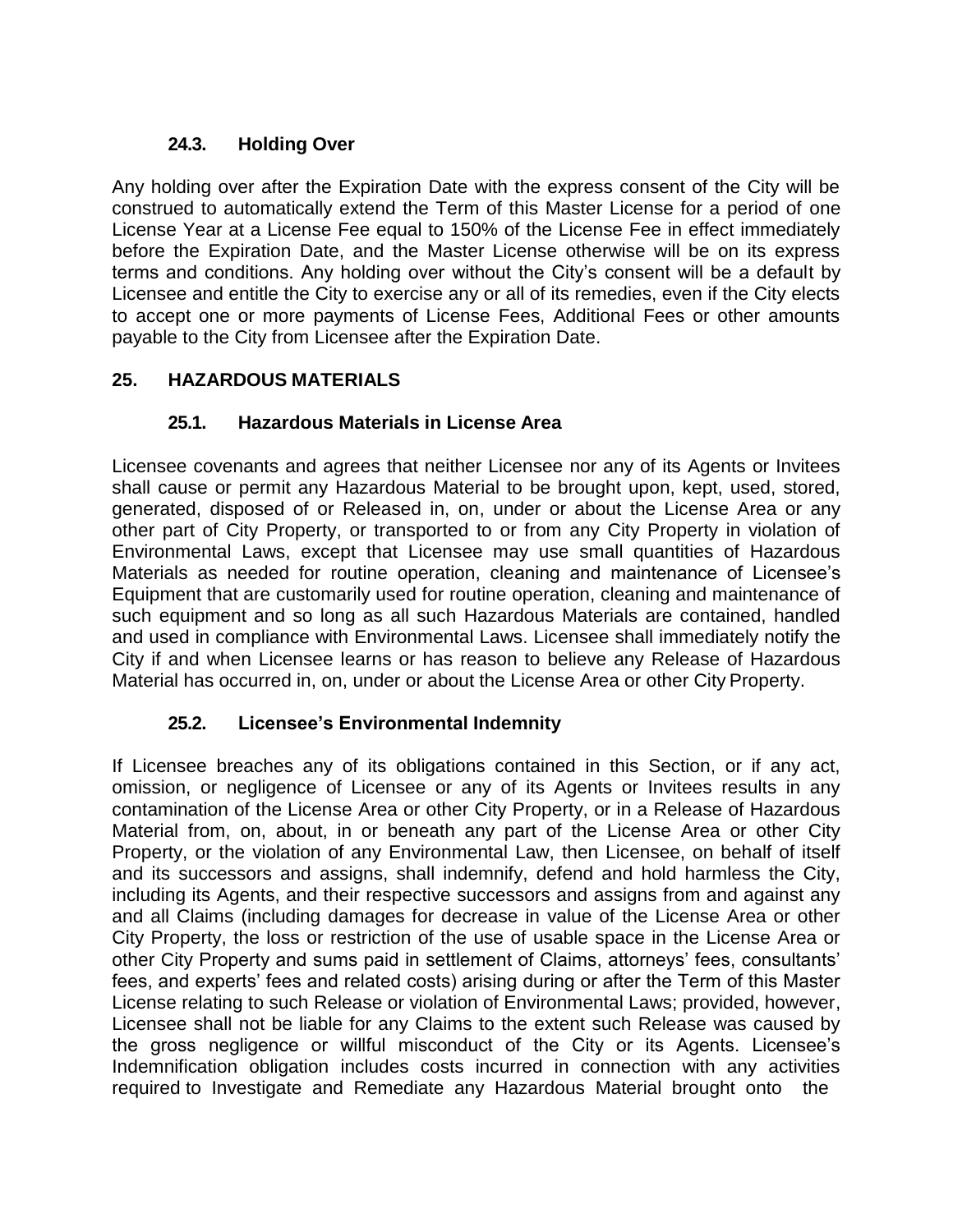### 24.3. Holding Over

Any holding over after the Expiration Date with the express consent of the City will be construed to automatically extend the Term of this Master License for a period of one License Year at a License Fee equal to 150% of the License Fee in effect immediately before the Expiration Date, and the Master License otherwise will be on its express terms and conditions. Any holding over without the City's consent will be a default by Licensee and entitle the City to exercise any or all of its remedies, even if the City elects to accept one or more payments of License Fees, Additional Fees or other amounts payable to the City from Licensee after the Expiration Date.

## 25. HAZARDOUS MATERIALS

### 25.1. Hazardous Materials in License Area

Licensee covenants and agrees that neither Licensee nor any of its Agents or Invitees shall cause or permit any Hazardous Material to be brought upon, kept, used, stored, generated, disposed of or Released in, on, under or about the License Area or any other part of City Property, or transported to or from any City Property in violation of Environmental Laws, except that Licensee may use small quantities of Hazardous Materials as needed for routine operation, cleaning and maintenance of Licensee's Equipment that are customarily used for routine operation, cleaning and maintenance of such equipment and so long as all such Hazardous Materials are contained, handled and used in compliance with Environmental Laws. Licensee shall immediately notify the City if and when Licensee learns or has reason to believe any Release of Hazardous Material has occurred in, on, under or about the License Area or other City Property.

### 25.2. Licensee's Environmental Indemnity

If Licensee breaches any of its obligations contained in this Section, or if any act, omission, or negligence of Licensee or any of its Agents or Invitees results in any contamination of the License Area or other City Property, or in a Release of Hazardous Material from, on, about, in or beneath any part of the License Area or other City Property, or the violation of any Environmental Law, then Licensee, on behalf of itself and its successors and assigns, shall indemnify, defend and hold harmless the City, including its Agents, and their respective successors and assigns from and against any and all Claims (including damages for decrease in value of the License Area or other City Property, the loss or restriction of the use of usable space in the License Area or other City Property and sums paid in settlement of Claims, attorneys' fees, consultants' fees, and experts' fees and related costs) arising during or after the Term of this Master License relating to such Release or violation of Environmental Laws; provided, however, Licensee shall not be liable for any Claims to the extent such Release was caused by the gross negligence or willful misconduct of the City or its Agents. Licensee's Indemnification obligation includes costs incurred in connection with any activities required to Investigate and Remediate any Hazardous Material brought onto the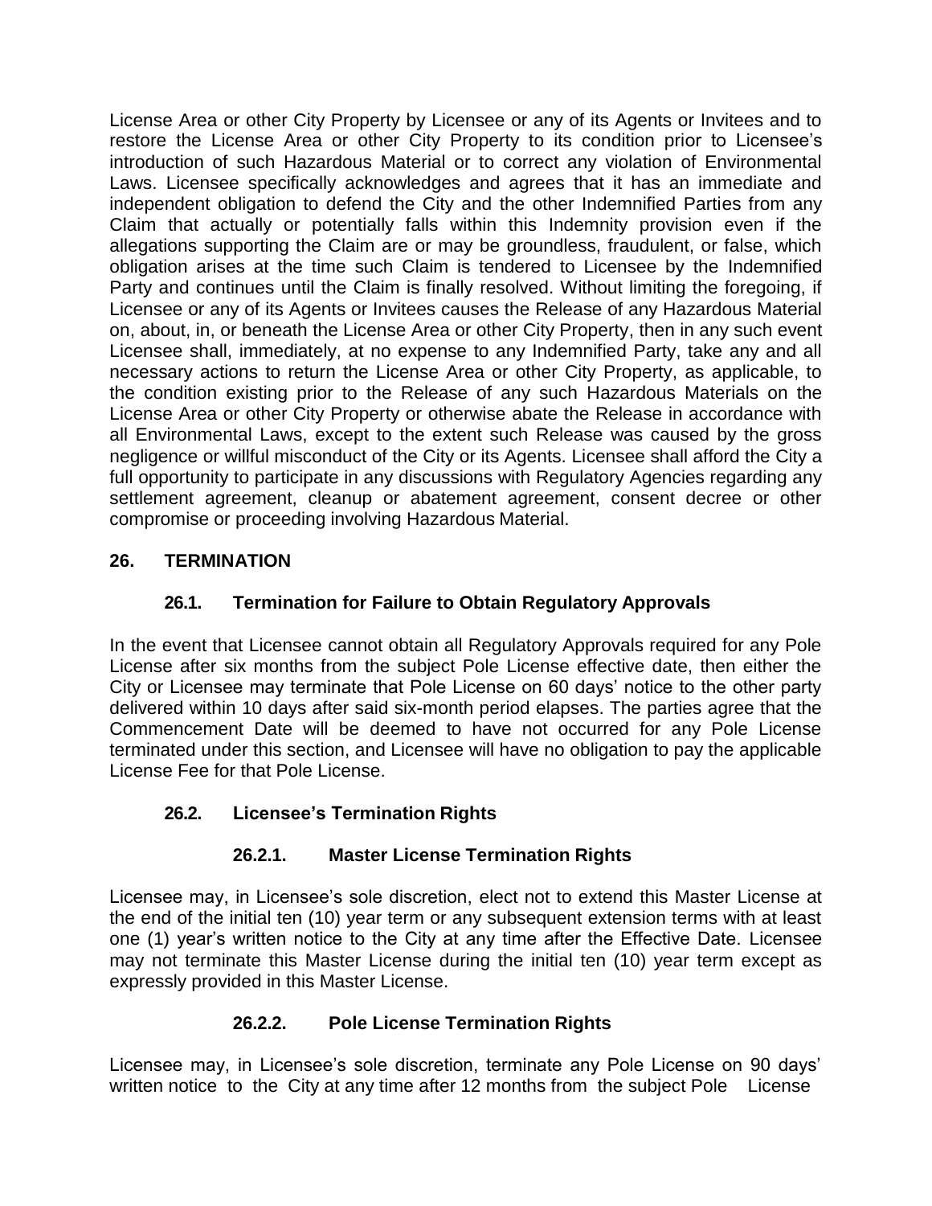License Area or other City Property by Licensee or any of its Agents or Invitees and to restore the License Area or other City Property to its condition prior to Licensee's introduction of such Hazardous Material or to correct any violation of Environmental Laws. Licensee specifically acknowledges and agrees that it has an immediate and independent obligation to defend the City and the other Indemnified Parties from any Claim that actually or potentially falls within this Indemnity provision even if the allegations supporting the Claim are or may be groundless, fraudulent, or false, which obligation arises at the time such Claim is tendered to Licensee by the Indemnified Party and continues until the Claim is finally resolved. Without limiting the foregoing, if Licensee or any of its Agents or Invitees causes the Release of any Hazardous Material on, about, in, or beneath the License Area or other City Property, then in any such event Licensee shall, immediately, at no expense to any Indemnified Party, take any and all necessary actions to return the License Area or other City Property, as applicable, to the condition existing prior to the Release of any such Hazardous Materials on the License Area or other City Property or otherwise abate the Release in accordance with all Environmental Laws, except to the extent such Release was caused by the gross negligence or willful misconduct of the City or its Agents. Licensee shall afford the City a full opportunity to participate in any discussions with Regulatory Agencies regarding any settlement agreement, cleanup or abatement agreement, consent decree or other compromise or proceeding involving Hazardous Material.

## 26. TERMINATION

### 26.1. Termination for Failure to Obtain Regulatory Approvals

In the event that Licensee cannot obtain all Regulatory Approvals required for any Pole License after six months from the subject Pole License effective date, then either the City or Licensee may terminate that Pole License on 60 days' notice to the other party delivered within 10 days after said six-month period elapses. The parties agree that the Commencement Date will be deemed to have not occurred for any Pole License terminated under this section, and Licensee will have no obligation to pay the applicable License Fee for that Pole License.

### 26.2. Licensee's Termination Rights

#### 26.2.1. Master License Termination Rights

Licensee may, in Licensee's sole discretion, elect not to extend this Master License at the end of the initial ten (10) year term or any subsequent extension terms with at least one (1) year's written notice to the City at any time after the Effective Date. Licensee may not terminate this Master License during the initial ten (10) year term except as expressly provided in this Master License.

#### 26.2.2. Pole License Termination Rights

Licensee may, in Licensee's sole discretion, terminate any Pole License on 90 days' written notice to the City at any time after 12 months from the subject Pole License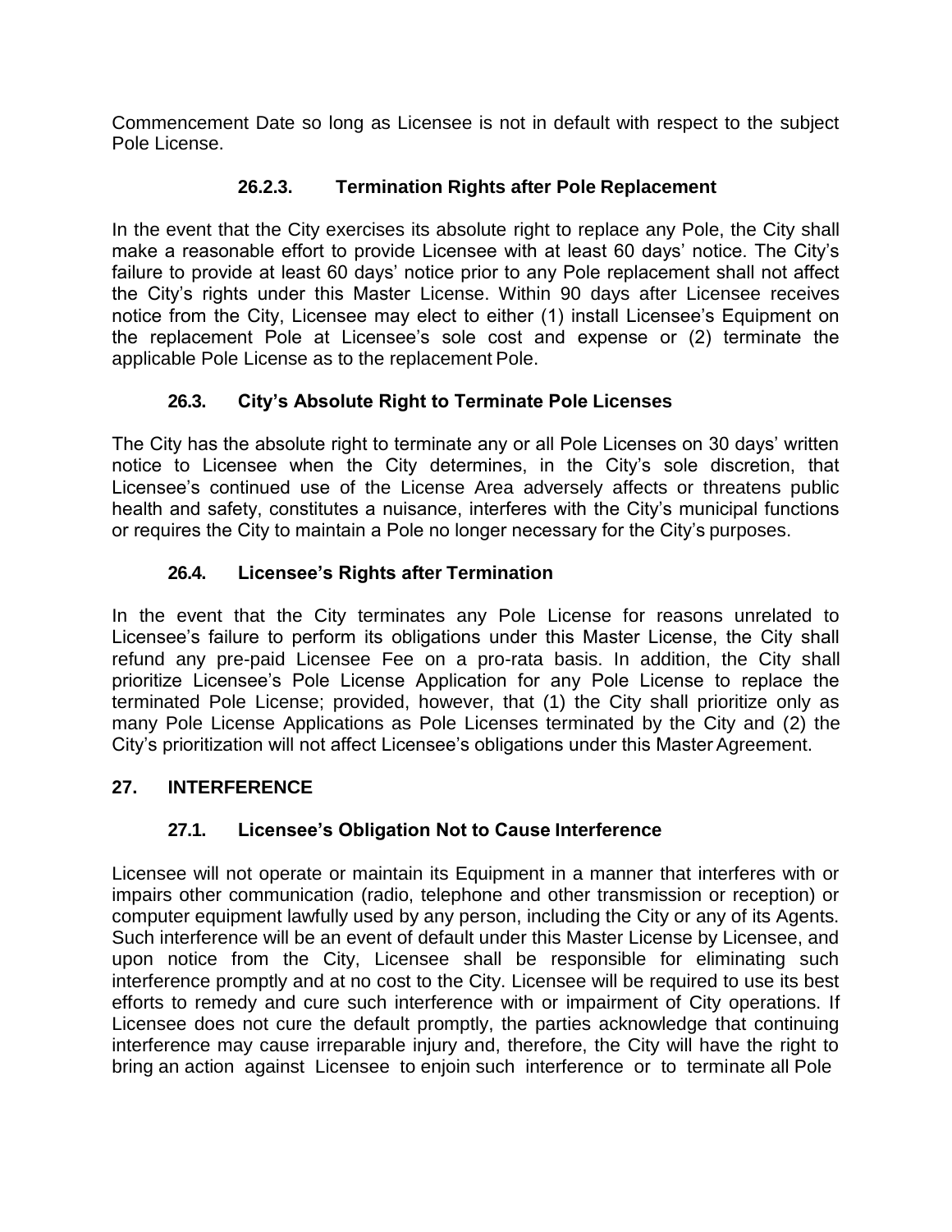Commencement Date so long as Licensee is not in default with respect to the subject Pole License.

#### 26.2.3. Termination Rights after Pole Replacement

In the event that the City exercises its absolute right to replace any Pole, the City shall make a reasonable effort to provide Licensee with at least 60 days' notice. The City's failure to provide at least 60 days' notice prior to any Pole replacement shall not affect the City's rights under this Master License. Within 90 days after Licensee receives notice from the City, Licensee may elect to either (1) install Licensee's Equipment on the replacement Pole at Licensee's sole cost and expense or (2) terminate the applicable Pole License as to the replacement Pole.

### 26.3. City's Absolute Right to Terminate Pole Licenses

The City has the absolute right to terminate any or all Pole Licenses on 30 days' written notice to Licensee when the City determines, in the City's sole discretion, that Licensee's continued use of the License Area adversely affects or threatens public health and safety, constitutes a nuisance, interferes with the City's municipal functions or requires the City to maintain a Pole no longer necessary for the City's purposes.

### 26.4. Licensee's Rights after Termination

In the event that the City terminates any Pole License for reasons unrelated to Licensee's failure to perform its obligations under this Master License, the City shall refund any pre-paid Licensee Fee on a pro-rata basis. In addition, the City shall prioritize Licensee's Pole License Application for any Pole License to replace the terminated Pole License; provided, however, that (1) the City shall prioritize only as many Pole License Applications as Pole Licenses terminated by the City and (2) the City's prioritization will not affect Licensee's obligations under this Master Agreement.

## 27. INTERFERENCE

### 27.1. Licensee's Obligation Not to Cause Interference

Licensee will not operate or maintain its Equipment in a manner that interferes with or impairs other communication (radio, telephone and other transmission or reception) or computer equipment lawfully used by any person, including the City or any of its Agents. Such interference will be an event of default under this Master License by Licensee, and upon notice from the City, Licensee shall be responsible for eliminating such interference promptly and at no cost to the City. Licensee will be required to use its best efforts to remedy and cure such interference with or impairment of City operations. If Licensee does not cure the default promptly, the parties acknowledge that continuing interference may cause irreparable injury and, therefore, the City will have the right to bring an action against Licensee to enjoin such interference or to terminate all Pole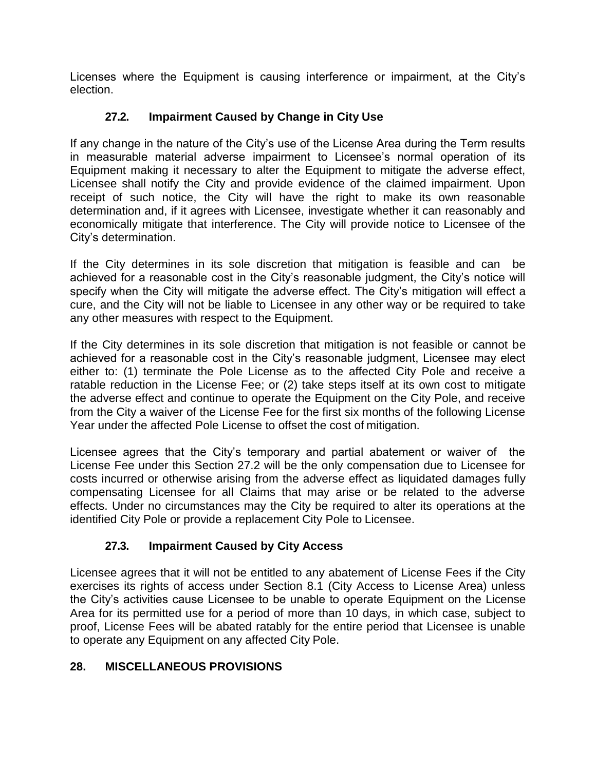Licenses where the Equipment is causing interference or impairment, at the City's election.

### 27.2. Impairment Caused by Change in City Use

If any change in the nature of the City's use of the License Area during the Term results in measurable material adverse impairment to Licensee's normal operation of its Equipment making it necessary to alter the Equipment to mitigate the adverse effect, Licensee shall notify the City and provide evidence of the claimed impairment. Upon receipt of such notice, the City will have the right to make its own reasonable determination and, if it agrees with Licensee, investigate whether it can reasonably and economically mitigate that interference. The City will provide notice to Licensee of the City's determination.

If the City determines in its sole discretion that mitigation is feasible and can be achieved for a reasonable cost in the City's reasonable judgment, the City's notice will specify when the City will mitigate the adverse effect. The City's mitigation will effect a cure, and the City will not be liable to Licensee in any other way or be required to take any other measures with respect to the Equipment.

If the City determines in its sole discretion that mitigation is not feasible or cannot be achieved for a reasonable cost in the City's reasonable judgment, Licensee may elect either to: (1) terminate the Pole License as to the affected City Pole and receive a ratable reduction in the License Fee; or (2) take steps itself at its own cost to mitigate the adverse effect and continue to operate the Equipment on the City Pole, and receive from the City a waiver of the License Fee for the first six months of the following License Year under the affected Pole License to offset the cost of mitigation.

Licensee agrees that the City's temporary and partial abatement or waiver of the License Fee under this Section 27.2 will be the only compensation due to Licensee for costs incurred or otherwise arising from the adverse effect as liquidated damages fully compensating Licensee for all Claims that may arise or be related to the adverse effects. Under no circumstances may the City be required to alter its operations at the identified City Pole or provide a replacement City Pole to Licensee.

### 27.3. Impairment Caused by City Access

Licensee agrees that it will not be entitled to any abatement of License Fees if the City exercises its rights of access under Section 8.1 (City Access to License Area) unless the City's activities cause Licensee to be unable to operate Equipment on the License Area for its permitted use for a period of more than 10 days, in which case, subject to proof, License Fees will be abated ratably for the entire period that Licensee is unable to operate any Equipment on any affected City Pole.

## 28. MISCELLANEOUS PROVISIONS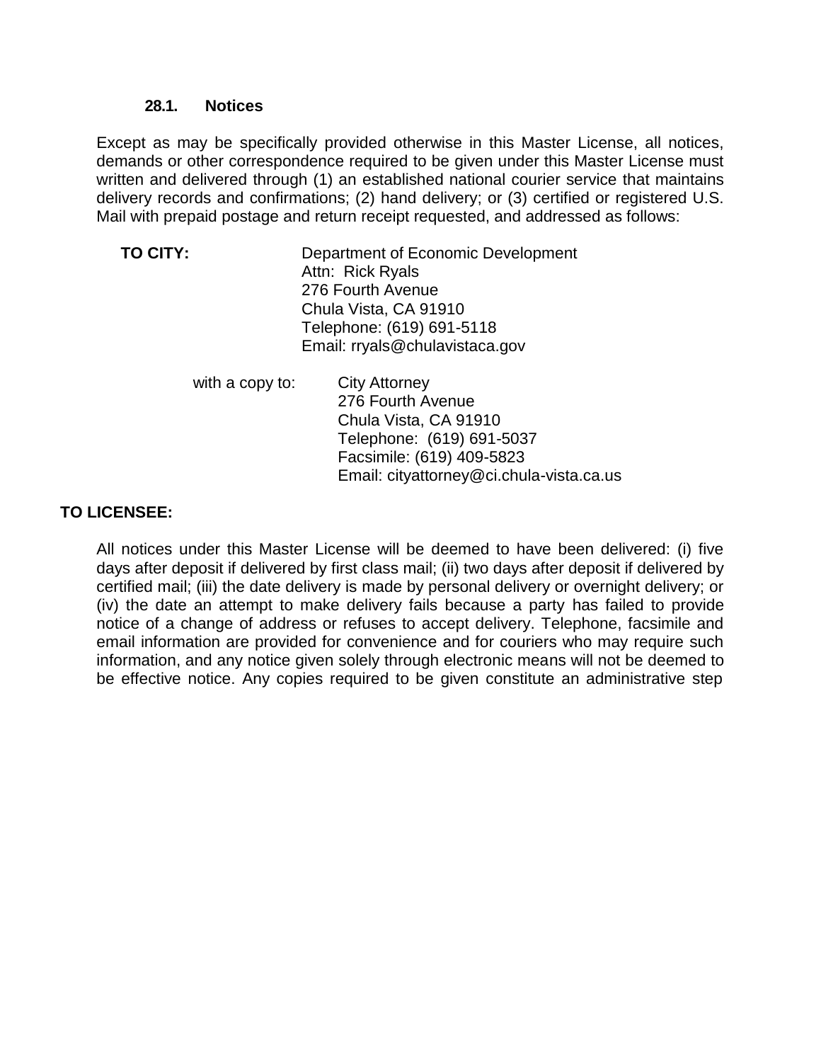### 28.1. Notices

Except as may be specifically provided otherwise in this Master License, all notices, demands or other correspondence required to be given under this Master License must written and delivered through (1) an established national courier service that maintains delivery records and confirmations; (2) hand delivery; or (3) certified or registered U.S. Mail with prepaid postage and return receipt requested, and addressed as follows:

**TO CITY:**

Department of Economic Development
Attn: Rick Ryals
276 Fourth Avenue
Chula Vista, CA 91910
Telephone: (619) 691-5118
Email: rryals@chulavistaca.gov

with a copy to:

City Attorney
276 Fourth Avenue
Chula Vista, CA 91910
Telephone: (619) 691-5037
Facsimile: (619) 409-5823
Email: cityattorney@ci.chula-vista.ca.us

**TO LICENSEE:**

All notices under this Master License will be deemed to have been delivered: (i) five days after deposit if delivered by first class mail; (ii) two days after deposit if delivered by certified mail; (iii) the date delivery is made by personal delivery or overnight delivery; or (iv) the date an attempt to make delivery fails because a party has failed to provide notice of a change of address or refuses to accept delivery. Telephone, facsimile and email information are provided for convenience and for couriers who may require such information, and any notice given solely through electronic means will not be deemed to be effective notice. Any copies required to be given constitute an administrative step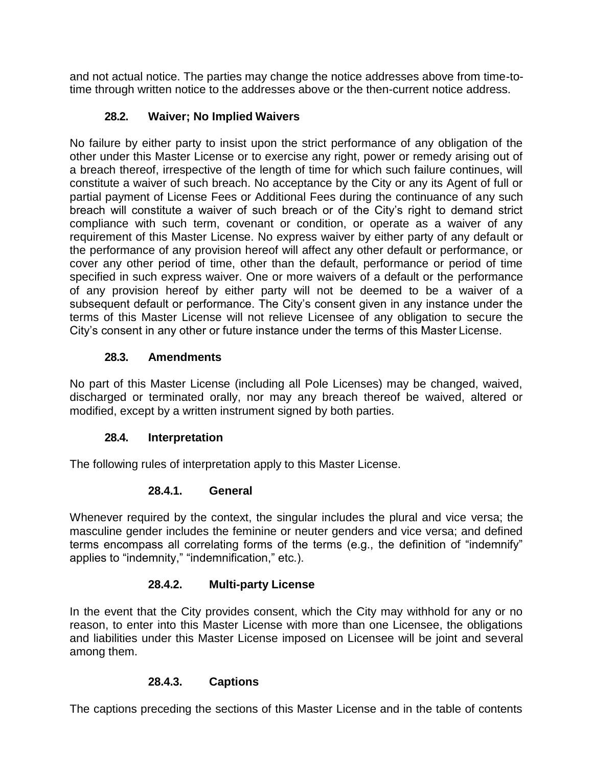and not actual notice. The parties may change the notice addresses above from time-to-time through written notice to the addresses above or the then-current notice address.

### 28.2. Waiver; No Implied Waivers

No failure by either party to insist upon the strict performance of any obligation of the other under this Master License or to exercise any right, power or remedy arising out of a breach thereof, irrespective of the length of time for which such failure continues, will constitute a waiver of such breach. No acceptance by the City or any its Agent of full or partial payment of License Fees or Additional Fees during the continuance of any such breach will constitute a waiver of such breach or of the City's right to demand strict compliance with such term, covenant or condition, or operate as a waiver of any requirement of this Master License. No express waiver by either party of any default or the performance of any provision hereof will affect any other default or performance, or cover any other period of time, other than the default, performance or period of time specified in such express waiver. One or more waivers of a default or the performance of any provision hereof by either party will not be deemed to be a waiver of a subsequent default or performance. The City's consent given in any instance under the terms of this Master License will not relieve Licensee of any obligation to secure the City's consent in any other or future instance under the terms of this Master License.

### 28.3. Amendments

No part of this Master License (including all Pole Licenses) may be changed, waived, discharged or terminated orally, nor may any breach thereof be waived, altered or modified, except by a written instrument signed by both parties.

### 28.4. Interpretation

The following rules of interpretation apply to this Master License.

#### 28.4.1. General

Whenever required by the context, the singular includes the plural and vice versa; the masculine gender includes the feminine or neuter genders and vice versa; and defined terms encompass all correlating forms of the terms (e.g., the definition of "indemnify" applies to "indemnity," "indemnification," etc.).

#### 28.4.2. Multi-party License

In the event that the City provides consent, which the City may withhold for any or no reason, to enter into this Master License with more than one Licensee, the obligations and liabilities under this Master License imposed on Licensee will be joint and several among them.

#### 28.4.3. Captions

The captions preceding the sections of this Master License and in the table of contents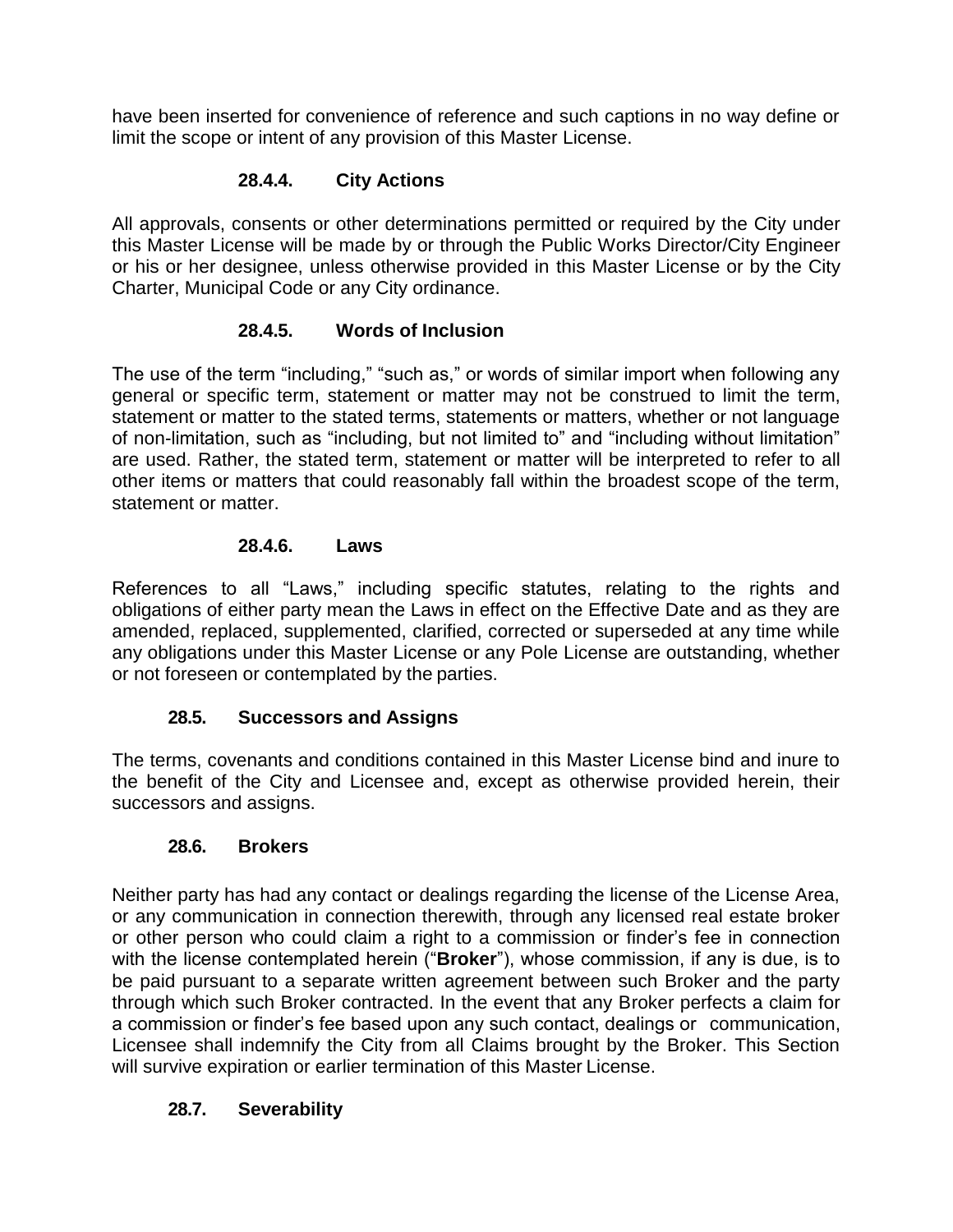have been inserted for convenience of reference and such captions in no way define or limit the scope or intent of any provision of this Master License.

#### 28.4.4. City Actions

All approvals, consents or other determinations permitted or required by the City under this Master License will be made by or through the Public Works Director/City Engineer or his or her designee, unless otherwise provided in this Master License or by the City Charter, Municipal Code or any City ordinance.

#### 28.4.5. Words of Inclusion

The use of the term "including," "such as," or words of similar import when following any general or specific term, statement or matter may not be construed to limit the term, statement or matter to the stated terms, statements or matters, whether or not language of non-limitation, such as "including, but not limited to" and "including without limitation" are used. Rather, the stated term, statement or matter will be interpreted to refer to all other items or matters that could reasonably fall within the broadest scope of the term, statement or matter.

#### 28.4.6. Laws

References to all "Laws," including specific statutes, relating to the rights and obligations of either party mean the Laws in effect on the Effective Date and as they are amended, replaced, supplemented, clarified, corrected or superseded at any time while any obligations under this Master License or any Pole License are outstanding, whether or not foreseen or contemplated by the parties.

### 28.5. Successors and Assigns

The terms, covenants and conditions contained in this Master License bind and inure to the benefit of the City and Licensee and, except as otherwise provided herein, their successors and assigns.

### 28.6. Brokers

Neither party has had any contact or dealings regarding the license of the License Area, or any communication in connection therewith, through any licensed real estate broker or other person who could claim a right to a commission or finder's fee in connection with the license contemplated herein ("**Broker**"), whose commission, if any is due, is to be paid pursuant to a separate written agreement between such Broker and the party through which such Broker contracted. In the event that any Broker perfects a claim for a commission or finder's fee based upon any such contact, dealings or communication, Licensee shall indemnify the City from all Claims brought by the Broker. This Section will survive expiration or earlier termination of this Master License.

### 28.7. Severability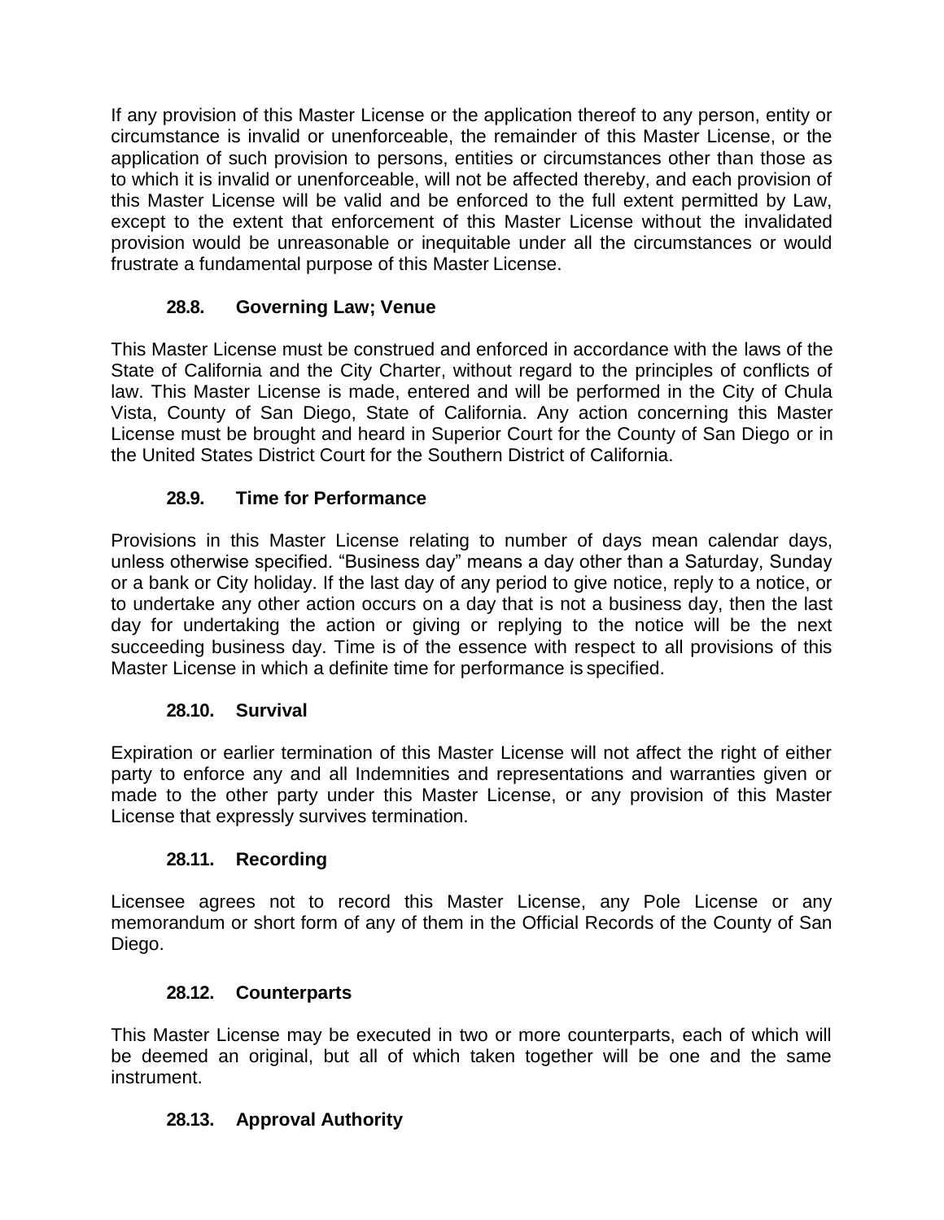If any provision of this Master License or the application thereof to any person, entity or circumstance is invalid or unenforceable, the remainder of this Master License, or the application of such provision to persons, entities or circumstances other than those as to which it is invalid or unenforceable, will not be affected thereby, and each provision of this Master License will be valid and be enforced to the full extent permitted by Law, except to the extent that enforcement of this Master License without the invalidated provision would be unreasonable or inequitable under all the circumstances or would frustrate a fundamental purpose of this Master License.

### 28.8. Governing Law; Venue

This Master License must be construed and enforced in accordance with the laws of the State of California and the City Charter, without regard to the principles of conflicts of law. This Master License is made, entered and will be performed in the City of Chula Vista, County of San Diego, State of California. Any action concerning this Master License must be brought and heard in Superior Court for the County of San Diego or in the United States District Court for the Southern District of California.

### 28.9. Time for Performance

Provisions in this Master License relating to number of days mean calendar days, unless otherwise specified. "Business day" means a day other than a Saturday, Sunday or a bank or City holiday. If the last day of any period to give notice, reply to a notice, or to undertake any other action occurs on a day that is not a business day, then the last day for undertaking the action or giving or replying to the notice will be the next succeeding business day. Time is of the essence with respect to all provisions of this Master License in which a definite time for performance is specified.

### 28.10. Survival

Expiration or earlier termination of this Master License will not affect the right of either party to enforce any and all Indemnities and representations and warranties given or made to the other party under this Master License, or any provision of this Master License that expressly survives termination.

### 28.11. Recording

Licensee agrees not to record this Master License, any Pole License or any memorandum or short form of any of them in the Official Records of the County of San Diego.

### 28.12. Counterparts

This Master License may be executed in two or more counterparts, each of which will be deemed an original, but all of which taken together will be one and the same instrument.

### 28.13. Approval Authority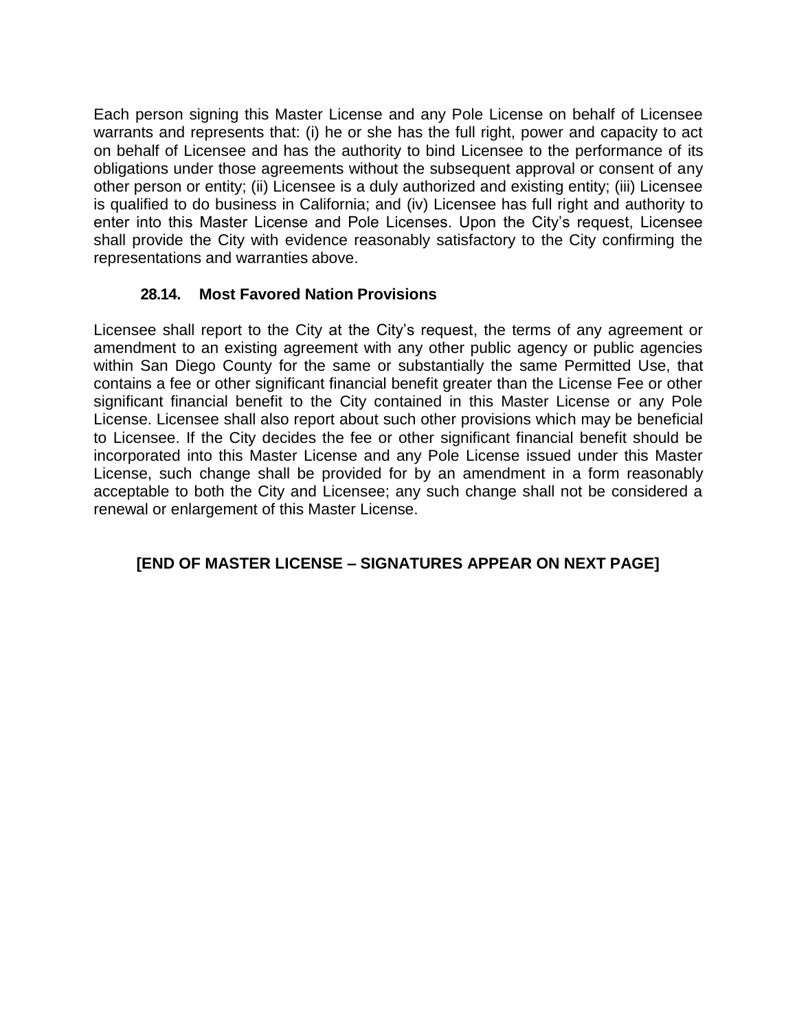Each person signing this Master License and any Pole License on behalf of Licensee warrants and represents that: (i) he or she has the full right, power and capacity to act on behalf of Licensee and has the authority to bind Licensee to the performance of its obligations under those agreements without the subsequent approval or consent of any other person or entity; (ii) Licensee is a duly authorized and existing entity; (iii) Licensee is qualified to do business in California; and (iv) Licensee has full right and authority to enter into this Master License and Pole Licenses. Upon the City's request, Licensee shall provide the City with evidence reasonably satisfactory to the City confirming the representations and warranties above.

### 28.14. Most Favored Nation Provisions

Licensee shall report to the City at the City's request, the terms of any agreement or amendment to an existing agreement with any other public agency or public agencies within San Diego County for the same or substantially the same Permitted Use, that contains a fee or other significant financial benefit greater than the License Fee or other significant financial benefit to the City contained in this Master License or any Pole License. Licensee shall also report about such other provisions which may be beneficial to Licensee. If the City decides the fee or other significant financial benefit should be incorporated into this Master License and any Pole License issued under this Master License, such change shall be provided for by an amendment in a form reasonably acceptable to both the City and Licensee; any such change shall not be considered a renewal or enlargement of this Master License.

**[END OF MASTER LICENSE – SIGNATURES APPEAR ON NEXT PAGE]**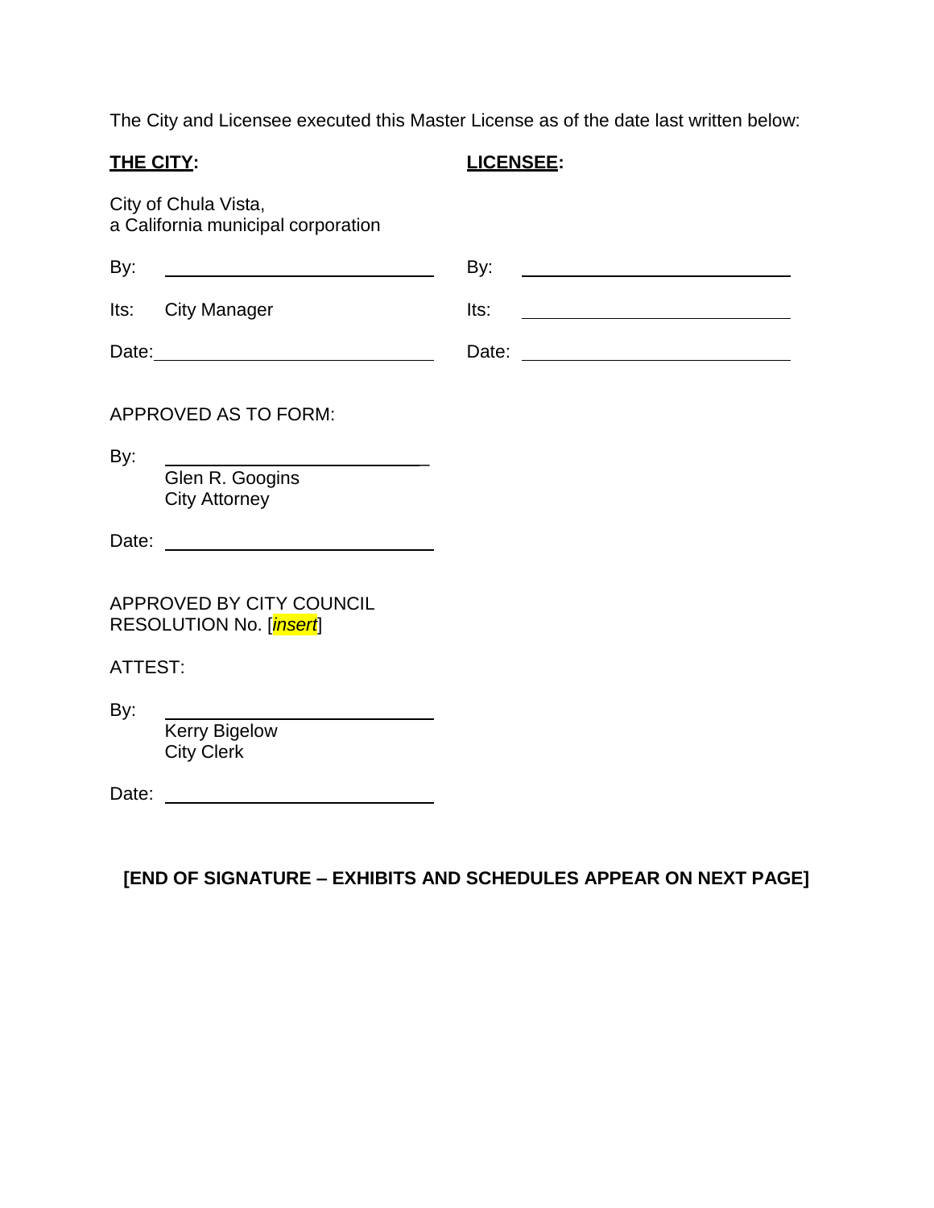The City and Licensee executed this Master License as of the date last written below:

| **THE CITY:** | **LICENSEE:** |
| --- | --- |
| City of Chula Vista, a California municipal corporation | |
| By: ____________________________ | By: ____________________________ |
| Its: City Manager | Its: ____________________________ |
| Date: ____________________________ | Date: ____________________________ |

APPROVED AS TO FORM:

By: ____________________________
Glen R. Googins
City Attorney

Date: ____________________________

APPROVED BY CITY COUNCIL
RESOLUTION No. [*insert*]

ATTEST:

By: ____________________________
Kerry Bigelow
City Clerk

Date: ____________________________

**[END OF SIGNATURE – EXHIBITS AND SCHEDULES APPEAR ON NEXT PAGE]**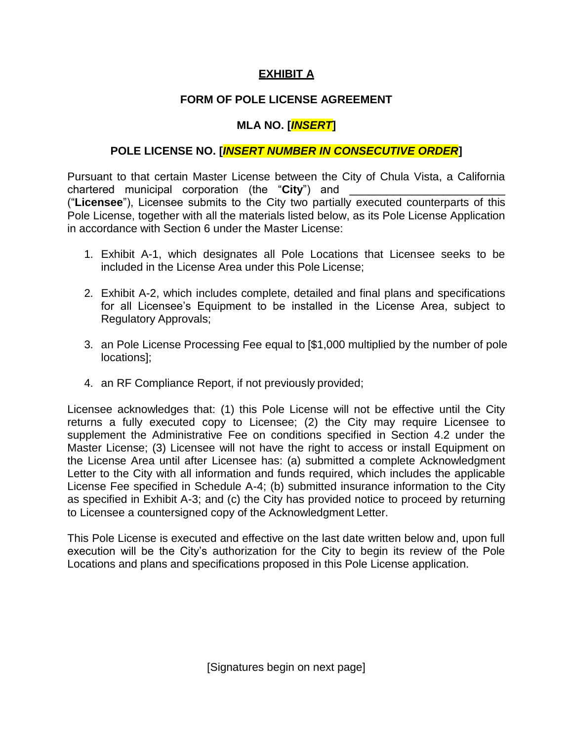# EXHIBIT A

## FORM OF POLE LICENSE AGREEMENT

## MLA NO. [*INSERT*]

## POLE LICENSE NO. [*INSERT NUMBER IN CONSECUTIVE ORDER*]

Pursuant to that certain Master License between the City of Chula Vista, a California chartered municipal corporation (the "**City**") and ________________________ ("**Licensee**"), Licensee submits to the City two partially executed counterparts of this Pole License, together with all the materials listed below, as its Pole License Application in accordance with Section 6 under the Master License:

1. Exhibit A-1, which designates all Pole Locations that Licensee seeks to be included in the License Area under this Pole License;
2. Exhibit A-2, which includes complete, detailed and final plans and specifications for all Licensee's Equipment to be installed in the License Area, subject to Regulatory Approvals;
3. an Pole License Processing Fee equal to [$1,000 multiplied by the number of pole locations];
4. an RF Compliance Report, if not previously provided;

Licensee acknowledges that: (1) this Pole License will not be effective until the City returns a fully executed copy to Licensee; (2) the City may require Licensee to supplement the Administrative Fee on conditions specified in Section 4.2 under the Master License; (3) Licensee will not have the right to access or install Equipment on the License Area until after Licensee has: (a) submitted a complete Acknowledgment Letter to the City with all information and funds required, which includes the applicable License Fee specified in Schedule A-4; (b) submitted insurance information to the City as specified in Exhibit A-3; and (c) the City has provided notice to proceed by returning to Licensee a countersigned copy of the Acknowledgment Letter.

This Pole License is executed and effective on the last date written below and, upon full execution will be the City's authorization for the City to begin its review of the Pole Locations and plans and specifications proposed in this Pole License application.

[Signatures begin on next page]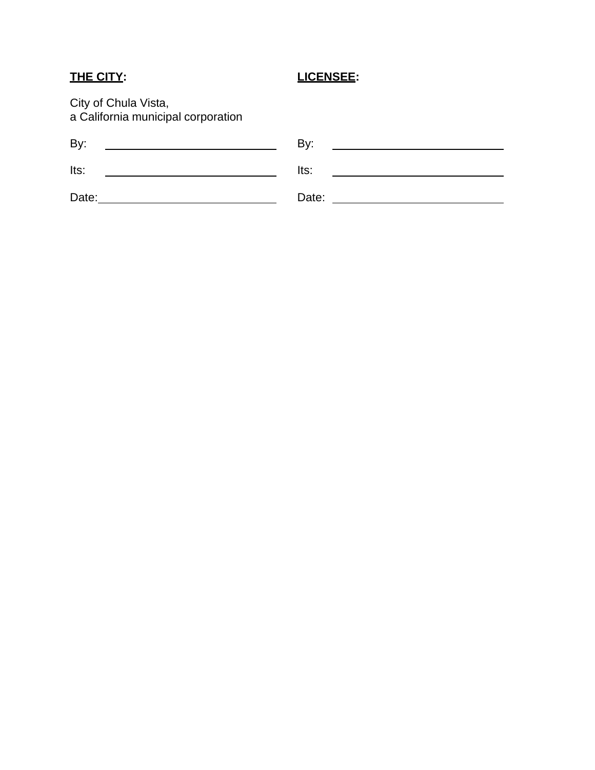| **<u>THE CITY</u>:** | **<u>LICENSEE</u>:** |
|---|---|
| City of Chula Vista,<br>a California municipal corporation | |
| By: ______________________ | By: ______________________ |
| Its: ______________________ | Its: ______________________ |
| Date: ______________________ | Date: ______________________ |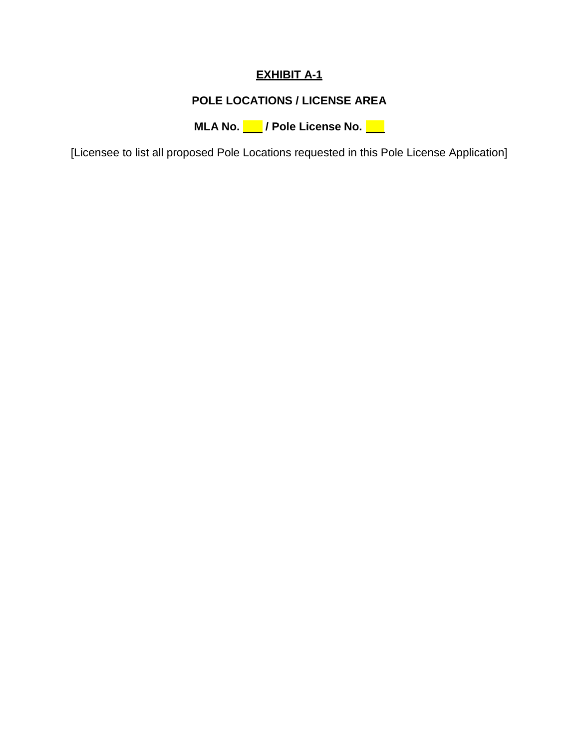# **EXHIBIT A-1**

## **POLE LOCATIONS / LICENSE AREA**

**MLA No. ___ / Pole License No. ___**

[Licensee to list all proposed Pole Locations requested in this Pole License Application]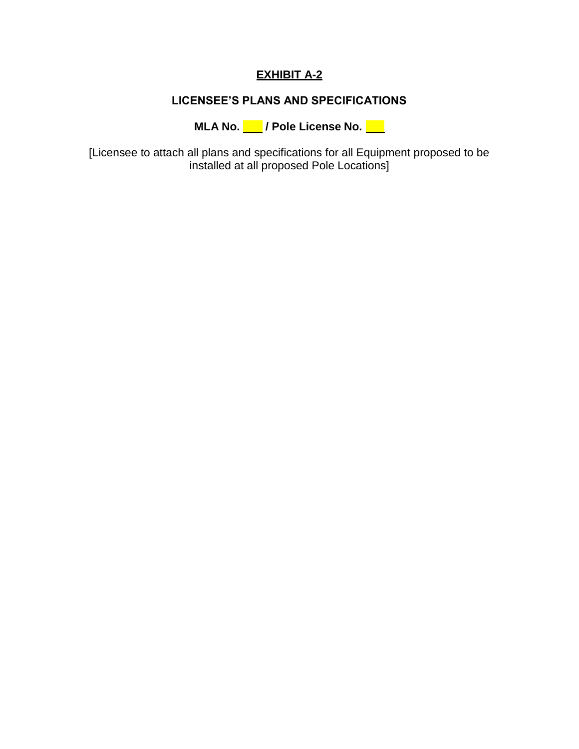# EXHIBIT A-2

## LICENSEE'S PLANS AND SPECIFICATIONS

**MLA No. ___ / Pole License No. ___**

[Licensee to attach all plans and specifications for all Equipment proposed to be installed at all proposed Pole Locations]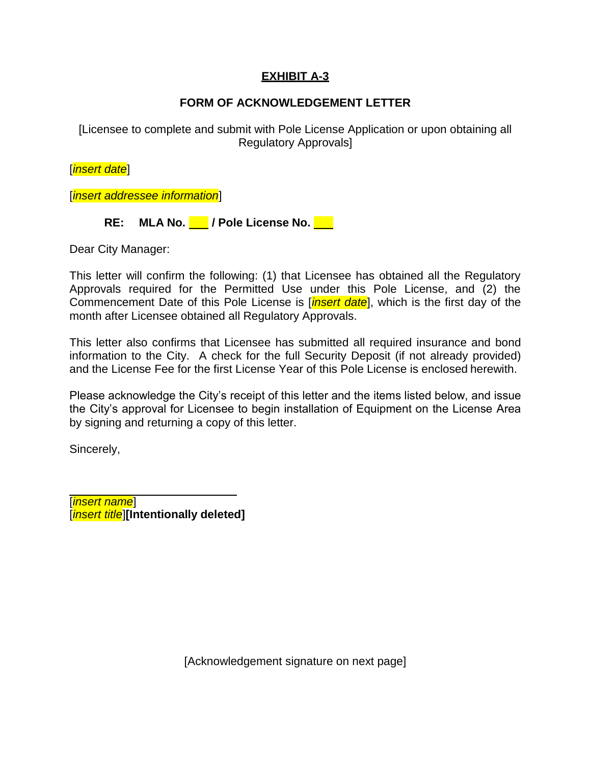**EXHIBIT A-3**

**FORM OF ACKNOWLEDGEMENT LETTER**

[Licensee to complete and submit with Pole License Application or upon obtaining all Regulatory Approvals]

[*insert date*]

[*insert addressee information*]

**RE: MLA No. \_\_\_ / Pole License No. \_\_\_**

Dear City Manager:

This letter will confirm the following: (1) that Licensee has obtained all the Regulatory Approvals required for the Permitted Use under this Pole License, and (2) the Commencement Date of this Pole License is [*insert date*], which is the first day of the month after Licensee obtained all Regulatory Approvals.

This letter also confirms that Licensee has submitted all required insurance and bond information to the City. A check for the full Security Deposit (if not already provided) and the License Fee for the first License Year of this Pole License is enclosed herewith.

Please acknowledge the City's receipt of this letter and the items listed below, and issue the City's approval for Licensee to begin installation of Equipment on the License Area by signing and returning a copy of this letter.

Sincerely,

\_\_\_\_\_\_\_\_\_\_\_\_\_\_\_\_\_\_\_\_\_\_\_\_\_\_\_\_
[*insert name*]
[*insert title*]**[Intentionally deleted]**

[Acknowledgement signature on next page]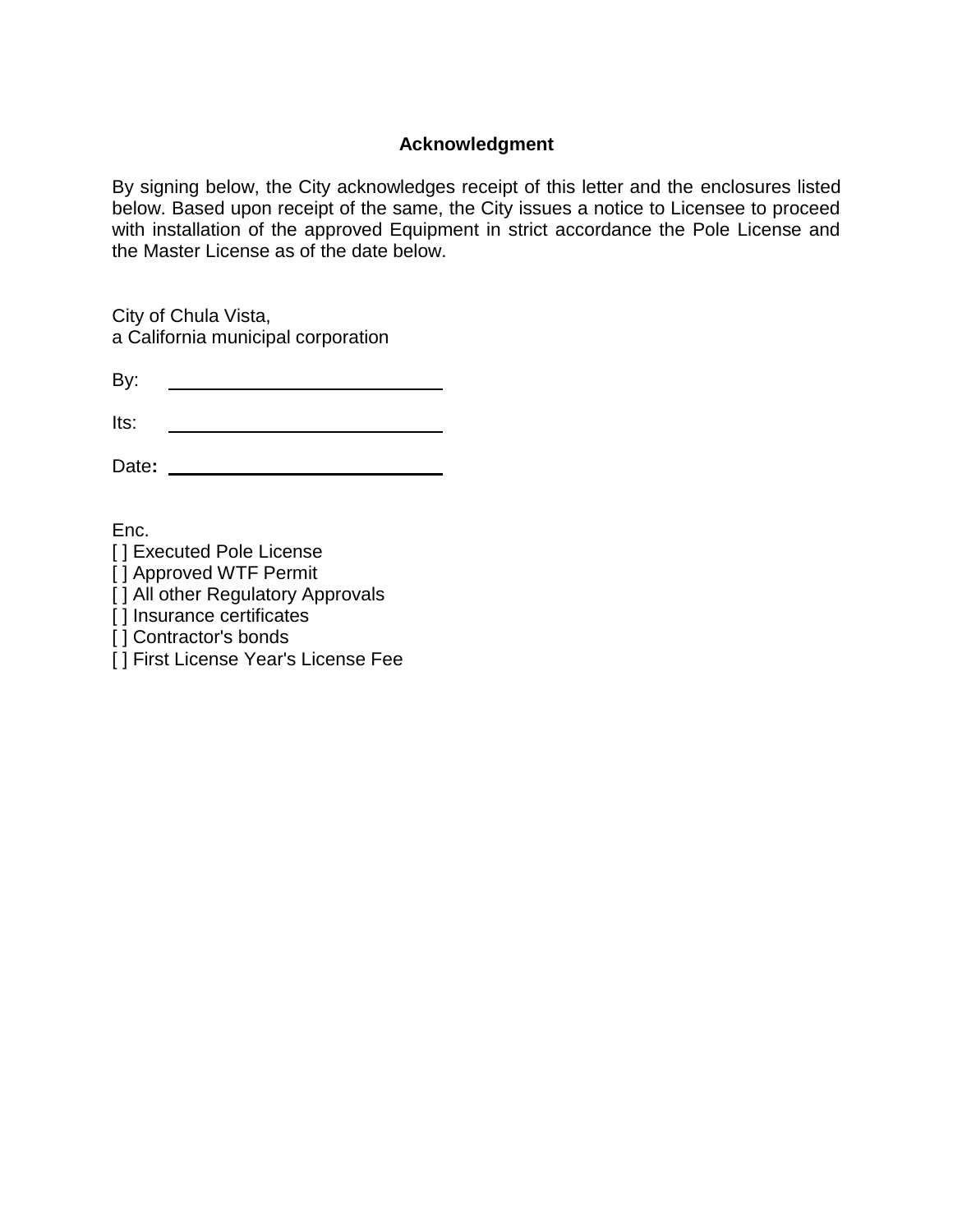## Acknowledgment

By signing below, the City acknowledges receipt of this letter and the enclosures listed below. Based upon receipt of the same, the City issues a notice to Licensee to proceed with installation of the approved Equipment in strict accordance the Pole License and the Master License as of the date below.

City of Chula Vista,
a California municipal corporation

By: ____________________________

Its: ____________________________

Date: ____________________________

Enc.
[ ] Executed Pole License
[ ] Approved WTF Permit
[ ] All other Regulatory Approvals
[ ] Insurance certificates
[ ] Contractor's bonds
[ ] First License Year's License Fee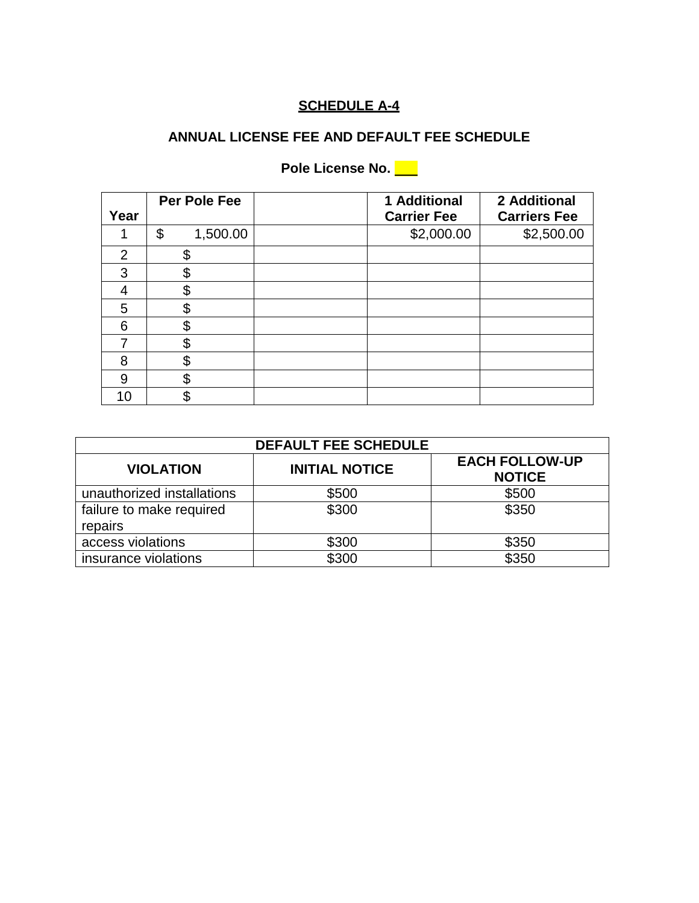## SCHEDULE A-4

### ANNUAL LICENSE FEE AND DEFAULT FEE SCHEDULE

**Pole License No. ___**

| Year | Per Pole Fee | | 1 Additional Carrier Fee | 2 Additional Carriers Fee |
|---|---|---|---|---|
| 1 | $ 1,500.00 | | $2,000.00 | $2,500.00 |
| 2 | $ | | | |
| 3 | $ | | | |
| 4 | $ | | | |
| 5 | $ | | | |
| 6 | $ | | | |
| 7 | $ | | | |
| 8 | $ | | | |
| 9 | $ | | | |
| 10 | $ | | | |

| DEFAULT FEE SCHEDULE | | |
|---|---|---|
| **VIOLATION** | **INITIAL NOTICE** | **EACH FOLLOW-UP NOTICE** |
| unauthorized installations | $500 | $500 |
| failure to make required repairs | $300 | $350 |
| access violations | $300 | $350 |
| insurance violations | $300 | $350 |